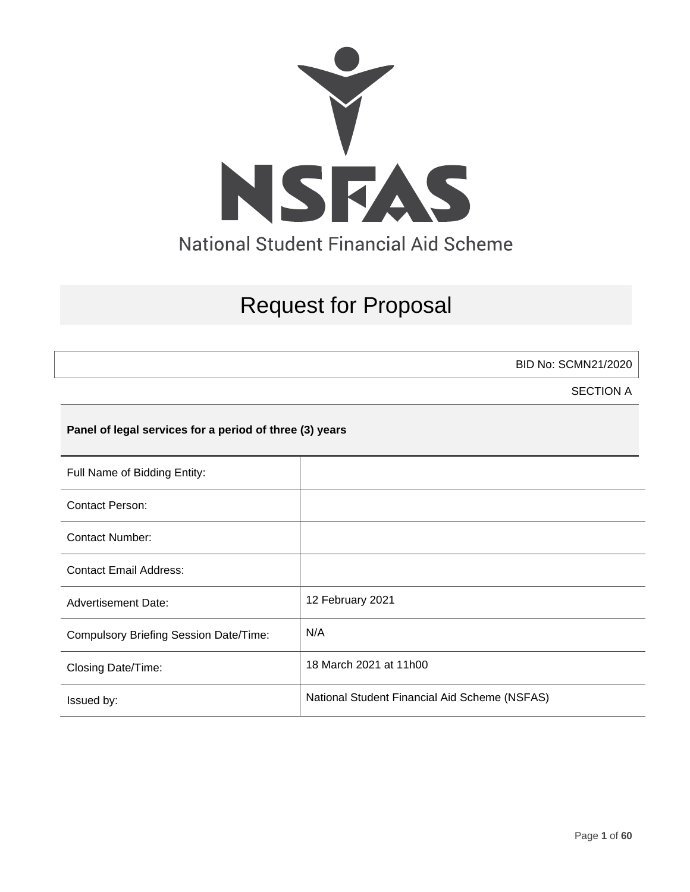NSFAS

National Student Financial Aid Scheme

# Request for Proposal

BID No: SCMN21/2020

SECTION A

**Panel of legal services for a period of three (3) years**

| | |
|---|---|
| Full Name of Bidding Entity: | |
| Contact Person: | |
| Contact Number: | |
| Contact Email Address: | |
| Advertisement Date: | 12 February 2021 |
| Compulsory Briefing Session Date/Time: | N/A |
| Closing Date/Time: | 18 March 2021 at 11h00 |
| Issued by: | National Student Financial Aid Scheme (NSFAS) |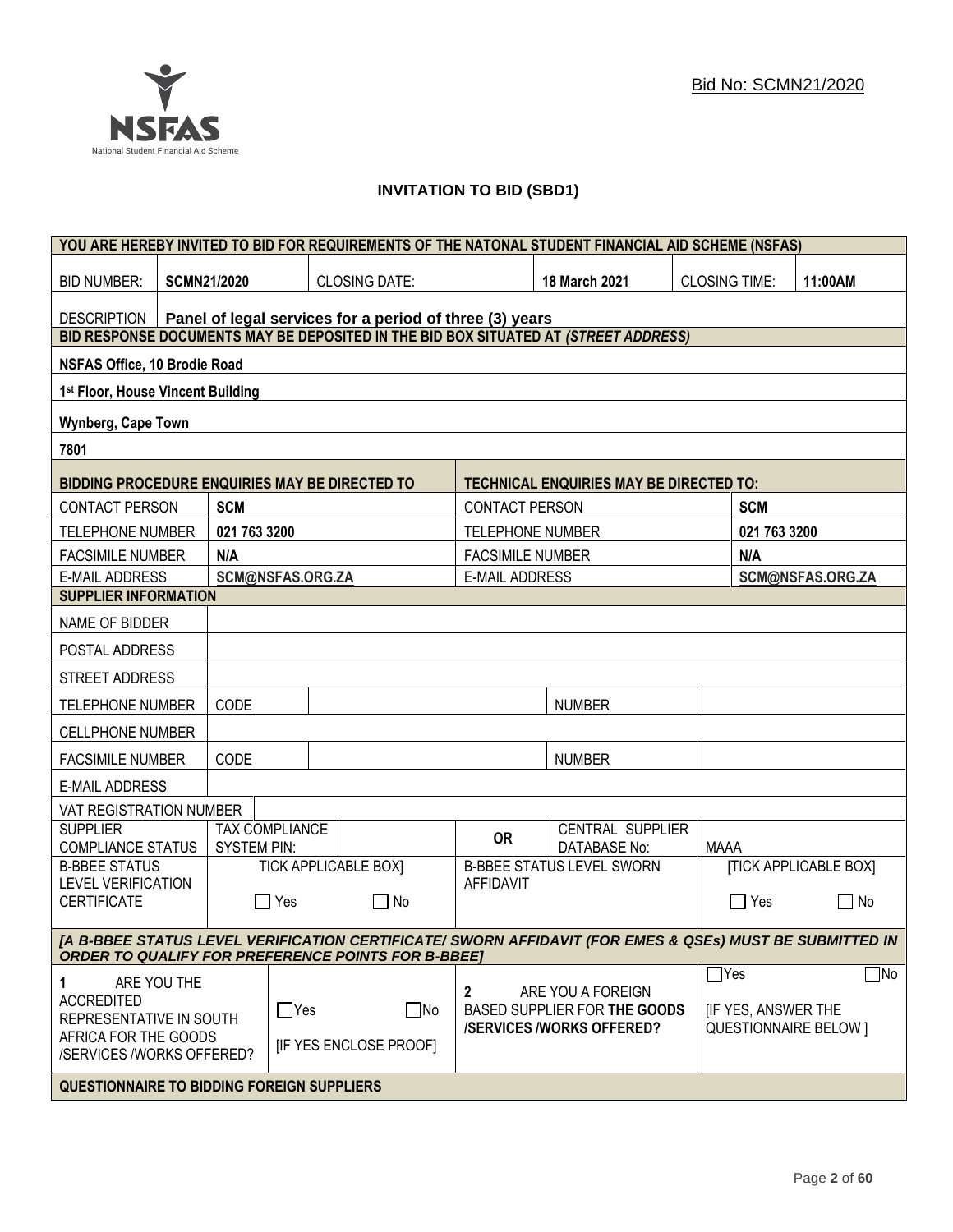Bid No: SCMN21/2020

# INVITATION TO BID (SBD1)

| YOU ARE HEREBY INVITED TO BID FOR REQUIREMENTS OF THE NATONAL STUDENT FINANCIAL AID SCHEME (NSFAS) | | | | | | |
|---|---|---|---|---|---|---|
| BID NUMBER: | **SCMN21/2020** | CLOSING DATE: | | **18 March 2021** | CLOSING TIME: | **11:00AM** |
| DESCRIPTION | **Panel of legal services for a period of three (3) years** | | | | | |

| BID RESPONSE DOCUMENTS MAY BE DEPOSITED IN THE BID BOX SITUATED AT *(STREET ADDRESS)* |
|---|
| **NSFAS Office, 10 Brodie Road** |
| **1st Floor, House Vincent Building** |
| **Wynberg, Cape Town** |
| **7801** |

| BIDDING PROCEDURE ENQUIRIES MAY BE DIRECTED TO | | TECHNICAL ENQUIRIES MAY BE DIRECTED TO: | |
|---|---|---|---|
| CONTACT PERSON | **SCM** | CONTACT PERSON | **SCM** |
| TELEPHONE NUMBER | **021 763 3200** | TELEPHONE NUMBER | **021 763 3200** |
| FACSIMILE NUMBER | **N/A** | FACSIMILE NUMBER | **N/A** |
| E-MAIL ADDRESS | **SCM@NSFAS.ORG.ZA** | E-MAIL ADDRESS | **SCM@NSFAS.ORG.ZA** |

| SUPPLIER INFORMATION | | | | | | |
|---|---|---|---|---|---|---|
| NAME OF BIDDER | | | | | | |
| POSTAL ADDRESS | | | | | | |
| STREET ADDRESS | | | | | | |
| TELEPHONE NUMBER | CODE | | | NUMBER | | |
| CELLPHONE NUMBER | | | | | | |
| FACSIMILE NUMBER | CODE | | | NUMBER | | |
| E-MAIL ADDRESS | | | | | | |
| VAT REGISTRATION NUMBER | | | | | | |
| SUPPLIER COMPLIANCE STATUS | TAX COMPLIANCE SYSTEM PIN: | | **OR** | CENTRAL SUPPLIER DATABASE No: | MAAA | |
| B-BBEE STATUS LEVEL VERIFICATION CERTIFICATE | TICK APPLICABLE BOX] ☐ Yes ☐ No | | B-BBEE STATUS LEVEL SWORN AFFIDAVIT | | [TICK APPLICABLE BOX] ☐ Yes ☐ No | |

***[A B-BBEE STATUS LEVEL VERIFICATION CERTIFICATE/ SWORN AFFIDAVIT (FOR EMES & QSEs) MUST BE SUBMITTED IN ORDER TO QUALIFY FOR PREFERENCE POINTS FOR B-BBEE]***

| 1 ARE YOU THE ACCREDITED REPRESENTATIVE IN SOUTH AFRICA FOR THE GOODS /SERVICES /WORKS OFFERED? | ☐Yes ☐No [IF YES ENCLOSE PROOF] | 2 ARE YOU A FOREIGN BASED SUPPLIER FOR **THE GOODS /SERVICES /WORKS OFFERED?** | ☐Yes ☐No [IF YES, ANSWER THE QUESTIONNAIRE BELOW ] |
|---|---|---|---|

**QUESTIONNAIRE TO BIDDING FOREIGN SUPPLIERS**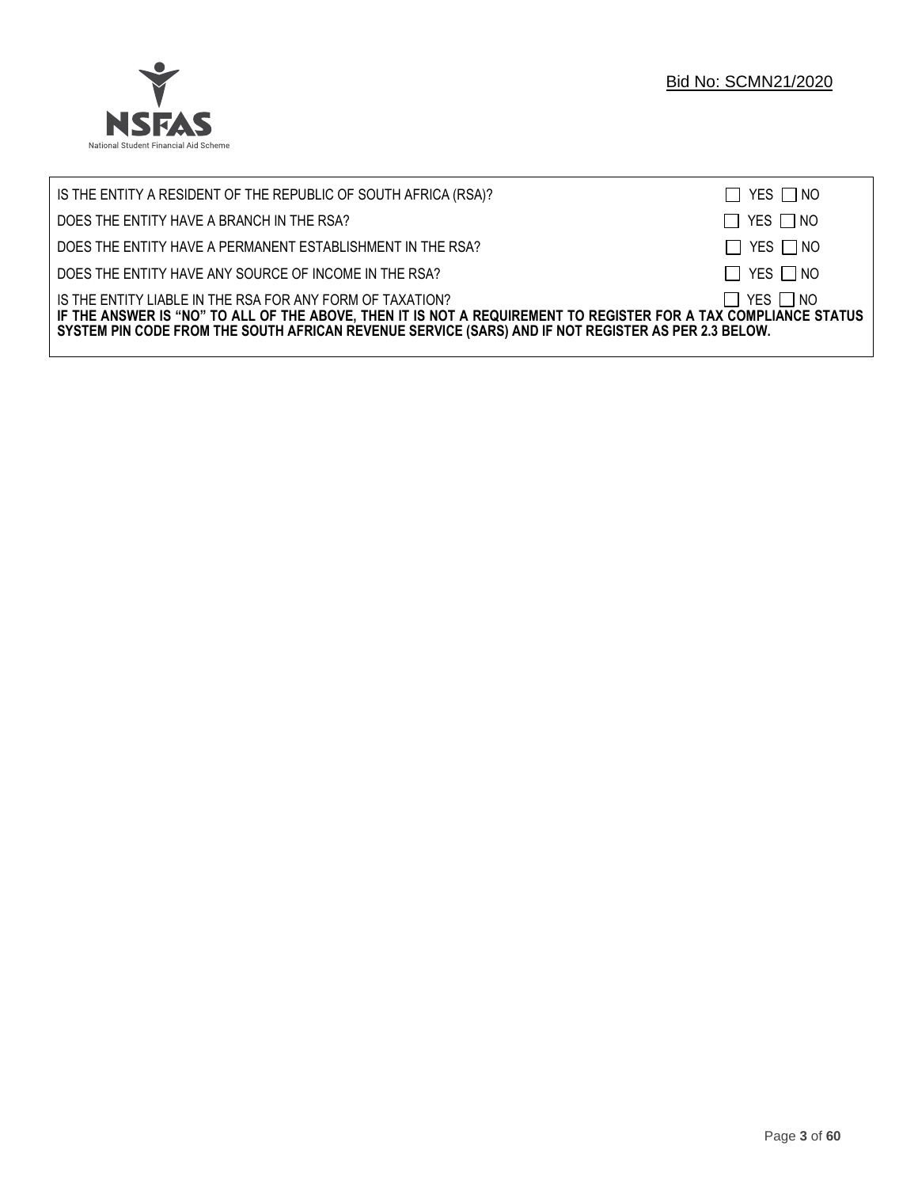IS THE ENTITY A RESIDENT OF THE REPUBLIC OF SOUTH AFRICA (RSA)? ☐ YES ☐ NO

DOES THE ENTITY HAVE A BRANCH IN THE RSA? ☐ YES ☐ NO

DOES THE ENTITY HAVE A PERMANENT ESTABLISHMENT IN THE RSA? ☐ YES ☐ NO

DOES THE ENTITY HAVE ANY SOURCE OF INCOME IN THE RSA? ☐ YES ☐ NO

IS THE ENTITY LIABLE IN THE RSA FOR ANY FORM OF TAXATION? ☐ YES ☐ NO

**IF THE ANSWER IS "NO" TO ALL OF THE ABOVE, THEN IT IS NOT A REQUIREMENT TO REGISTER FOR A TAX COMPLIANCE STATUS SYSTEM PIN CODE FROM THE SOUTH AFRICAN REVENUE SERVICE (SARS) AND IF NOT REGISTER AS PER 2.3 BELOW.**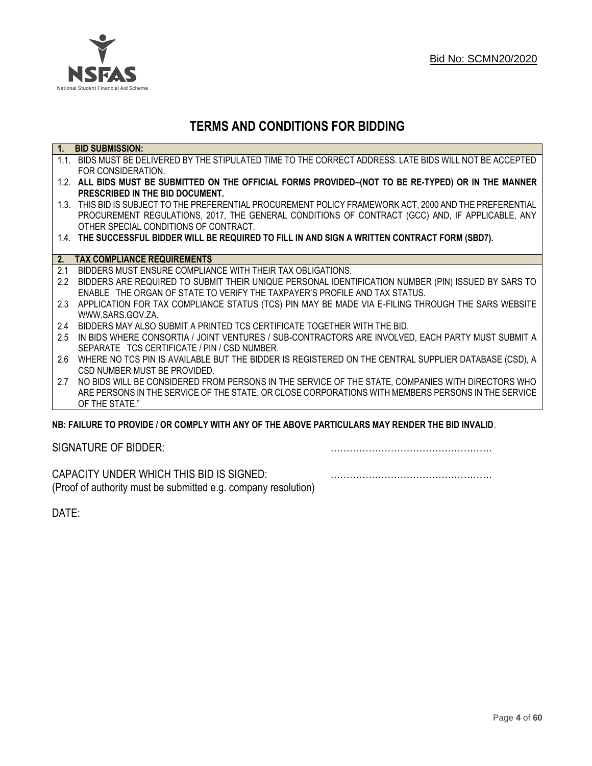Bid No: SCMN20/2020

# TERMS AND CONDITIONS FOR BIDDING

## 1. BID SUBMISSION:

1.1. BIDS MUST BE DELIVERED BY THE STIPULATED TIME TO THE CORRECT ADDRESS. LATE BIDS WILL NOT BE ACCEPTED FOR CONSIDERATION.

1.2. **ALL BIDS MUST BE SUBMITTED ON THE OFFICIAL FORMS PROVIDED–(NOT TO BE RE-TYPED) OR IN THE MANNER PRESCRIBED IN THE BID DOCUMENT.**

1.3. THIS BID IS SUBJECT TO THE PREFERENTIAL PROCUREMENT POLICY FRAMEWORK ACT, 2000 AND THE PREFERENTIAL PROCUREMENT REGULATIONS, 2017, THE GENERAL CONDITIONS OF CONTRACT (GCC) AND, IF APPLICABLE, ANY OTHER SPECIAL CONDITIONS OF CONTRACT.

1.4. **THE SUCCESSFUL BIDDER WILL BE REQUIRED TO FILL IN AND SIGN A WRITTEN CONTRACT FORM (SBD7).**

## 2. TAX COMPLIANCE REQUIREMENTS

2.1 BIDDERS MUST ENSURE COMPLIANCE WITH THEIR TAX OBLIGATIONS.

2.2 BIDDERS ARE REQUIRED TO SUBMIT THEIR UNIQUE PERSONAL IDENTIFICATION NUMBER (PIN) ISSUED BY SARS TO ENABLE THE ORGAN OF STATE TO VERIFY THE TAXPAYER'S PROFILE AND TAX STATUS.

2.3 APPLICATION FOR TAX COMPLIANCE STATUS (TCS) PIN MAY BE MADE VIA E-FILING THROUGH THE SARS WEBSITE WWW.SARS.GOV.ZA.

2.4 BIDDERS MAY ALSO SUBMIT A PRINTED TCS CERTIFICATE TOGETHER WITH THE BID.

2.5 IN BIDS WHERE CONSORTIA / JOINT VENTURES / SUB-CONTRACTORS ARE INVOLVED, EACH PARTY MUST SUBMIT A SEPARATE TCS CERTIFICATE / PIN / CSD NUMBER.

2.6 WHERE NO TCS PIN IS AVAILABLE BUT THE BIDDER IS REGISTERED ON THE CENTRAL SUPPLIER DATABASE (CSD), A CSD NUMBER MUST BE PROVIDED.

2.7 NO BIDS WILL BE CONSIDERED FROM PERSONS IN THE SERVICE OF THE STATE, COMPANIES WITH DIRECTORS WHO ARE PERSONS IN THE SERVICE OF THE STATE, OR CLOSE CORPORATIONS WITH MEMBERS PERSONS IN THE SERVICE OF THE STATE."

**NB: FAILURE TO PROVIDE / OR COMPLY WITH ANY OF THE ABOVE PARTICULARS MAY RENDER THE BID INVALID**.

SIGNATURE OF BIDDER: ……………………………………………

CAPACITY UNDER WHICH THIS BID IS SIGNED: ……………………………………………
(Proof of authority must be submitted e.g. company resolution)

DATE: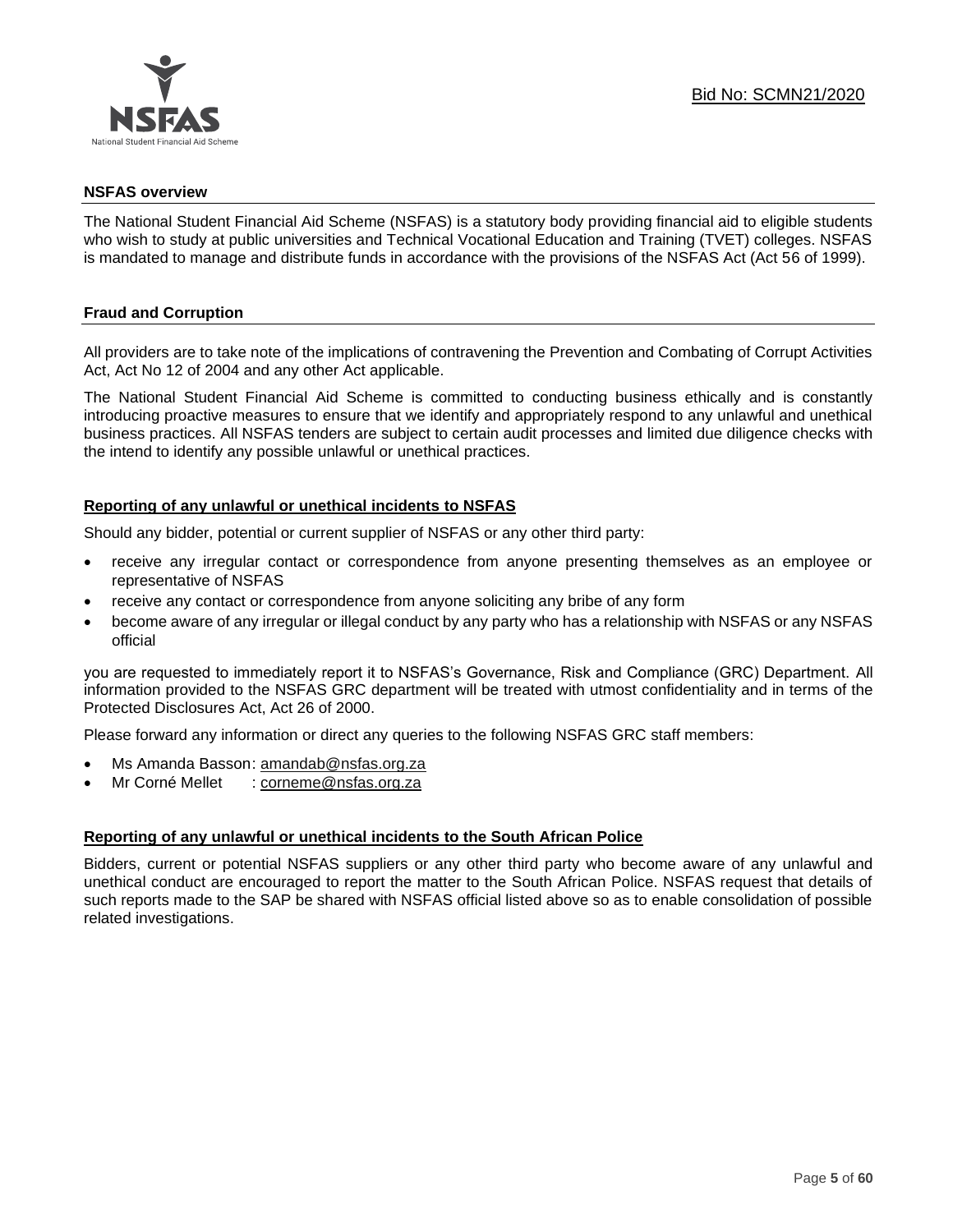## NSFAS overview

The National Student Financial Aid Scheme (NSFAS) is a statutory body providing financial aid to eligible students who wish to study at public universities and Technical Vocational Education and Training (TVET) colleges. NSFAS is mandated to manage and distribute funds in accordance with the provisions of the NSFAS Act (Act 56 of 1999).

## Fraud and Corruption

All providers are to take note of the implications of contravening the Prevention and Combating of Corrupt Activities Act, Act No 12 of 2004 and any other Act applicable.

The National Student Financial Aid Scheme is committed to conducting business ethically and is constantly introducing proactive measures to ensure that we identify and appropriately respond to any unlawful and unethical business practices. All NSFAS tenders are subject to certain audit processes and limited due diligence checks with the intend to identify any possible unlawful or unethical practices.

### Reporting of any unlawful or unethical incidents to NSFAS

Should any bidder, potential or current supplier of NSFAS or any other third party:

- receive any irregular contact or correspondence from anyone presenting themselves as an employee or representative of NSFAS
- receive any contact or correspondence from anyone soliciting any bribe of any form
- become aware of any irregular or illegal conduct by any party who has a relationship with NSFAS or any NSFAS official

you are requested to immediately report it to NSFAS's Governance, Risk and Compliance (GRC) Department. All information provided to the NSFAS GRC department will be treated with utmost confidentiality and in terms of the Protected Disclosures Act, Act 26 of 2000.

Please forward any information or direct any queries to the following NSFAS GRC staff members:

- Ms Amanda Basson: amandab@nsfas.org.za
- Mr Corné Mellet : corneme@nsfas.org.za

### Reporting of any unlawful or unethical incidents to the South African Police

Bidders, current or potential NSFAS suppliers or any other third party who become aware of any unlawful and unethical conduct are encouraged to report the matter to the South African Police. NSFAS request that details of such reports made to the SAP be shared with NSFAS official listed above so as to enable consolidation of possible related investigations.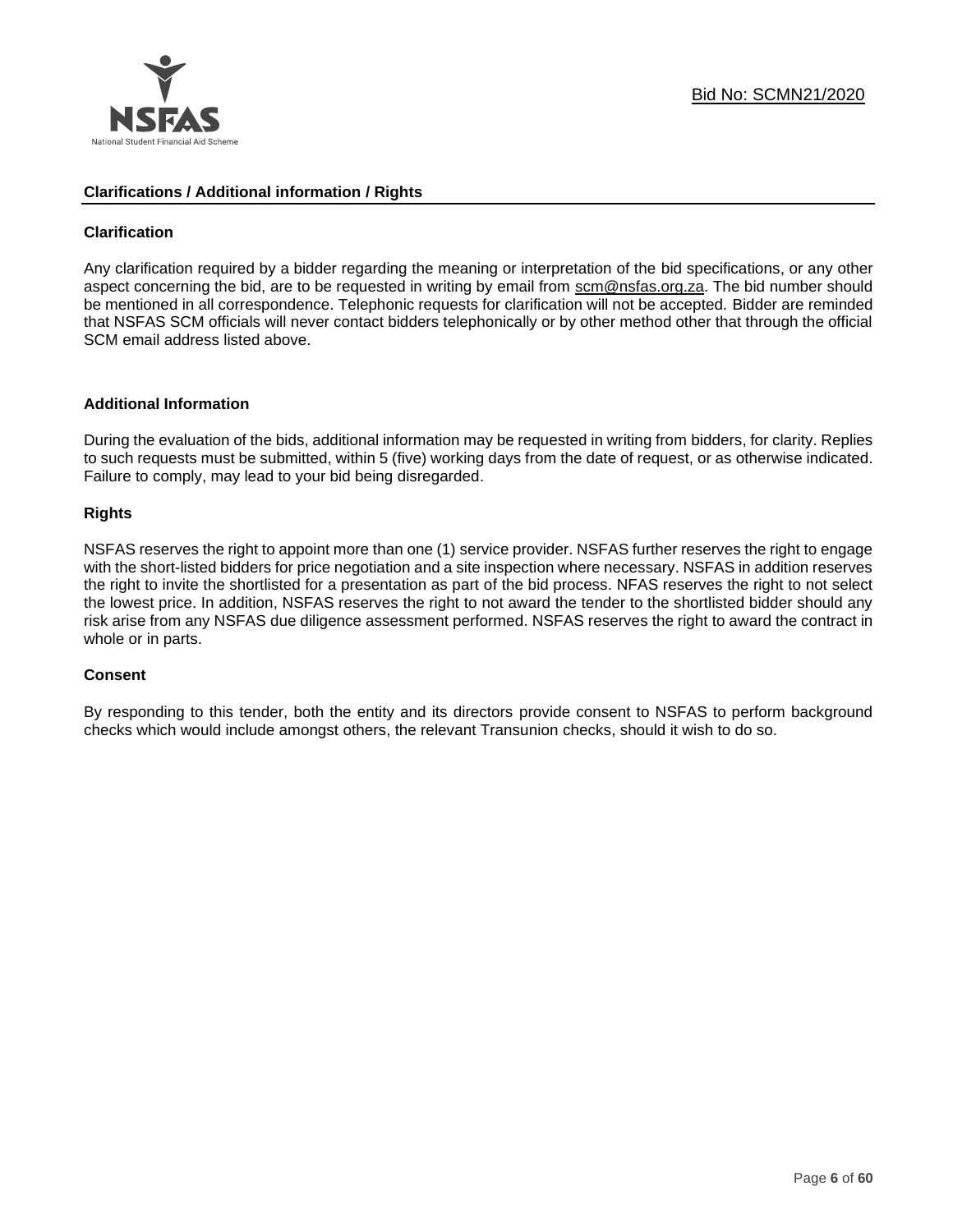## Clarifications / Additional information / Rights

### Clarification

Any clarification required by a bidder regarding the meaning or interpretation of the bid specifications, or any other aspect concerning the bid, are to be requested in writing by email from scm@nsfas.org.za. The bid number should be mentioned in all correspondence. Telephonic requests for clarification will not be accepted. Bidder are reminded that NSFAS SCM officials will never contact bidders telephonically or by other method other that through the official SCM email address listed above.

### Additional Information

During the evaluation of the bids, additional information may be requested in writing from bidders, for clarity. Replies to such requests must be submitted, within 5 (five) working days from the date of request, or as otherwise indicated. Failure to comply, may lead to your bid being disregarded.

### Rights

NSFAS reserves the right to appoint more than one (1) service provider. NSFAS further reserves the right to engage with the short-listed bidders for price negotiation and a site inspection where necessary. NSFAS in addition reserves the right to invite the shortlisted for a presentation as part of the bid process. NFAS reserves the right to not select the lowest price. In addition, NSFAS reserves the right to not award the tender to the shortlisted bidder should any risk arise from any NSFAS due diligence assessment performed. NSFAS reserves the right to award the contract in whole or in parts.

### Consent

By responding to this tender, both the entity and its directors provide consent to NSFAS to perform background checks which would include amongst others, the relevant Transunion checks, should it wish to do so.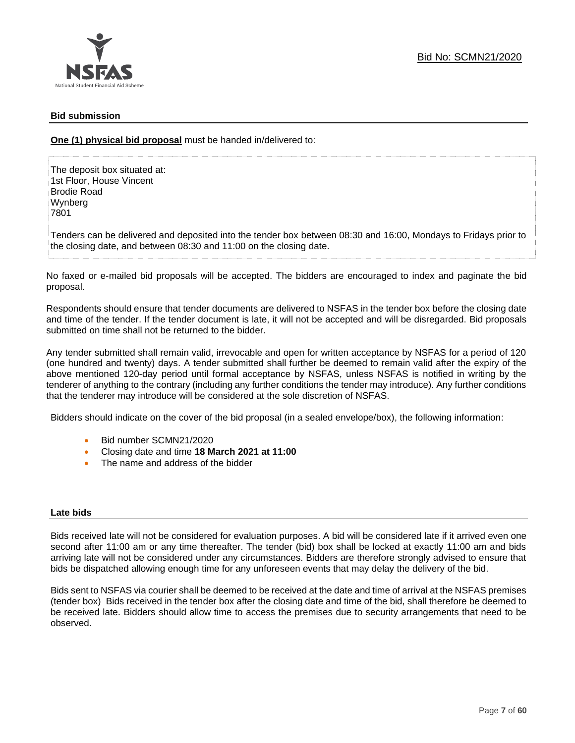## Bid submission

**One (1) physical bid proposal** must be handed in/delivered to:

The deposit box situated at:
1st Floor, House Vincent
Brodie Road
Wynberg
7801

Tenders can be delivered and deposited into the tender box between 08:30 and 16:00, Mondays to Fridays prior to the closing date, and between 08:30 and 11:00 on the closing date.

No faxed or e-mailed bid proposals will be accepted. The bidders are encouraged to index and paginate the bid proposal.

Respondents should ensure that tender documents are delivered to NSFAS in the tender box before the closing date and time of the tender. If the tender document is late, it will not be accepted and will be disregarded. Bid proposals submitted on time shall not be returned to the bidder.

Any tender submitted shall remain valid, irrevocable and open for written acceptance by NSFAS for a period of 120 (one hundred and twenty) days. A tender submitted shall further be deemed to remain valid after the expiry of the above mentioned 120-day period until formal acceptance by NSFAS, unless NSFAS is notified in writing by the tenderer of anything to the contrary (including any further conditions the tender may introduce). Any further conditions that the tenderer may introduce will be considered at the sole discretion of NSFAS.

Bidders should indicate on the cover of the bid proposal (in a sealed envelope/box), the following information:

- Bid number SCMN21/2020
- Closing date and time **18 March 2021 at 11:00**
- The name and address of the bidder

## Late bids

Bids received late will not be considered for evaluation purposes. A bid will be considered late if it arrived even one second after 11:00 am or any time thereafter. The tender (bid) box shall be locked at exactly 11:00 am and bids arriving late will not be considered under any circumstances. Bidders are therefore strongly advised to ensure that bids be dispatched allowing enough time for any unforeseen events that may delay the delivery of the bid.

Bids sent to NSFAS via courier shall be deemed to be received at the date and time of arrival at the NSFAS premises (tender box) Bids received in the tender box after the closing date and time of the bid, shall therefore be deemed to be received late. Bidders should allow time to access the premises due to security arrangements that need to be observed.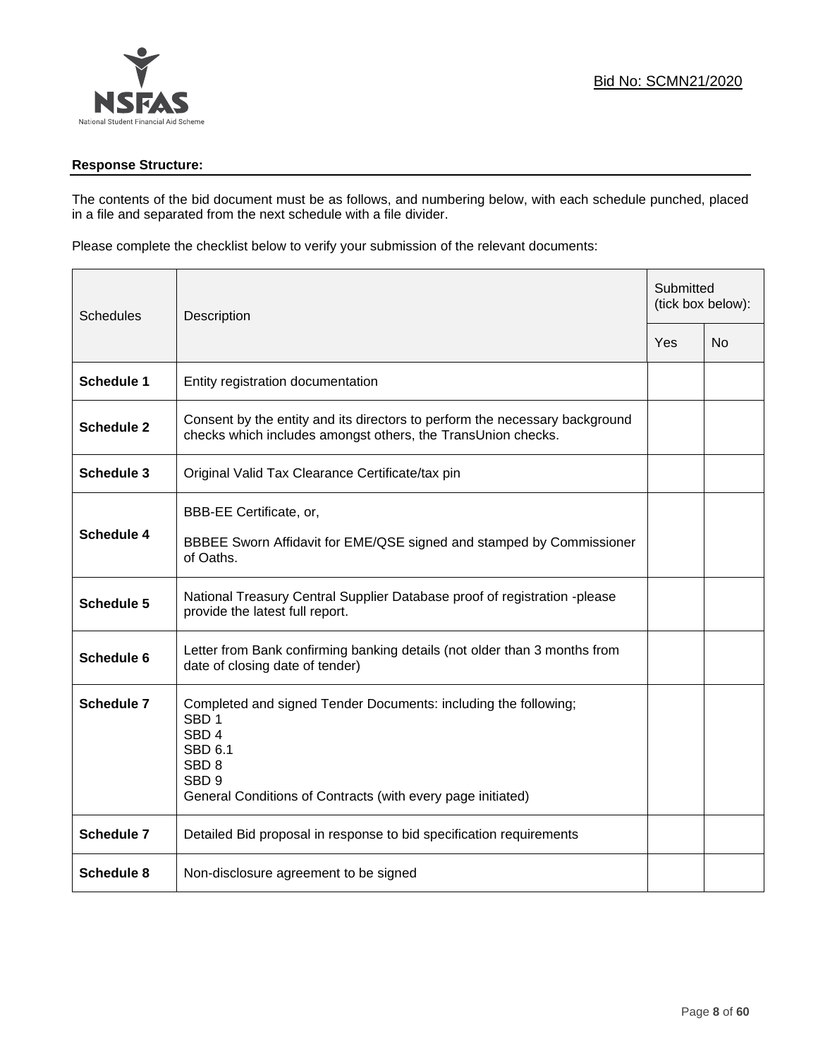Bid No: SCMN21/2020

**Response Structure:**

The contents of the bid document must be as follows, and numbering below, with each schedule punched, placed in a file and separated from the next schedule with a file divider.

Please complete the checklist below to verify your submission of the relevant documents:

| Schedules | Description | Submitted (tick box below): | |
|---|---|---|---|
| | | Yes | No |
| **Schedule 1** | Entity registration documentation | | |
| **Schedule 2** | Consent by the entity and its directors to perform the necessary background checks which includes amongst others, the TransUnion checks. | | |
| **Schedule 3** | Original Valid Tax Clearance Certificate/tax pin | | |
| **Schedule 4** | BBB-EE Certificate, or,<br><br>BBBEE Sworn Affidavit for EME/QSE signed and stamped by Commissioner of Oaths. | | |
| **Schedule 5** | National Treasury Central Supplier Database proof of registration -please provide the latest full report. | | |
| **Schedule 6** | Letter from Bank confirming banking details (not older than 3 months from date of closing date of tender) | | |
| **Schedule 7** | Completed and signed Tender Documents: including the following;<br>SBD 1<br>SBD 4<br>SBD 6.1<br>SBD 8<br>SBD 9<br>General Conditions of Contracts (with every page initiated) | | |
| **Schedule 7** | Detailed Bid proposal in response to bid specification requirements | | |
| **Schedule 8** | Non-disclosure agreement to be signed | | |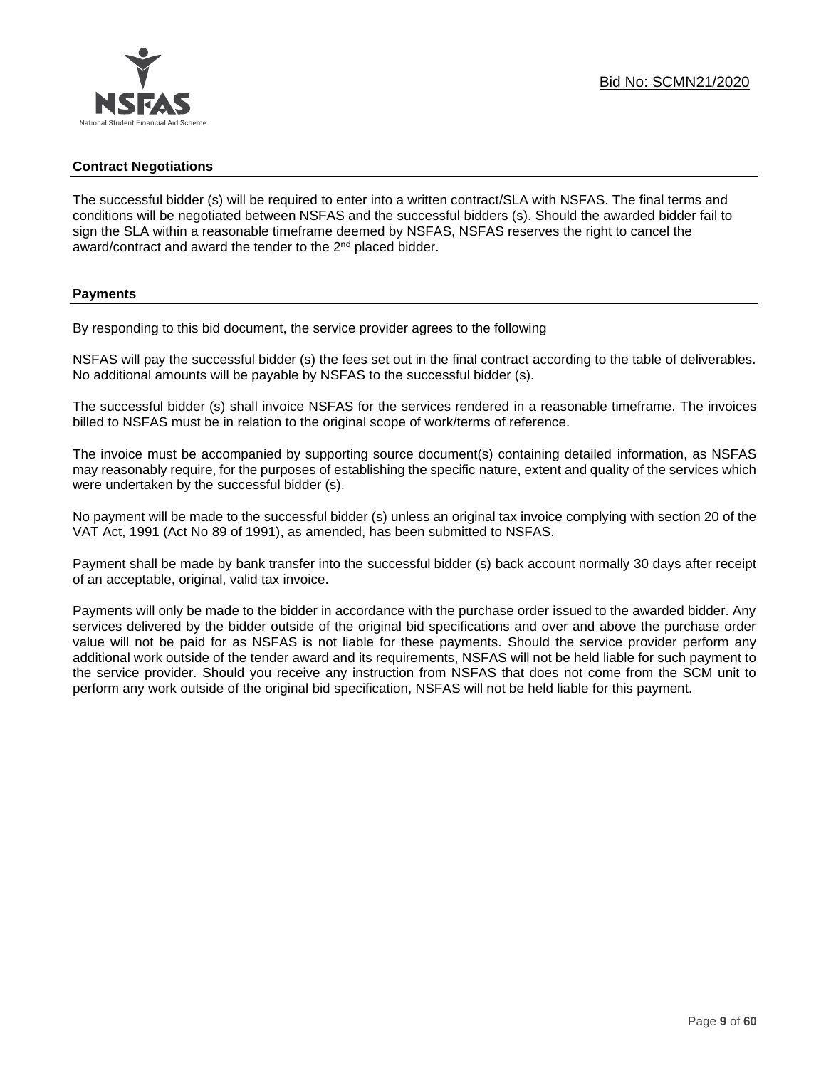## Contract Negotiations

The successful bidder (s) will be required to enter into a written contract/SLA with NSFAS. The final terms and conditions will be negotiated between NSFAS and the successful bidders (s). Should the awarded bidder fail to sign the SLA within a reasonable timeframe deemed by NSFAS, NSFAS reserves the right to cancel the award/contract and award the tender to the 2nd placed bidder.

## Payments

By responding to this bid document, the service provider agrees to the following

NSFAS will pay the successful bidder (s) the fees set out in the final contract according to the table of deliverables. No additional amounts will be payable by NSFAS to the successful bidder (s).

The successful bidder (s) shall invoice NSFAS for the services rendered in a reasonable timeframe. The invoices billed to NSFAS must be in relation to the original scope of work/terms of reference.

The invoice must be accompanied by supporting source document(s) containing detailed information, as NSFAS may reasonably require, for the purposes of establishing the specific nature, extent and quality of the services which were undertaken by the successful bidder (s).

No payment will be made to the successful bidder (s) unless an original tax invoice complying with section 20 of the VAT Act, 1991 (Act No 89 of 1991), as amended, has been submitted to NSFAS.

Payment shall be made by bank transfer into the successful bidder (s) back account normally 30 days after receipt of an acceptable, original, valid tax invoice.

Payments will only be made to the bidder in accordance with the purchase order issued to the awarded bidder. Any services delivered by the bidder outside of the original bid specifications and over and above the purchase order value will not be paid for as NSFAS is not liable for these payments. Should the service provider perform any additional work outside of the tender award and its requirements, NSFAS will not be held liable for such payment to the service provider. Should you receive any instruction from NSFAS that does not come from the SCM unit to perform any work outside of the original bid specification, NSFAS will not be held liable for this payment.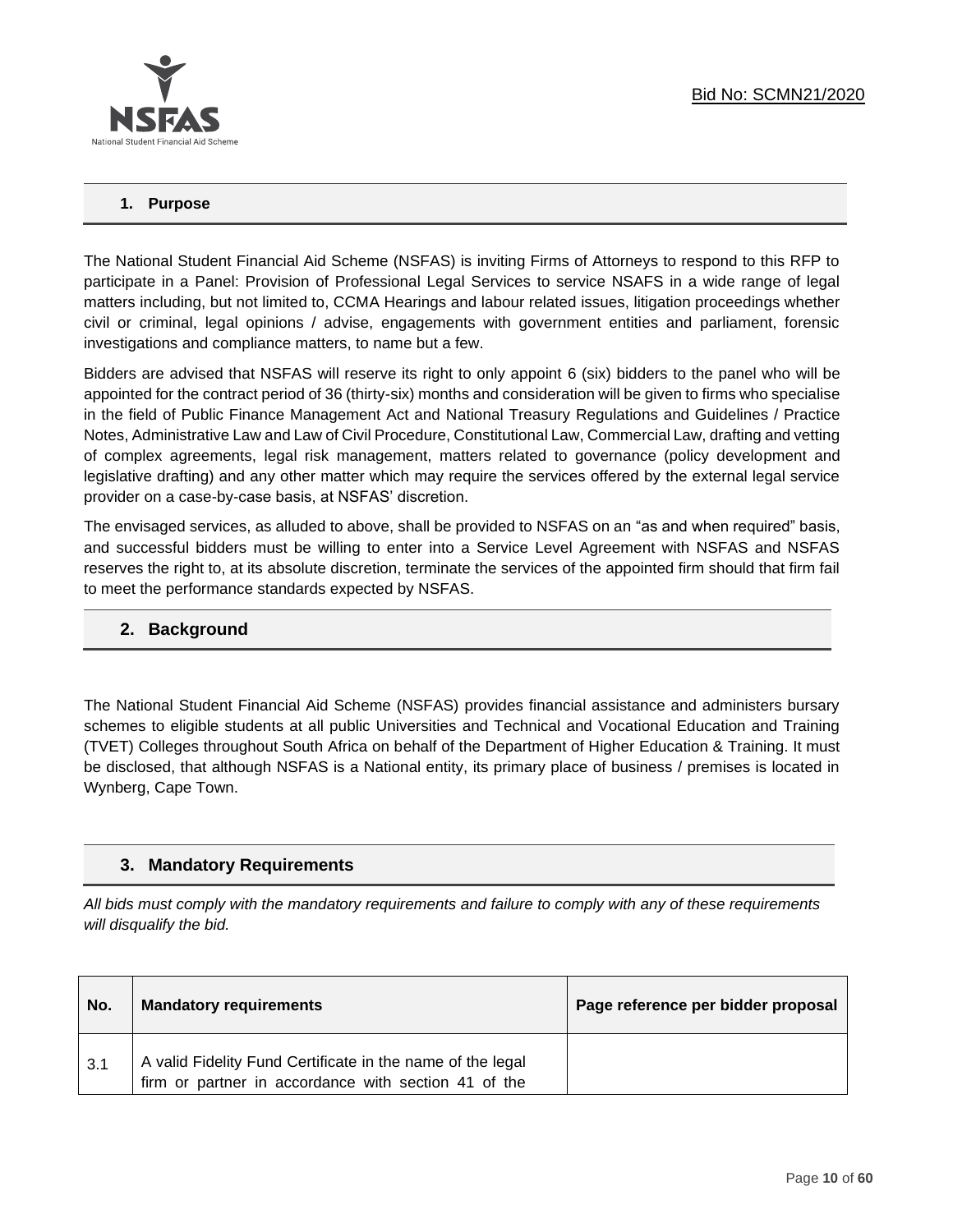## 1. Purpose

The National Student Financial Aid Scheme (NSFAS) is inviting Firms of Attorneys to respond to this RFP to participate in a Panel: Provision of Professional Legal Services to service NSAFS in a wide range of legal matters including, but not limited to, CCMA Hearings and labour related issues, litigation proceedings whether civil or criminal, legal opinions / advise, engagements with government entities and parliament, forensic investigations and compliance matters, to name but a few.

Bidders are advised that NSFAS will reserve its right to only appoint 6 (six) bidders to the panel who will be appointed for the contract period of 36 (thirty-six) months and consideration will be given to firms who specialise in the field of Public Finance Management Act and National Treasury Regulations and Guidelines / Practice Notes, Administrative Law and Law of Civil Procedure, Constitutional Law, Commercial Law, drafting and vetting of complex agreements, legal risk management, matters related to governance (policy development and legislative drafting) and any other matter which may require the services offered by the external legal service provider on a case-by-case basis, at NSFAS' discretion.

The envisaged services, as alluded to above, shall be provided to NSFAS on an "as and when required" basis, and successful bidders must be willing to enter into a Service Level Agreement with NSFAS and NSFAS reserves the right to, at its absolute discretion, terminate the services of the appointed firm should that firm fail to meet the performance standards expected by NSFAS.

## 2. Background

The National Student Financial Aid Scheme (NSFAS) provides financial assistance and administers bursary schemes to eligible students at all public Universities and Technical and Vocational Education and Training (TVET) Colleges throughout South Africa on behalf of the Department of Higher Education & Training. It must be disclosed, that although NSFAS is a National entity, its primary place of business / premises is located in Wynberg, Cape Town.

## 3. Mandatory Requirements

*All bids must comply with the mandatory requirements and failure to comply with any of these requirements will disqualify the bid.*

| No. | Mandatory requirements | Page reference per bidder proposal |
|---|---|---|
| 3.1 | A valid Fidelity Fund Certificate in the name of the legal firm or partner in accordance with section 41 of the | |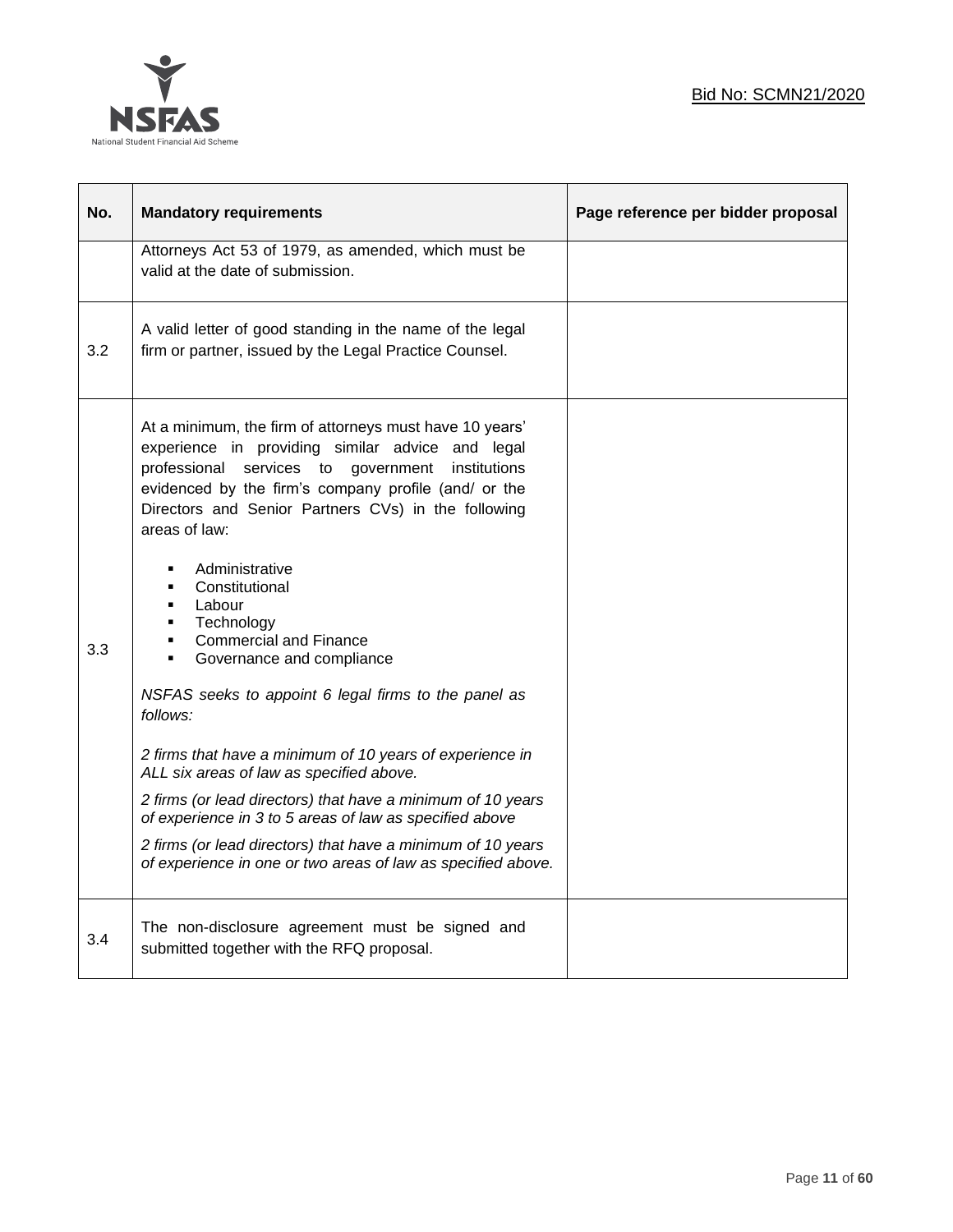| No. | Mandatory requirements | Page reference per bidder proposal |
|---|---|---|
| | Attorneys Act 53 of 1979, as amended, which must be valid at the date of submission. | |
| 3.2 | A valid letter of good standing in the name of the legal firm or partner, issued by the Legal Practice Counsel. | |
| 3.3 | At a minimum, the firm of attorneys must have 10 years' experience in providing similar advice and legal professional services to government institutions evidenced by the firm's company profile (and/ or the Directors and Senior Partners CVs) in the following areas of law:<br>▪ Administrative<br>▪ Constitutional<br>▪ Labour<br>▪ Technology<br>▪ Commercial and Finance<br>▪ Governance and compliance<br><br>*NSFAS seeks to appoint 6 legal firms to the panel as follows:*<br><br>*2 firms that have a minimum of 10 years of experience in ALL six areas of law as specified above.*<br><br>*2 firms (or lead directors) that have a minimum of 10 years of experience in 3 to 5 areas of law as specified above*<br><br>*2 firms (or lead directors) that have a minimum of 10 years of experience in one or two areas of law as specified above.* | |
| 3.4 | The non-disclosure agreement must be signed and submitted together with the RFQ proposal. | |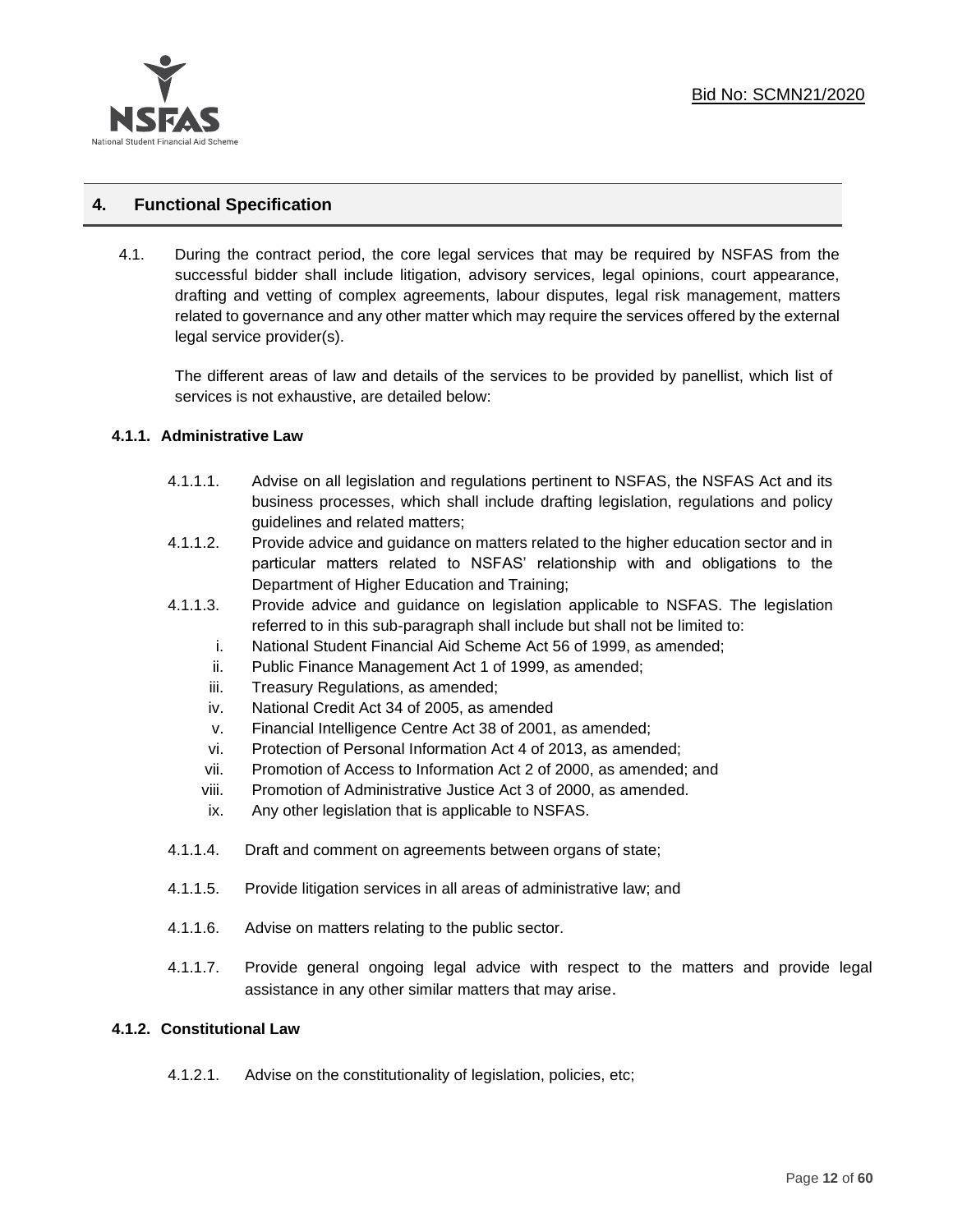## 4. Functional Specification

4.1. During the contract period, the core legal services that may be required by NSFAS from the successful bidder shall include litigation, advisory services, legal opinions, court appearance, drafting and vetting of complex agreements, labour disputes, legal risk management, matters related to governance and any other matter which may require the services offered by the external legal service provider(s).

The different areas of law and details of the services to be provided by panellist, which list of services is not exhaustive, are detailed below:

### 4.1.1. Administrative Law

4.1.1.1. Advise on all legislation and regulations pertinent to NSFAS, the NSFAS Act and its business processes, which shall include drafting legislation, regulations and policy guidelines and related matters;

4.1.1.2. Provide advice and guidance on matters related to the higher education sector and in particular matters related to NSFAS' relationship with and obligations to the Department of Higher Education and Training;

4.1.1.3. Provide advice and guidance on legislation applicable to NSFAS. The legislation referred to in this sub-paragraph shall include but shall not be limited to:

i. National Student Financial Aid Scheme Act 56 of 1999, as amended;
ii. Public Finance Management Act 1 of 1999, as amended;
iii. Treasury Regulations, as amended;
iv. National Credit Act 34 of 2005, as amended
v. Financial Intelligence Centre Act 38 of 2001, as amended;
vi. Protection of Personal Information Act 4 of 2013, as amended;
vii. Promotion of Access to Information Act 2 of 2000, as amended; and
viii. Promotion of Administrative Justice Act 3 of 2000, as amended.
ix. Any other legislation that is applicable to NSFAS.

4.1.1.4. Draft and comment on agreements between organs of state;

4.1.1.5. Provide litigation services in all areas of administrative law; and

4.1.1.6. Advise on matters relating to the public sector.

4.1.1.7. Provide general ongoing legal advice with respect to the matters and provide legal assistance in any other similar matters that may arise.

### 4.1.2. Constitutional Law

4.1.2.1. Advise on the constitutionality of legislation, policies, etc;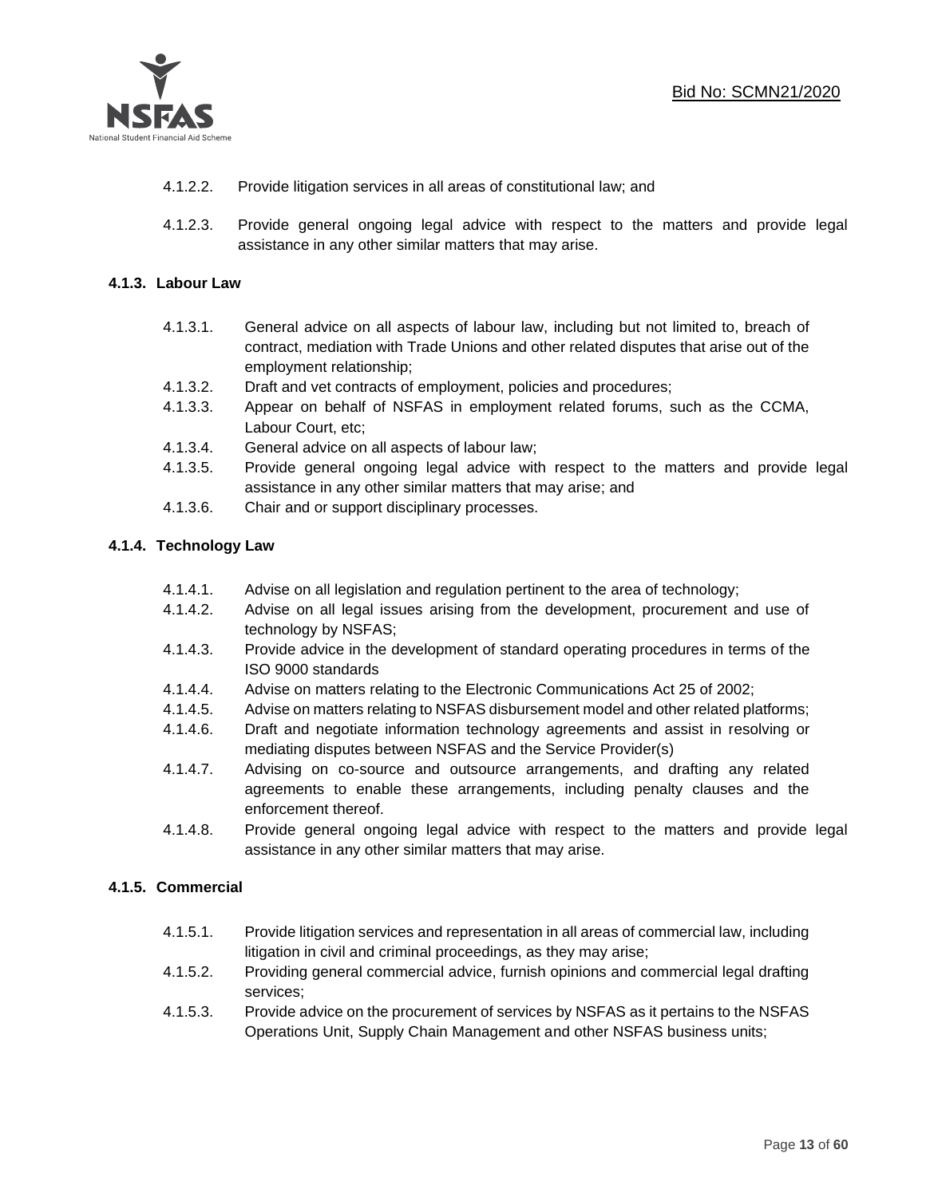4.1.2.2. Provide litigation services in all areas of constitutional law; and

4.1.2.3. Provide general ongoing legal advice with respect to the matters and provide legal assistance in any other similar matters that may arise.

### 4.1.3. Labour Law

4.1.3.1. General advice on all aspects of labour law, including but not limited to, breach of contract, mediation with Trade Unions and other related disputes that arise out of the employment relationship;

4.1.3.2. Draft and vet contracts of employment, policies and procedures;

4.1.3.3. Appear on behalf of NSFAS in employment related forums, such as the CCMA, Labour Court, etc;

4.1.3.4. General advice on all aspects of labour law;

4.1.3.5. Provide general ongoing legal advice with respect to the matters and provide legal assistance in any other similar matters that may arise; and

4.1.3.6. Chair and or support disciplinary processes.

### 4.1.4. Technology Law

4.1.4.1. Advise on all legislation and regulation pertinent to the area of technology;

4.1.4.2. Advise on all legal issues arising from the development, procurement and use of technology by NSFAS;

4.1.4.3. Provide advice in the development of standard operating procedures in terms of the ISO 9000 standards

4.1.4.4. Advise on matters relating to the Electronic Communications Act 25 of 2002;

4.1.4.5. Advise on matters relating to NSFAS disbursement model and other related platforms;

4.1.4.6. Draft and negotiate information technology agreements and assist in resolving or mediating disputes between NSFAS and the Service Provider(s)

4.1.4.7. Advising on co-source and outsource arrangements, and drafting any related agreements to enable these arrangements, including penalty clauses and the enforcement thereof.

4.1.4.8. Provide general ongoing legal advice with respect to the matters and provide legal assistance in any other similar matters that may arise.

### 4.1.5. Commercial

4.1.5.1. Provide litigation services and representation in all areas of commercial law, including litigation in civil and criminal proceedings, as they may arise;

4.1.5.2. Providing general commercial advice, furnish opinions and commercial legal drafting services;

4.1.5.3. Provide advice on the procurement of services by NSFAS as it pertains to the NSFAS Operations Unit, Supply Chain Management and other NSFAS business units;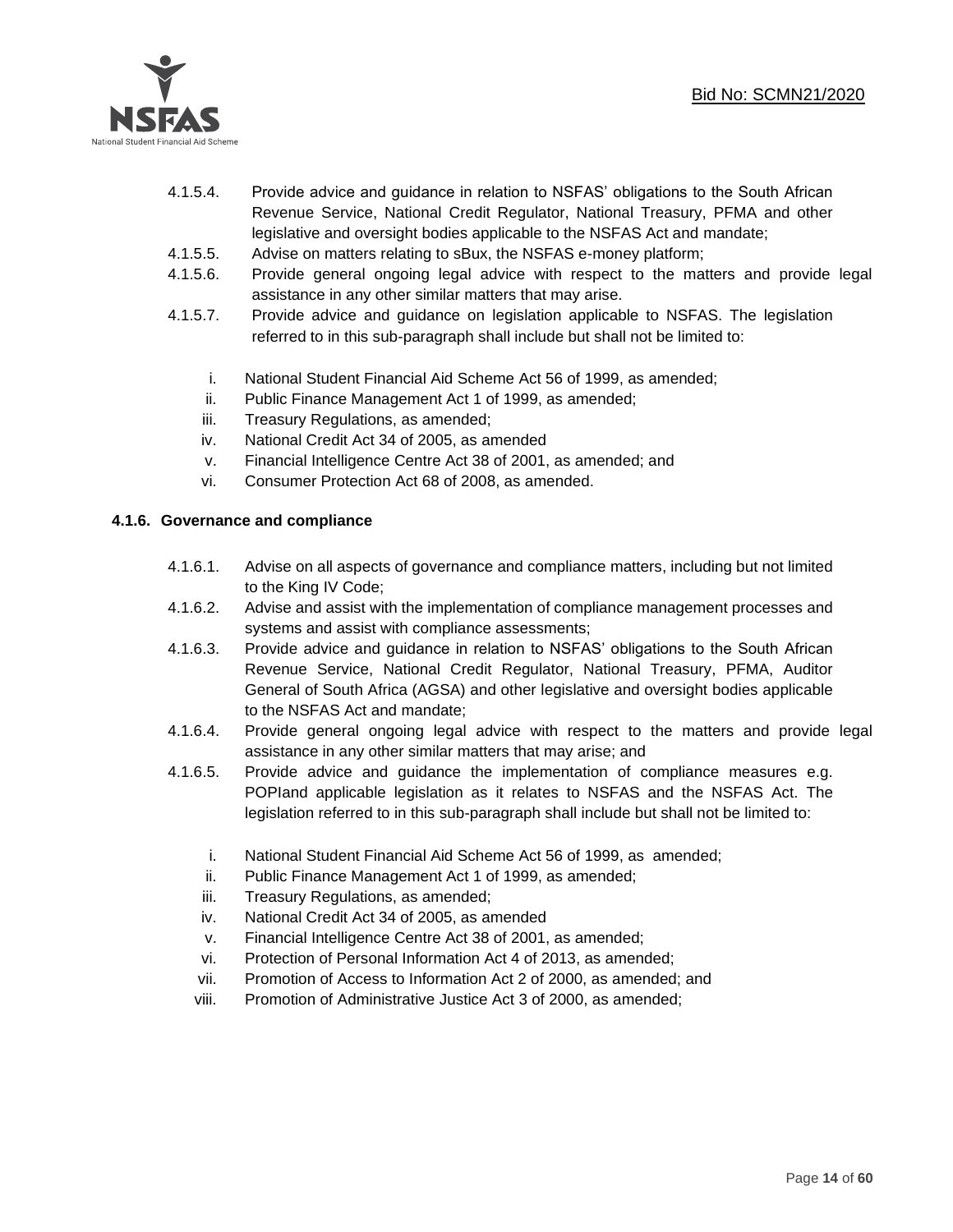4.1.5.4. Provide advice and guidance in relation to NSFAS' obligations to the South African Revenue Service, National Credit Regulator, National Treasury, PFMA and other legislative and oversight bodies applicable to the NSFAS Act and mandate;

4.1.5.5. Advise on matters relating to sBux, the NSFAS e-money platform;

4.1.5.6. Provide general ongoing legal advice with respect to the matters and provide legal assistance in any other similar matters that may arise.

4.1.5.7. Provide advice and guidance on legislation applicable to NSFAS. The legislation referred to in this sub-paragraph shall include but shall not be limited to:

i. National Student Financial Aid Scheme Act 56 of 1999, as amended;
ii. Public Finance Management Act 1 of 1999, as amended;
iii. Treasury Regulations, as amended;
iv. National Credit Act 34 of 2005, as amended
v. Financial Intelligence Centre Act 38 of 2001, as amended; and
vi. Consumer Protection Act 68 of 2008, as amended.

### 4.1.6. Governance and compliance

4.1.6.1. Advise on all aspects of governance and compliance matters, including but not limited to the King IV Code;

4.1.6.2. Advise and assist with the implementation of compliance management processes and systems and assist with compliance assessments;

4.1.6.3. Provide advice and guidance in relation to NSFAS' obligations to the South African Revenue Service, National Credit Regulator, National Treasury, PFMA, Auditor General of South Africa (AGSA) and other legislative and oversight bodies applicable to the NSFAS Act and mandate;

4.1.6.4. Provide general ongoing legal advice with respect to the matters and provide legal assistance in any other similar matters that may arise; and

4.1.6.5. Provide advice and guidance the implementation of compliance measures e.g. POPIand applicable legislation as it relates to NSFAS and the NSFAS Act. The legislation referred to in this sub-paragraph shall include but shall not be limited to:

i. National Student Financial Aid Scheme Act 56 of 1999, as amended;
ii. Public Finance Management Act 1 of 1999, as amended;
iii. Treasury Regulations, as amended;
iv. National Credit Act 34 of 2005, as amended
v. Financial Intelligence Centre Act 38 of 2001, as amended;
vi. Protection of Personal Information Act 4 of 2013, as amended;
vii. Promotion of Access to Information Act 2 of 2000, as amended; and
viii. Promotion of Administrative Justice Act 3 of 2000, as amended;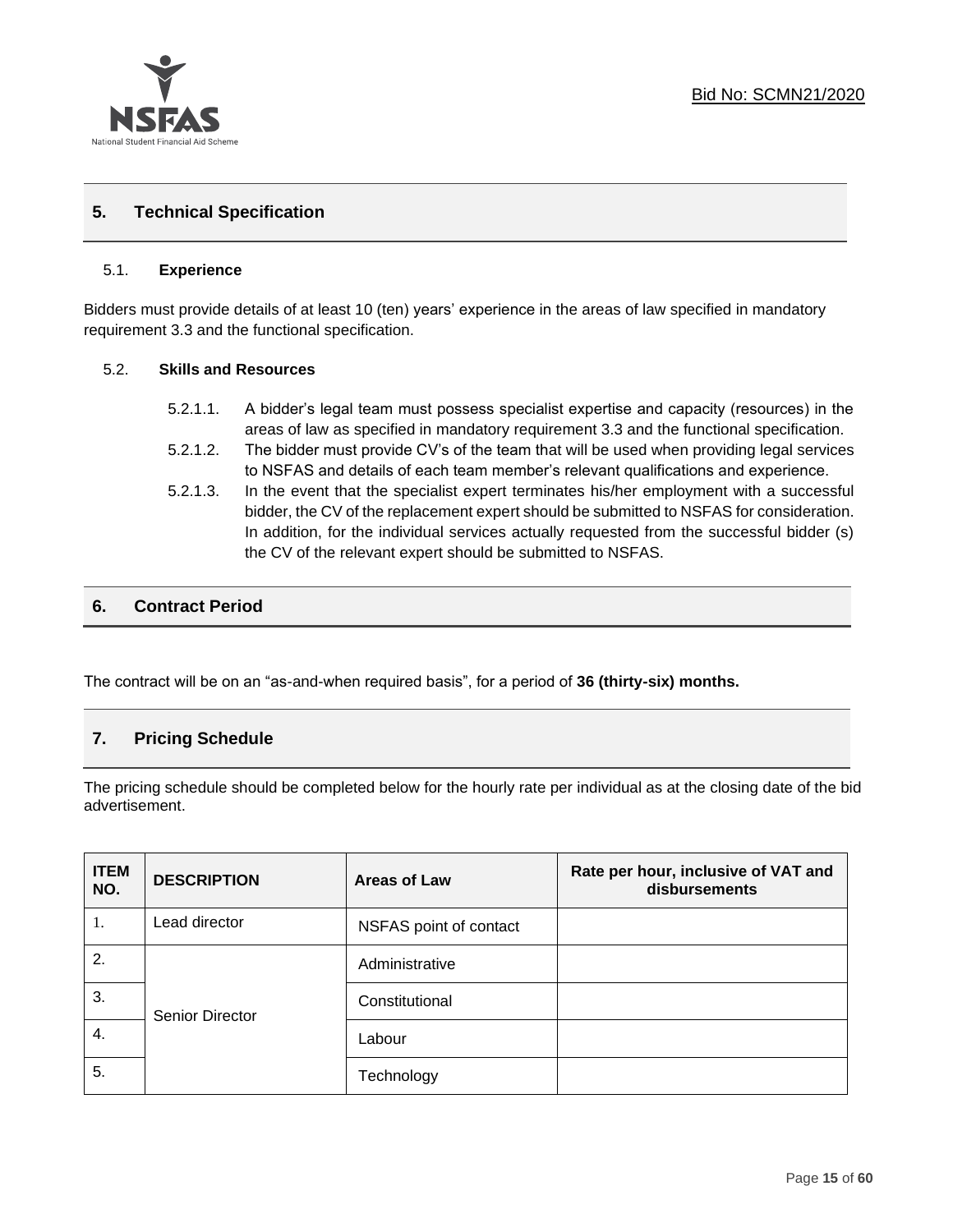## 5. Technical Specification

### 5.1. Experience

Bidders must provide details of at least 10 (ten) years' experience in the areas of law specified in mandatory requirement 3.3 and the functional specification.

### 5.2. Skills and Resources

5.2.1.1. A bidder's legal team must possess specialist expertise and capacity (resources) in the areas of law as specified in mandatory requirement 3.3 and the functional specification.

5.2.1.2. The bidder must provide CV's of the team that will be used when providing legal services to NSFAS and details of each team member's relevant qualifications and experience.

5.2.1.3. In the event that the specialist expert terminates his/her employment with a successful bidder, the CV of the replacement expert should be submitted to NSFAS for consideration. In addition, for the individual services actually requested from the successful bidder (s) the CV of the relevant expert should be submitted to NSFAS.

## 6. Contract Period

The contract will be on an "as-and-when required basis", for a period of **36 (thirty-six) months.**

## 7. Pricing Schedule

The pricing schedule should be completed below for the hourly rate per individual as at the closing date of the bid advertisement.

| ITEM NO. | DESCRIPTION | Areas of Law | Rate per hour, inclusive of VAT and disbursements |
|---|---|---|---|
| 1. | Lead director | NSFAS point of contact | |
| 2. | Senior Director | Administrative | |
| 3. | | Constitutional | |
| 4. | | Labour | |
| 5. | | Technology | |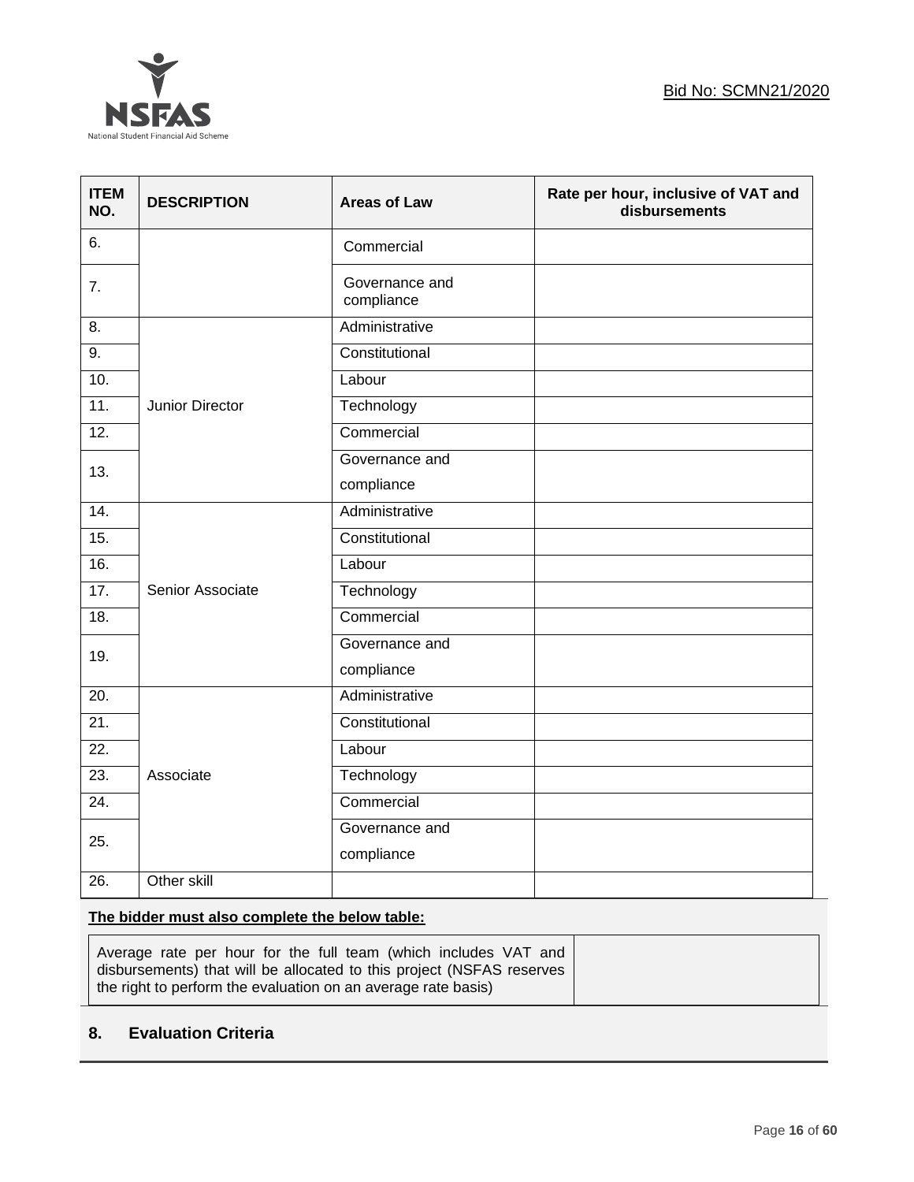| ITEM NO. | DESCRIPTION | Areas of Law | Rate per hour, inclusive of VAT and disbursements |
|---|---|---|---|
| 6. | | Commercial | |
| 7. | | Governance and compliance | |
| 8. | Junior Director | Administrative | |
| 9. | | Constitutional | |
| 10. | | Labour | |
| 11. | | Technology | |
| 12. | | Commercial | |
| 13. | | Governance and compliance | |
| 14. | Senior Associate | Administrative | |
| 15. | | Constitutional | |
| 16. | | Labour | |
| 17. | | Technology | |
| 18. | | Commercial | |
| 19. | | Governance and compliance | |
| 20. | Associate | Administrative | |
| 21. | | Constitutional | |
| 22. | | Labour | |
| 23. | | Technology | |
| 24. | | Commercial | |
| 25. | | Governance and compliance | |
| 26. | Other skill | | |

**The bidder must also complete the below table:**

| Average rate per hour for the full team (which includes VAT and disbursements) that will be allocated to this project (NSFAS reserves the right to perform the evaluation on an average rate basis) | |
|---|---|

## 8. Evaluation Criteria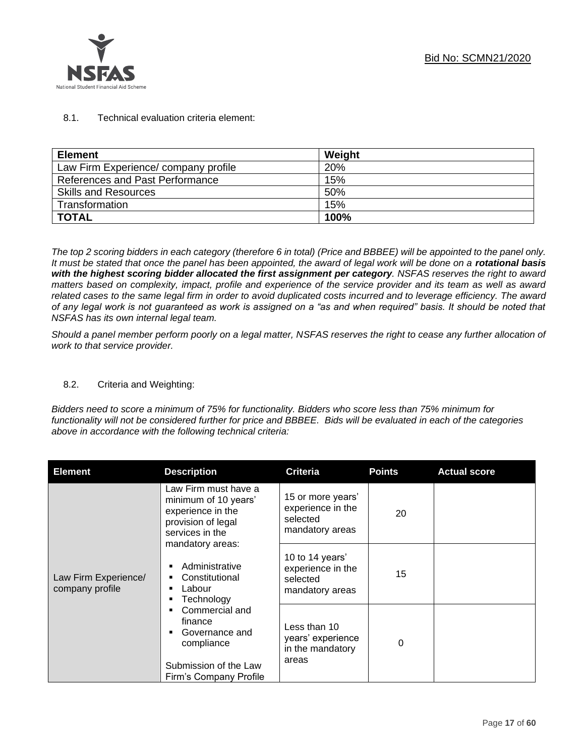8.1. Technical evaluation criteria element:

| **Element** | **Weight** |
|---|---|
| Law Firm Experience/ company profile | 20% |
| References and Past Performance | 15% |
| Skills and Resources | 50% |
| Transformation | 15% |
| **TOTAL** | **100%** |

*The top 2 scoring bidders in each category (therefore 6 in total) (Price and BBBEE) will be appointed to the panel only. It must be stated that once the panel has been appointed, the award of legal work will be done on a* ***rotational basis with the highest scoring bidder allocated the first assignment per category****. NSFAS reserves the right to award matters based on complexity, impact, profile and experience of the service provider and its team as well as award related cases to the same legal firm in order to avoid duplicated costs incurred and to leverage efficiency. The award of any legal work is not guaranteed as work is assigned on a "as and when required" basis. It should be noted that NSFAS has its own internal legal team.*

*Should a panel member perform poorly on a legal matter, NSFAS reserves the right to cease any further allocation of work to that service provider.*

8.2. Criteria and Weighting:

*Bidders need to score a minimum of 75% for functionality. Bidders who score less than 75% minimum for functionality will not be considered further for price and BBBEE. Bids will be evaluated in each of the categories above in accordance with the following technical criteria:*

| Element | Description | Criteria | Points | Actual score |
|---|---|---|---|---|
| Law Firm Experience/ company profile | Law Firm must have a minimum of 10 years' experience in the provision of legal services in the mandatory areas:<br>▪ Administrative<br>▪ Constitutional<br>▪ Labour<br>▪ Technology<br>▪ Commercial and finance<br>▪ Governance and compliance<br><br>Submission of the Law Firm's Company Profile | 15 or more years' experience in the selected mandatory areas | 20 | |
| | | 10 to 14 years' experience in the selected mandatory areas | 15 | |
| | | Less than 10 years' experience in the mandatory areas | 0 | |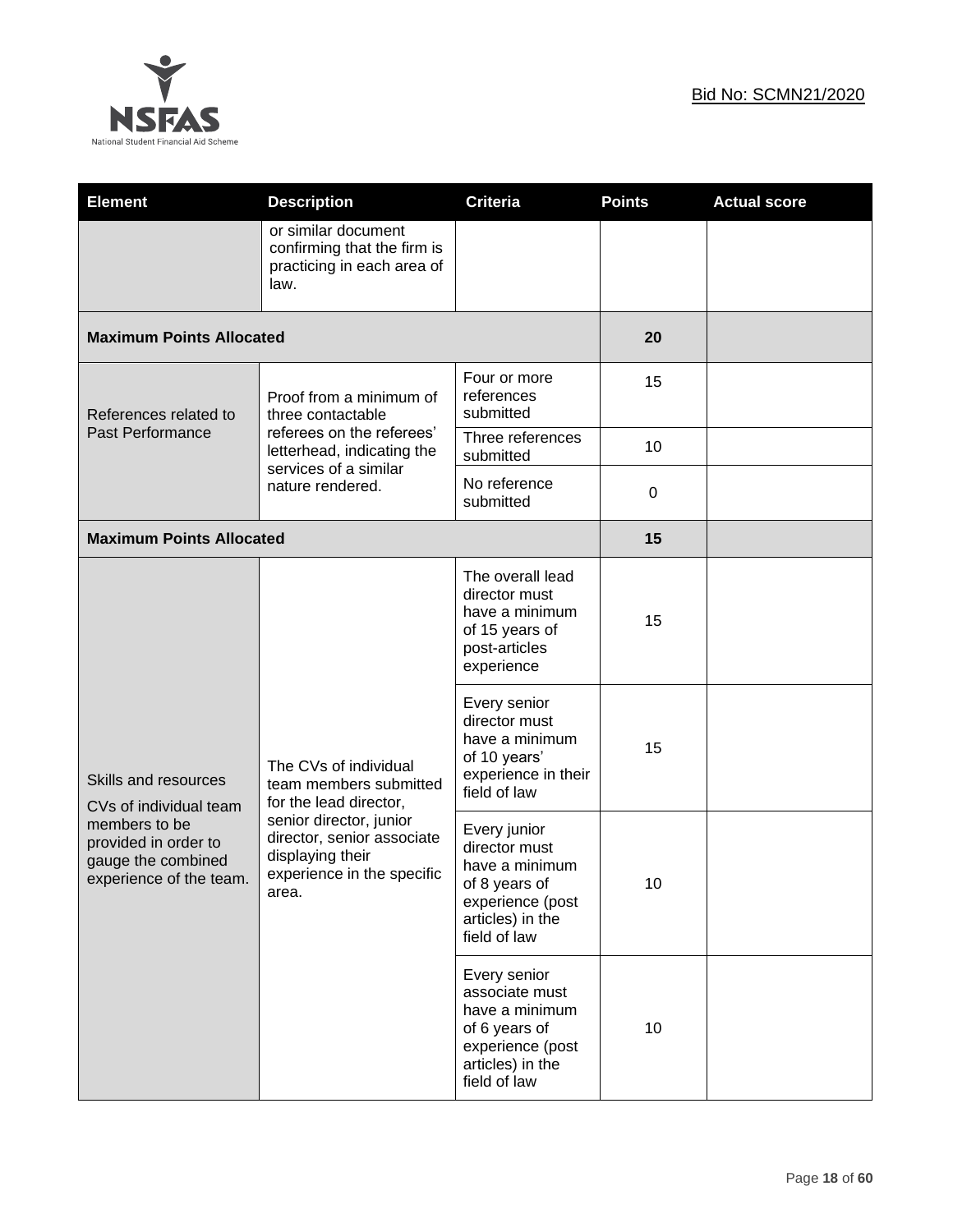| Element | Description | Criteria | Points | Actual score |
|---|---|---|---|---|
| | or similar document confirming that the firm is practicing in each area of law. | | | |
| **Maximum Points Allocated** | | | **20** | |
| References related to Past Performance | Proof from a minimum of three contactable referees on the referees' letterhead, indicating the services of a similar nature rendered. | Four or more references submitted | 15 | |
| | | Three references submitted | 10 | |
| | | No reference submitted | 0 | |
| **Maximum Points Allocated** | | | **15** | |
| Skills and resources CVs of individual team members to be provided in order to gauge the combined experience of the team. | The CVs of individual team members submitted for the lead director, senior director, junior director, senior associate displaying their experience in the specific area. | The overall lead director must have a minimum of 15 years of post-articles experience | 15 | |
| | | Every senior director must have a minimum of 10 years' experience in their field of law | 15 | |
| | | Every junior director must have a minimum of 8 years of experience (post articles) in the field of law | 10 | |
| | | Every senior associate must have a minimum of 6 years of experience (post articles) in the field of law | 10 | |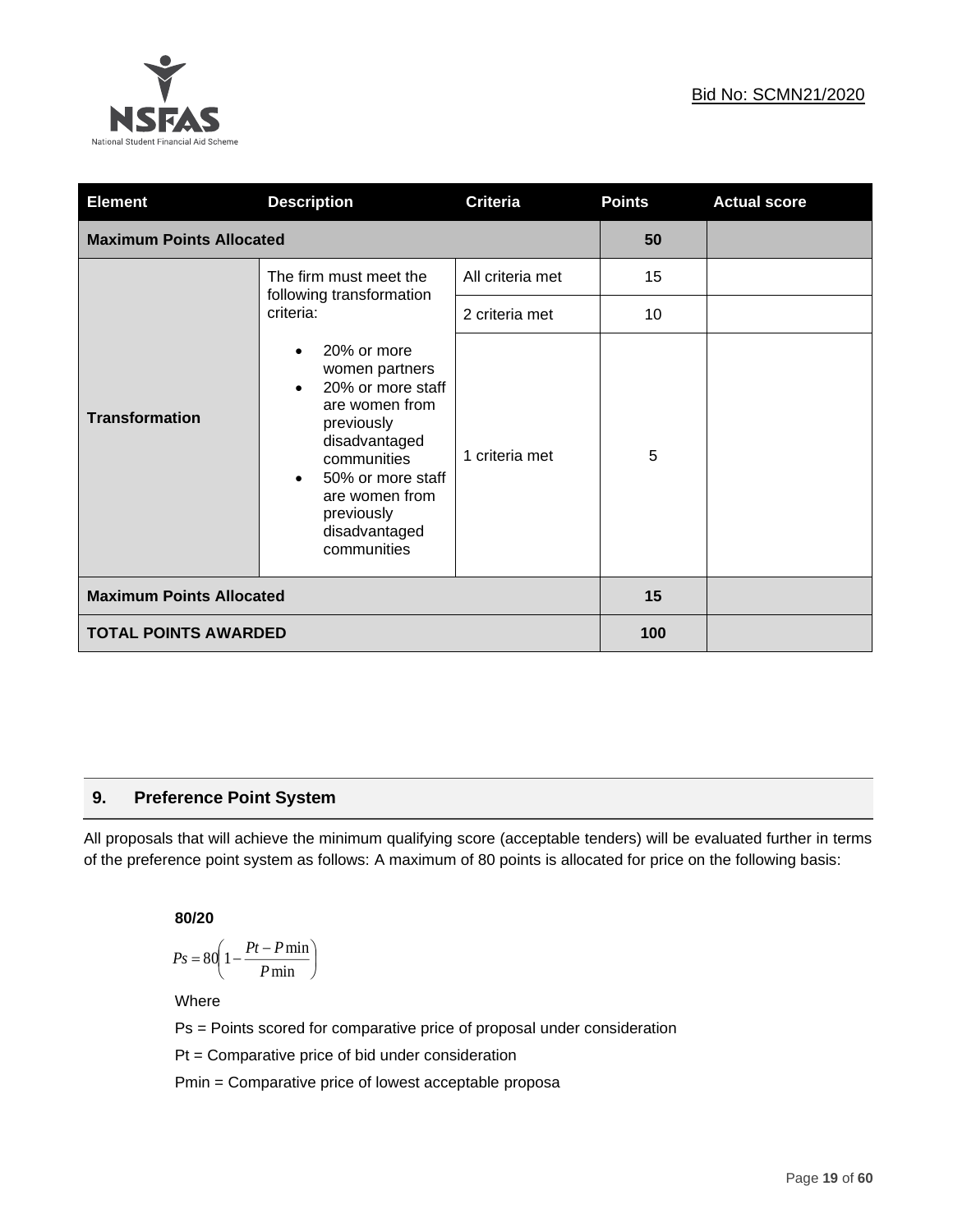| Element | Description | Criteria | Points | Actual score |
|---|---|---|---|---|
| **Maximum Points Allocated** | | | **50** | |
| **Transformation** | The firm must meet the following transformation criteria:<br>• 20% or more women partners<br>• 20% or more staff are women from previously disadvantaged communities<br>• 50% or more staff are women from previously disadvantaged communities | All criteria met | 15 | |
| | | 2 criteria met | 10 | |
| | | 1 criteria met | 5 | |
| **Maximum Points Allocated** | | | **15** | |
| **TOTAL POINTS AWARDED** | | | **100** | |

## 9. Preference Point System

All proposals that will achieve the minimum qualifying score (acceptable tenders) will be evaluated further in terms of the preference point system as follows: A maximum of 80 points is allocated for price on the following basis:

**80/20**

$$Ps = 80\left(1 - \frac{Pt - P\min}{P\min}\right)$$

Where

Ps = Points scored for comparative price of proposal under consideration

Pt = Comparative price of bid under consideration

Pmin = Comparative price of lowest acceptable proposa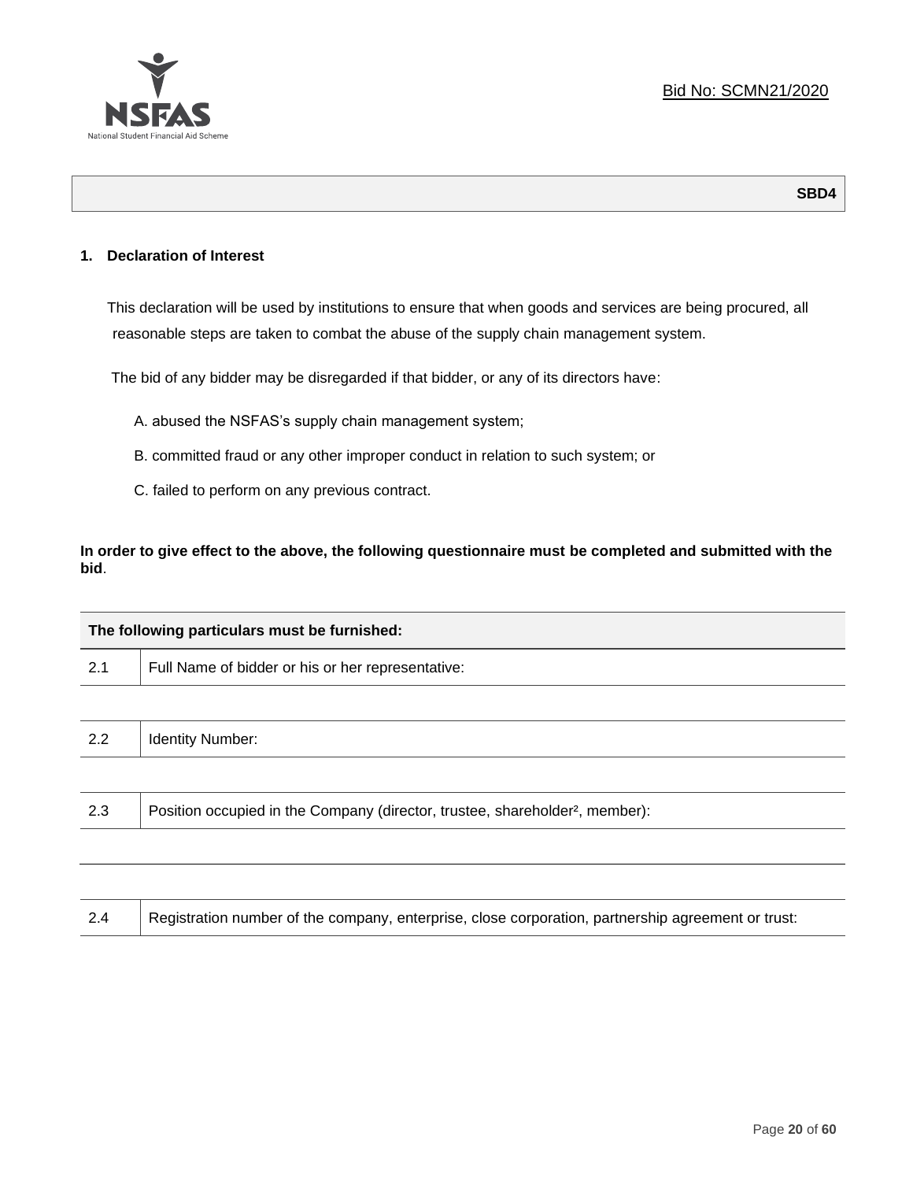Bid No: SCMN21/2020

**SBD4**

## 1. Declaration of Interest

This declaration will be used by institutions to ensure that when goods and services are being procured, all reasonable steps are taken to combat the abuse of the supply chain management system.

The bid of any bidder may be disregarded if that bidder, or any of its directors have:

A. abused the NSFAS's supply chain management system;

B. committed fraud or any other improper conduct in relation to such system; or

C. failed to perform on any previous contract.

**In order to give effect to the above, the following questionnaire must be completed and submitted with the bid**.

| The following particulars must be furnished: | |
|---|---|
| 2.1 | Full Name of bidder or his or her representative: |
| | |
| 2.2 | Identity Number: |
| | |
| 2.3 | Position occupied in the Company (director, trustee, shareholder², member): |
| | |
| | |
| 2.4 | Registration number of the company, enterprise, close corporation, partnership agreement or trust: |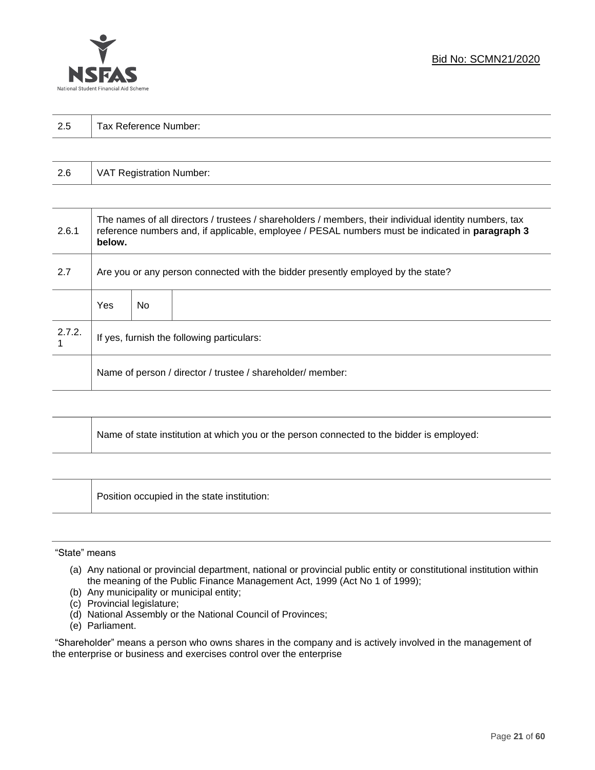| 2.5 | Tax Reference Number: |
|---|---|

| 2.6 | VAT Registration Number: |
|---|---|

| | | | |
|---|---|---|---|
| 2.6.1 | The names of all directors / trustees / shareholders / members, their individual identity numbers, tax reference numbers and, if applicable, employee / PESAL numbers must be indicated in **paragraph 3 below.** | | |
| 2.7 | Are you or any person connected with the bidder presently employed by the state? | | |
| | Yes | No | |
| 2.7.2.1 | If yes, furnish the following particulars: | | |
| | Name of person / director / trustee / shareholder/ member: | | |

| | Name of state institution at which you or the person connected to the bidder is employed: |
|---|---|

| | Position occupied in the state institution: |
|---|---|

"State" means

(a) Any national or provincial department, national or provincial public entity or constitutional institution within the meaning of the Public Finance Management Act, 1999 (Act No 1 of 1999);
(b) Any municipality or municipal entity;
(c) Provincial legislature;
(d) National Assembly or the National Council of Provinces;
(e) Parliament.

"Shareholder" means a person who owns shares in the company and is actively involved in the management of the enterprise or business and exercises control over the enterprise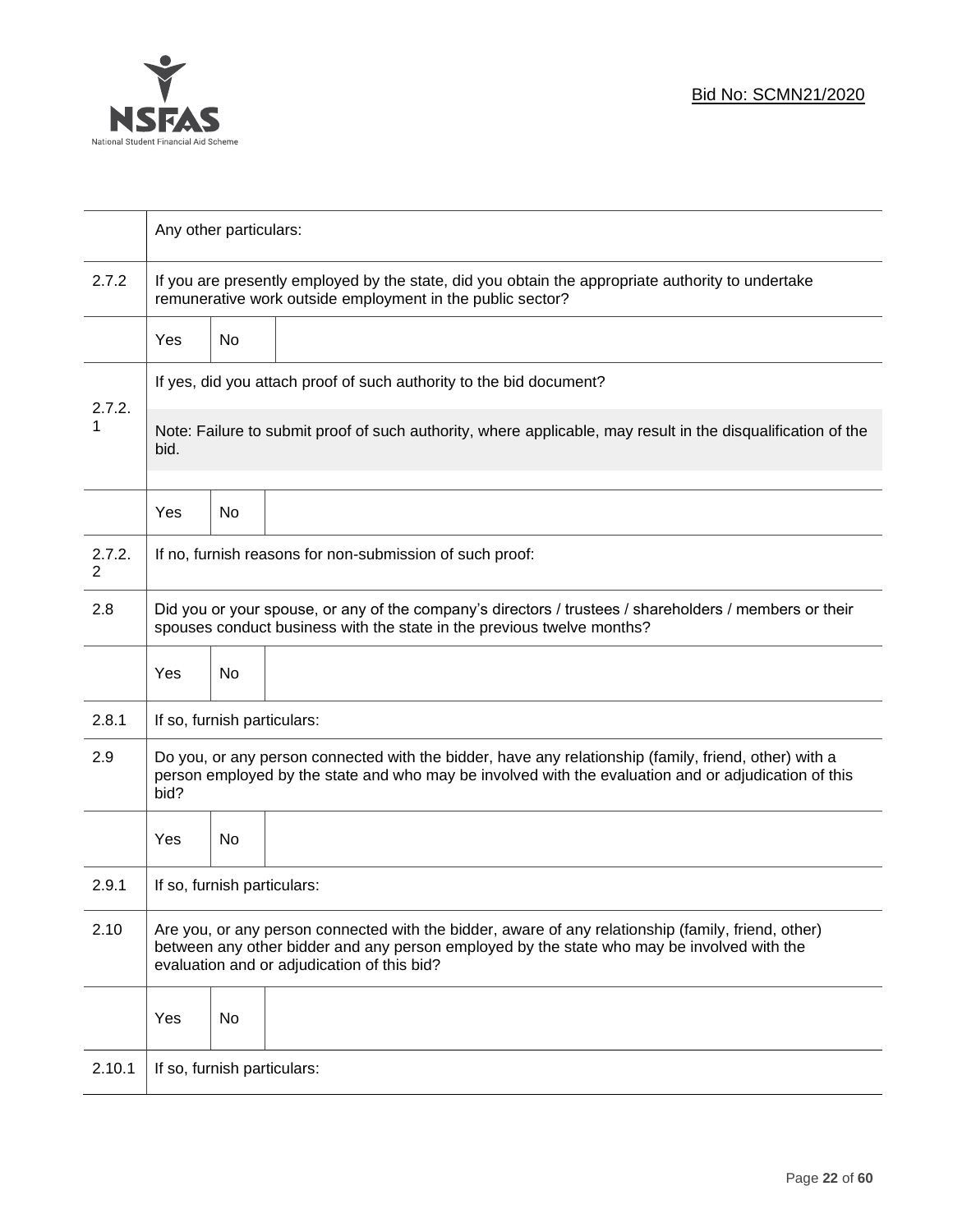| | | | |
|---|---|---|---|
| | Any other particulars: | | |
| 2.7.2 | If you are presently employed by the state, did you obtain the appropriate authority to undertake remunerative work outside employment in the public sector? | | |
| | Yes | No | |
| 2.7.2.1 | If yes, did you attach proof of such authority to the bid document? | | |
| | Note: Failure to submit proof of such authority, where applicable, may result in the disqualification of the bid. | | |
| | Yes | No | |
| 2.7.2.2 | If no, furnish reasons for non-submission of such proof: | | |
| 2.8 | Did you or your spouse, or any of the company's directors / trustees / shareholders / members or their spouses conduct business with the state in the previous twelve months? | | |
| | Yes | No | |
| 2.8.1 | If so, furnish particulars: | | |
| 2.9 | Do you, or any person connected with the bidder, have any relationship (family, friend, other) with a person employed by the state and who may be involved with the evaluation and or adjudication of this bid? | | |
| | Yes | No | |
| 2.9.1 | If so, furnish particulars: | | |
| 2.10 | Are you, or any person connected with the bidder, aware of any relationship (family, friend, other) between any other bidder and any person employed by the state who may be involved with the evaluation and or adjudication of this bid? | | |
| | Yes | No | |
| 2.10.1 | If so, furnish particulars: | | |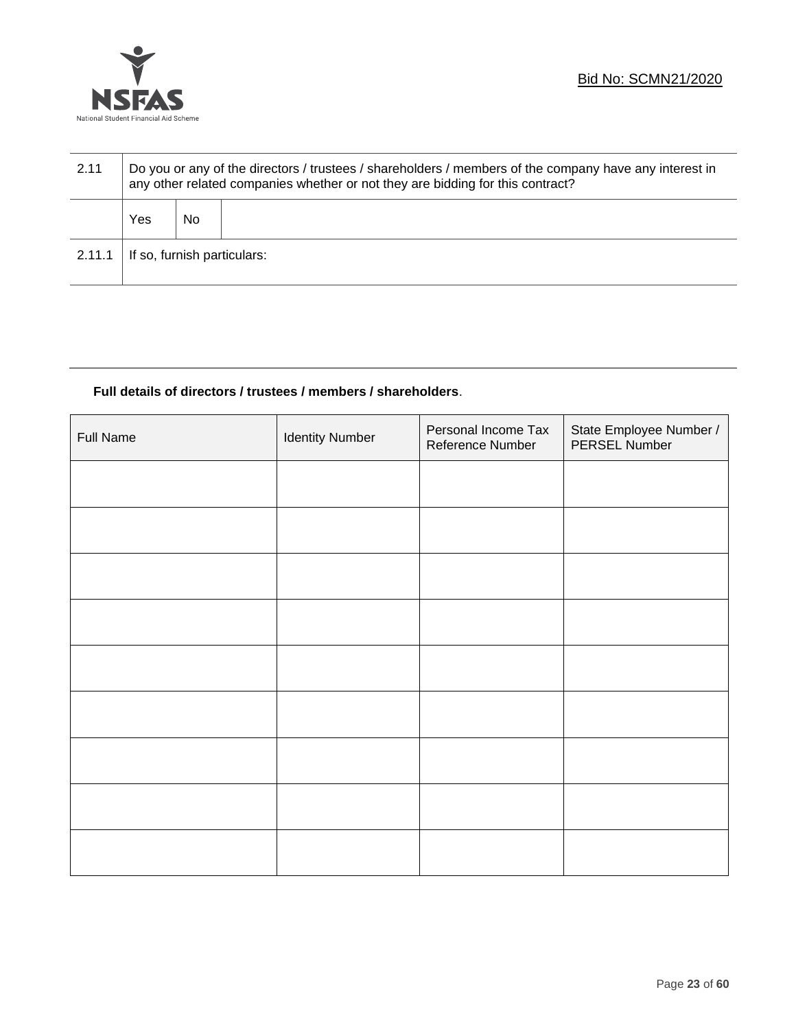| 2.11 | Do you or any of the directors / trustees / shareholders / members of the company have any interest in any other related companies whether or not they are bidding for this contract? | | |
|---|---|---|---|
| | Yes | No | |
| 2.11.1 | If so, furnish particulars: | | |

**Full details of directors / trustees / members / shareholders**.

| Full Name | Identity Number | Personal Income Tax Reference Number | State Employee Number / PERSEL Number |
|---|---|---|---|
| | | | |
| | | | |
| | | | |
| | | | |
| | | | |
| | | | |
| | | | |
| | | | |
| | | | |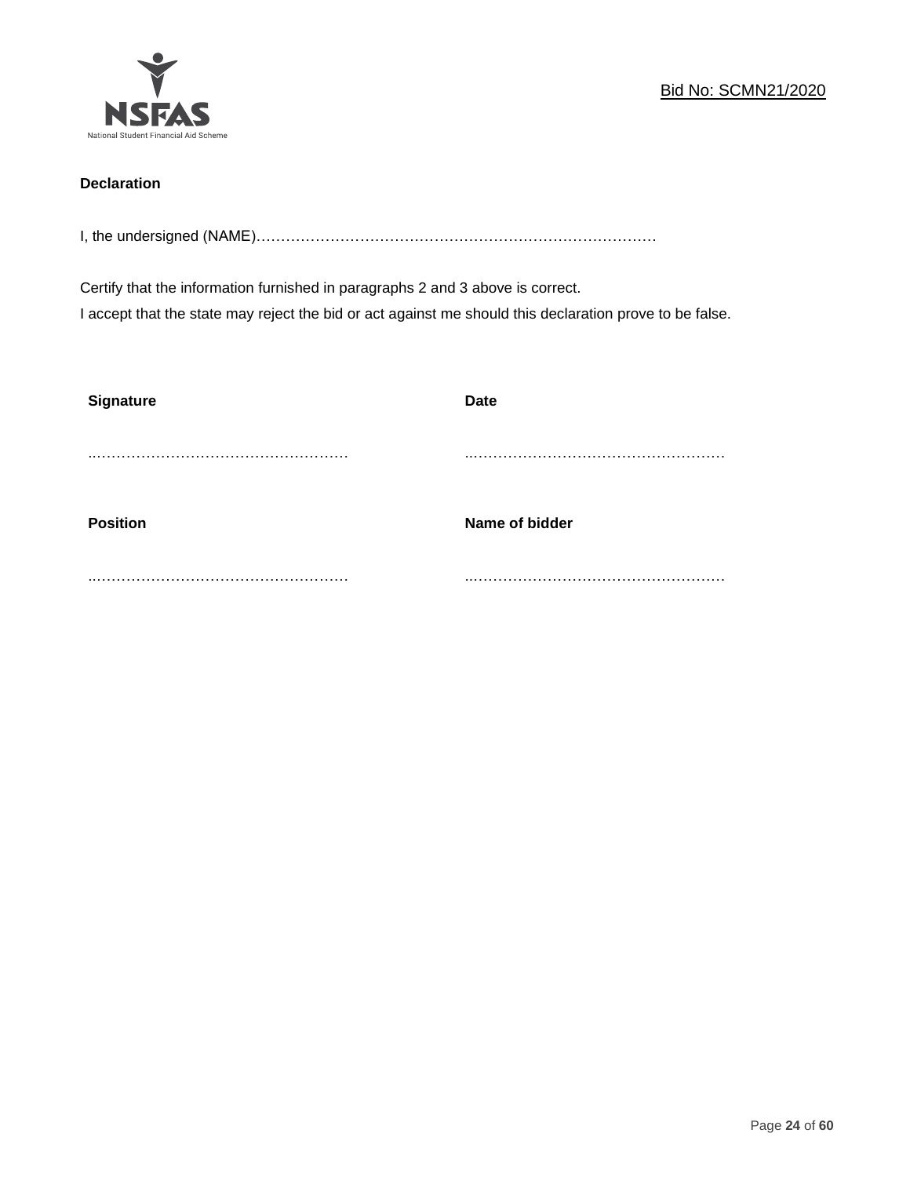**Declaration**

I, the undersigned (NAME)………………………………………………………………………

Certify that the information furnished in paragraphs 2 and 3 above is correct.
I accept that the state may reject the bid or act against me should this declaration prove to be false.

| **Signature** | **Date** |
|---|---|
| ..…………………………………………… | ..…………………………………………… |
| **Position** | **Name of bidder** |
| ..…………………………………………… | ..…………………………………………… |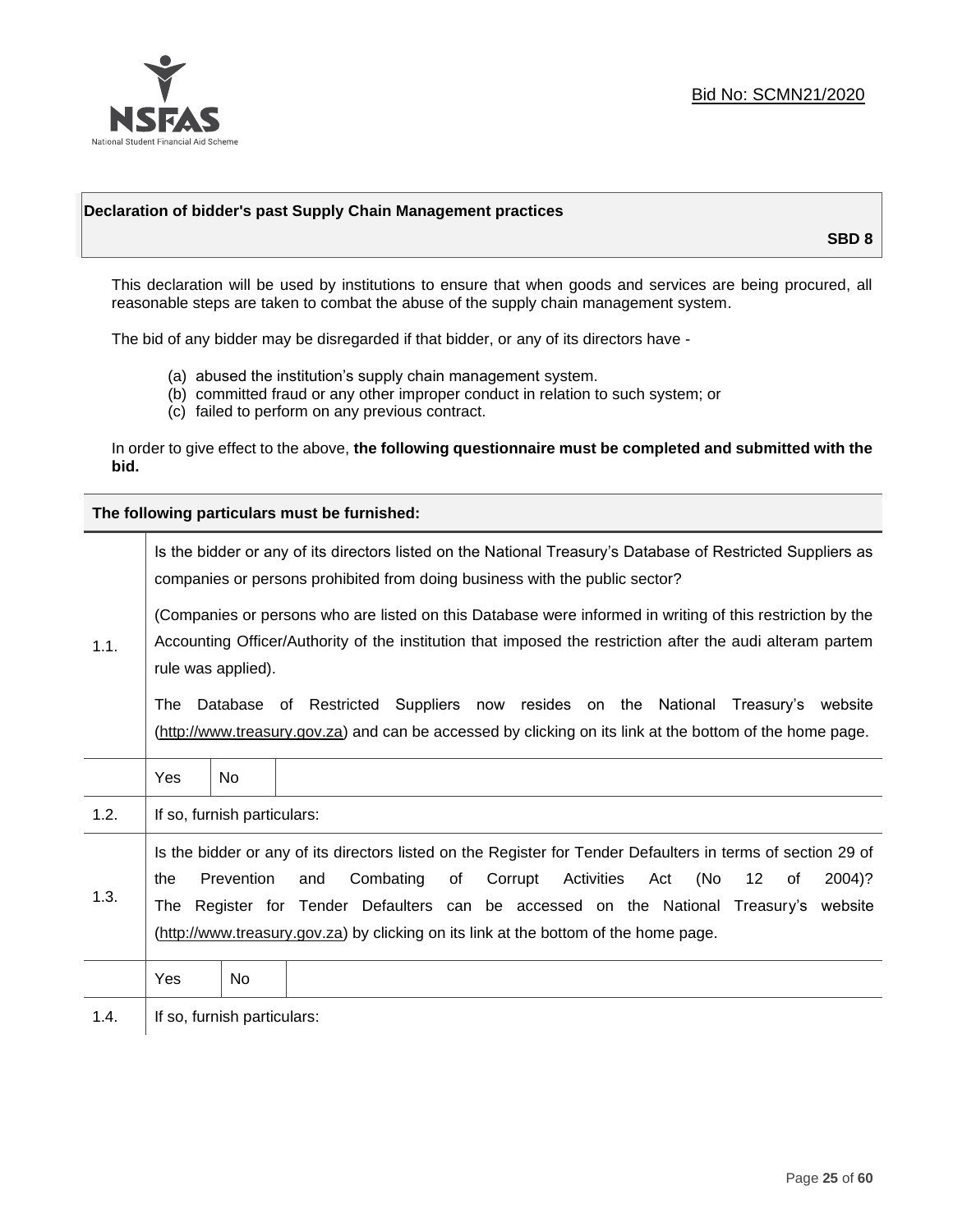Bid No: SCMN21/2020

## Declaration of bidder's past Supply Chain Management practices

**SBD 8**

This declaration will be used by institutions to ensure that when goods and services are being procured, all reasonable steps are taken to combat the abuse of the supply chain management system.

The bid of any bidder may be disregarded if that bidder, or any of its directors have -

(a) abused the institution's supply chain management system.
(b) committed fraud or any other improper conduct in relation to such system; or
(c) failed to perform on any previous contract.

In order to give effect to the above, **the following questionnaire must be completed and submitted with the bid.**

**The following particulars must be furnished:**

| | | | |
|---|---|---|---|
| 1.1. | Is the bidder or any of its directors listed on the National Treasury's Database of Restricted Suppliers as companies or persons prohibited from doing business with the public sector?<br><br>(Companies or persons who are listed on this Database were informed in writing of this restriction by the Accounting Officer/Authority of the institution that imposed the restriction after the audi alteram partem rule was applied).<br><br>The Database of Restricted Suppliers now resides on the National Treasury's website (http://www.treasury.gov.za) and can be accessed by clicking on its link at the bottom of the home page. | | |
| | Yes | No | |
| 1.2. | If so, furnish particulars: | | |
| 1.3. | Is the bidder or any of its directors listed on the Register for Tender Defaulters in terms of section 29 of the Prevention and Combating of Corrupt Activities Act (No 12 of 2004)? The Register for Tender Defaulters can be accessed on the National Treasury's website (http://www.treasury.gov.za) by clicking on its link at the bottom of the home page. | | |
| | Yes | No | |
| 1.4. | If so, furnish particulars: | | |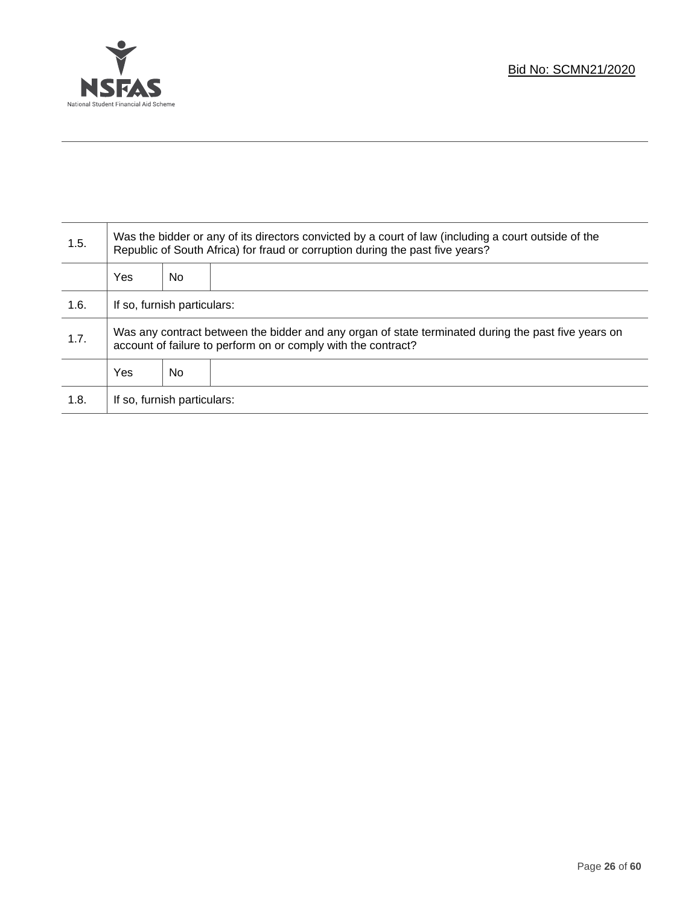| | | | |
|---|---|---|---|
| 1.5. | Was the bidder or any of its directors convicted by a court of law (including a court outside of the Republic of South Africa) for fraud or corruption during the past five years? | | |
| | Yes | No | |
| 1.6. | If so, furnish particulars: | | |
| 1.7. | Was any contract between the bidder and any organ of state terminated during the past five years on account of failure to perform on or comply with the contract? | | |
| | Yes | No | |
| 1.8. | If so, furnish particulars: | | |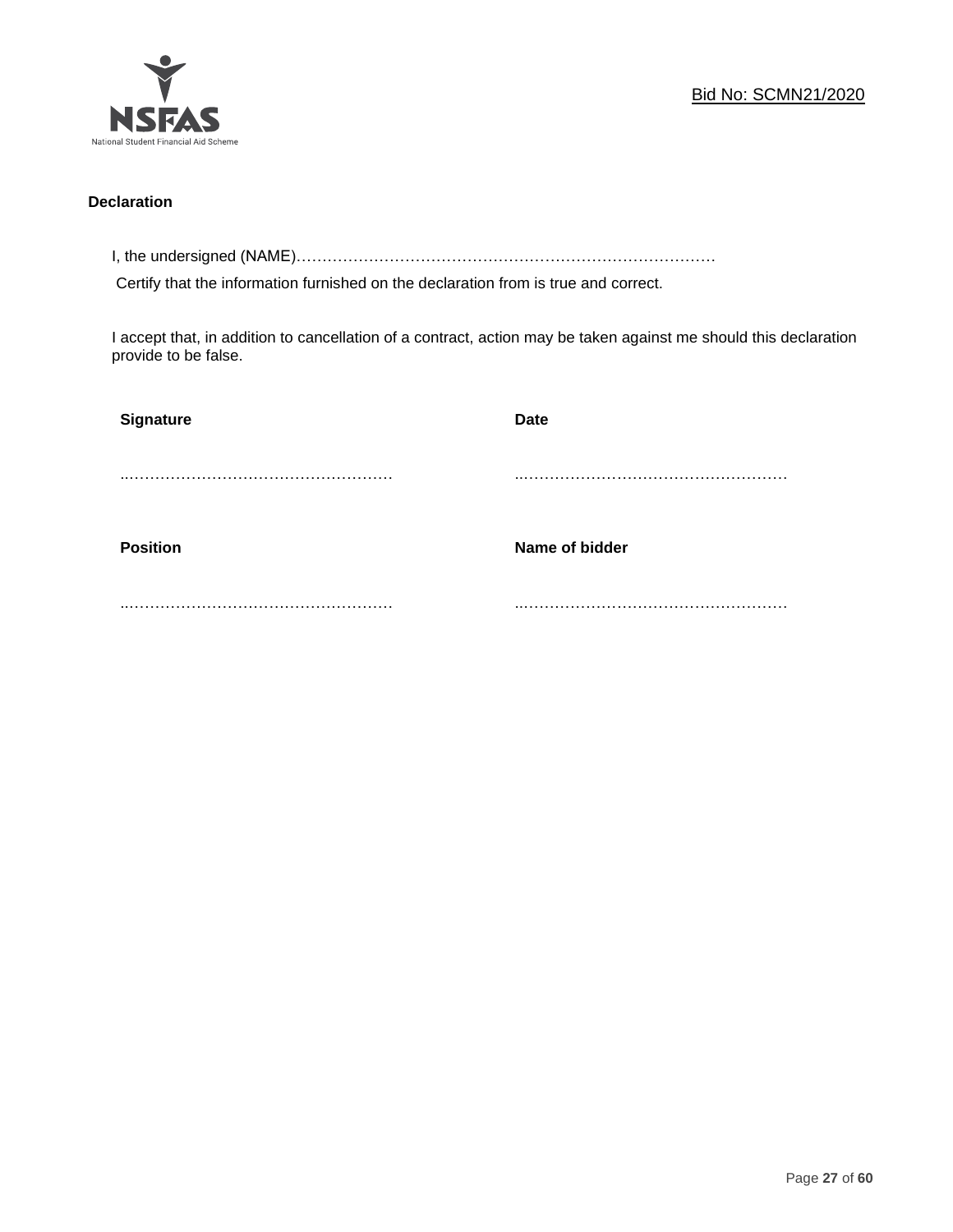Bid No: SCMN21/2020

**Declaration**

I, the undersigned (NAME)………………………………………………………………………

Certify that the information furnished on the declaration from is true and correct.

I accept that, in addition to cancellation of a contract, action may be taken against me should this declaration provide to be false.

| **Signature** | **Date** |
|---|---|
| ..……………………………………………… | ..……………………………………………… |
| **Position** | **Name of bidder** |
| ..……………………………………………… | ..……………………………………………… |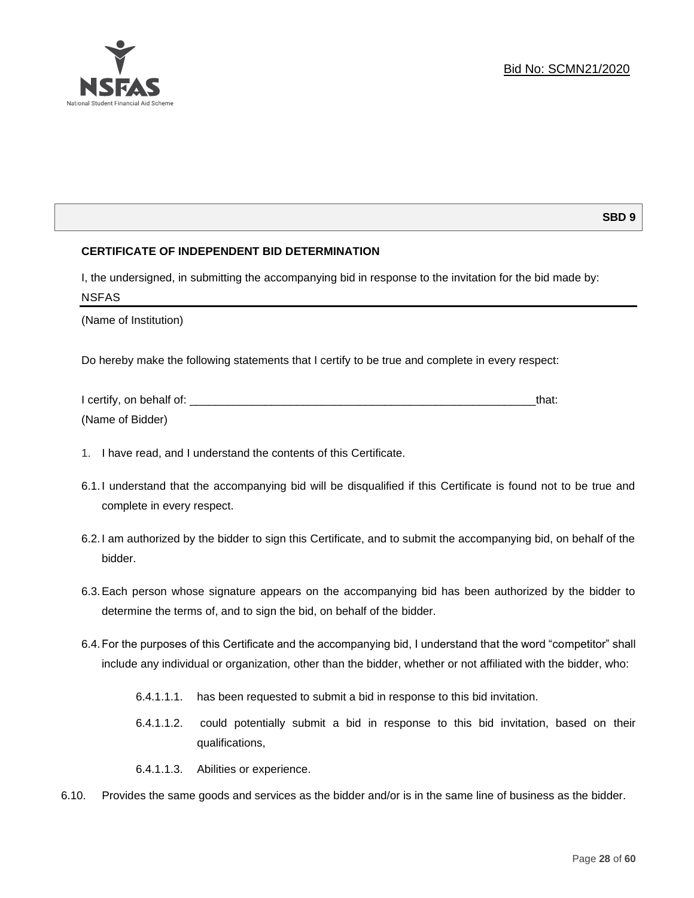Bid No: SCMN21/2020

**SBD 9**

**CERTIFICATE OF INDEPENDENT BID DETERMINATION**

I, the undersigned, in submitting the accompanying bid in response to the invitation for the bid made by:

NSFAS

(Name of Institution)

Do hereby make the following statements that I certify to be true and complete in every respect:

I certify, on behalf of: ___________________________________________________________that:

(Name of Bidder)

1. I have read, and I understand the contents of this Certificate.

6.1. I understand that the accompanying bid will be disqualified if this Certificate is found not to be true and complete in every respect.

6.2. I am authorized by the bidder to sign this Certificate, and to submit the accompanying bid, on behalf of the bidder.

6.3. Each person whose signature appears on the accompanying bid has been authorized by the bidder to determine the terms of, and to sign the bid, on behalf of the bidder.

6.4. For the purposes of this Certificate and the accompanying bid, I understand that the word "competitor" shall include any individual or organization, other than the bidder, whether or not affiliated with the bidder, who:

6.4.1.1.1. has been requested to submit a bid in response to this bid invitation.

6.4.1.1.2. could potentially submit a bid in response to this bid invitation, based on their qualifications,

6.4.1.1.3. Abilities or experience.

6.10. Provides the same goods and services as the bidder and/or is in the same line of business as the bidder.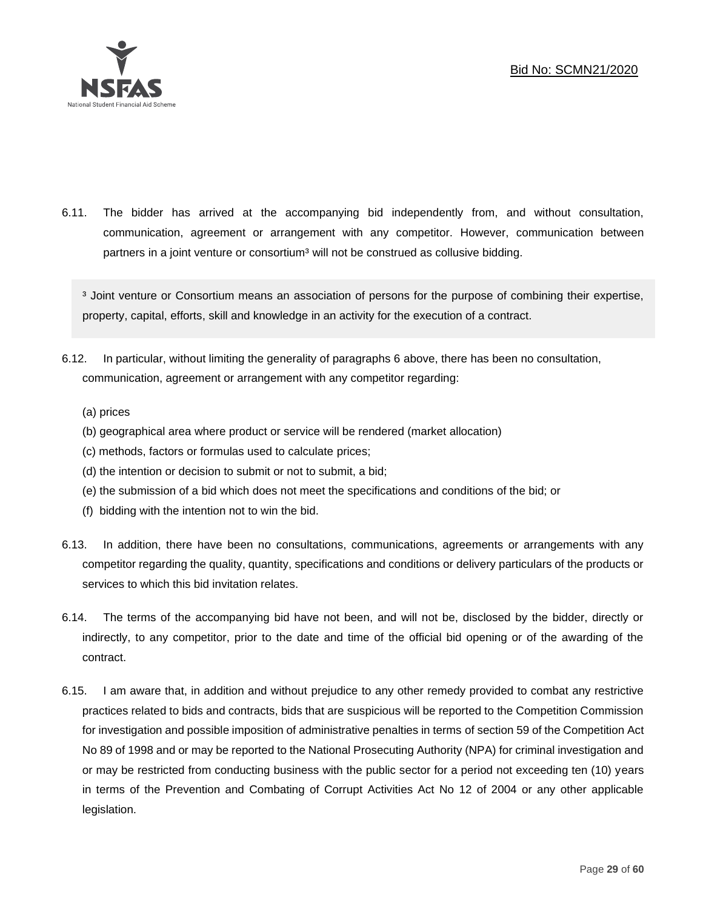6.11. The bidder has arrived at the accompanying bid independently from, and without consultation, communication, agreement or arrangement with any competitor. However, communication between partners in a joint venture or consortium[3] will not be construed as collusive bidding.

> [3] Joint venture or Consortium means an association of persons for the purpose of combining their expertise, property, capital, efforts, skill and knowledge in an activity for the execution of a contract.

6.12. In particular, without limiting the generality of paragraphs 6 above, there has been no consultation, communication, agreement or arrangement with any competitor regarding:

(a) prices
(b) geographical area where product or service will be rendered (market allocation)
(c) methods, factors or formulas used to calculate prices;
(d) the intention or decision to submit or not to submit, a bid;
(e) the submission of a bid which does not meet the specifications and conditions of the bid; or
(f) bidding with the intention not to win the bid.

6.13. In addition, there have been no consultations, communications, agreements or arrangements with any competitor regarding the quality, quantity, specifications and conditions or delivery particulars of the products or services to which this bid invitation relates.

6.14. The terms of the accompanying bid have not been, and will not be, disclosed by the bidder, directly or indirectly, to any competitor, prior to the date and time of the official bid opening or of the awarding of the contract.

6.15. I am aware that, in addition and without prejudice to any other remedy provided to combat any restrictive practices related to bids and contracts, bids that are suspicious will be reported to the Competition Commission for investigation and possible imposition of administrative penalties in terms of section 59 of the Competition Act No 89 of 1998 and or may be reported to the National Prosecuting Authority (NPA) for criminal investigation and or may be restricted from conducting business with the public sector for a period not exceeding ten (10) years in terms of the Prevention and Combating of Corrupt Activities Act No 12 of 2004 or any other applicable legislation.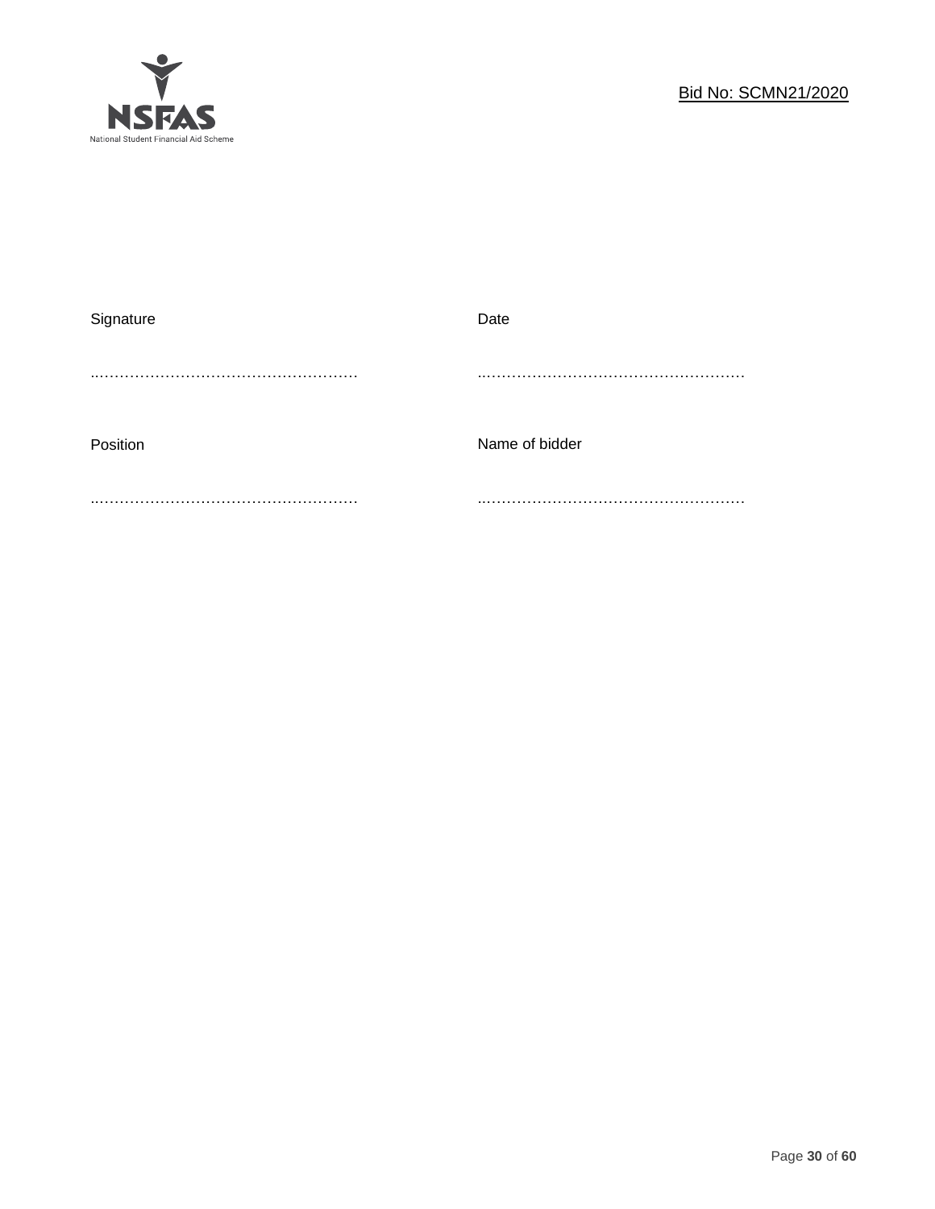Signature ……………………………………………… Date ………………………………………………

Position ……………………………………………… Name of bidder ………………………………………………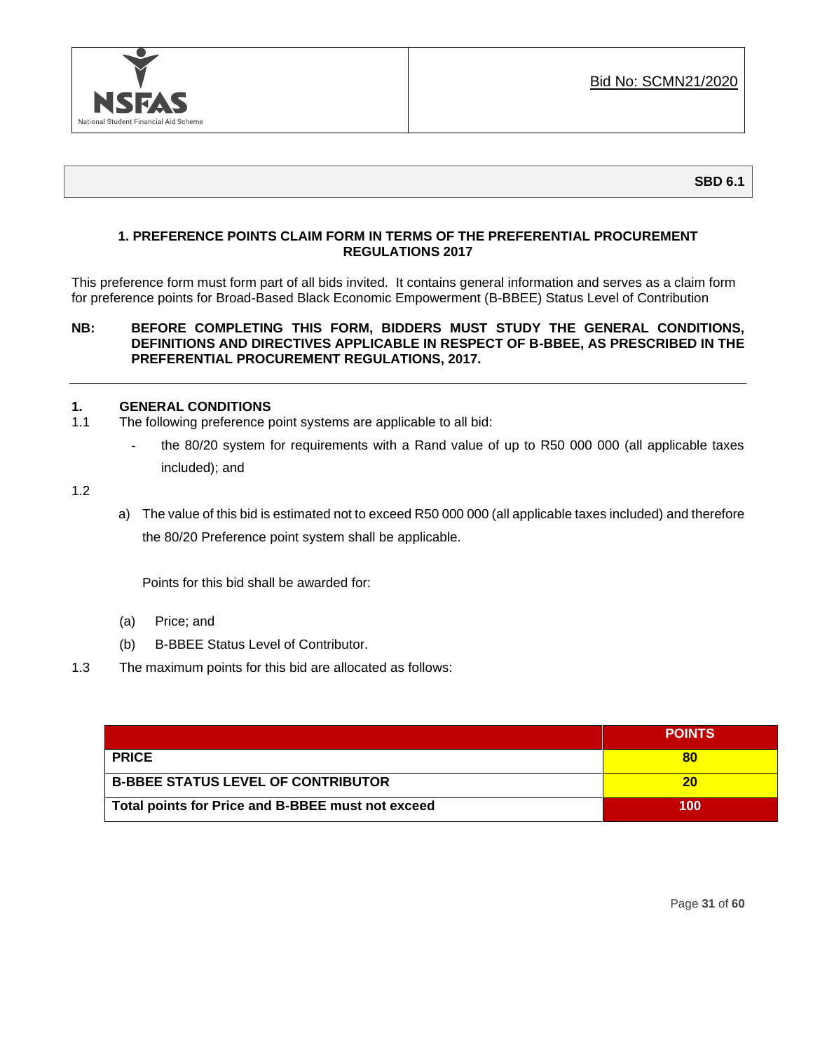NSFAS
National Student Financial Aid Scheme

Bid No: SCMN21/2020

**SBD 6.1**

## 1. PREFERENCE POINTS CLAIM FORM IN TERMS OF THE PREFERENTIAL PROCUREMENT REGULATIONS 2017

This preference form must form part of all bids invited. It contains general information and serves as a claim form for preference points for Broad-Based Black Economic Empowerment (B-BBEE) Status Level of Contribution

**NB: BEFORE COMPLETING THIS FORM, BIDDERS MUST STUDY THE GENERAL CONDITIONS, DEFINITIONS AND DIRECTIVES APPLICABLE IN RESPECT OF B-BBEE, AS PRESCRIBED IN THE PREFERENTIAL PROCUREMENT REGULATIONS, 2017.**

---

### 1. GENERAL CONDITIONS

1.1 The following preference point systems are applicable to all bid:

- the 80/20 system for requirements with a Rand value of up to R50 000 000 (all applicable taxes included); and

1.2

a) The value of this bid is estimated not to exceed R50 000 000 (all applicable taxes included) and therefore the 80/20 Preference point system shall be applicable.

Points for this bid shall be awarded for:

(a) Price; and

(b) B-BBEE Status Level of Contributor.

1.3 The maximum points for this bid are allocated as follows:

| | **POINTS** |
|---|---|
| **PRICE** | **80** |
| **B-BBEE STATUS LEVEL OF CONTRIBUTOR** | **20** |
| **Total points for Price and B-BBEE must not exceed** | **100** |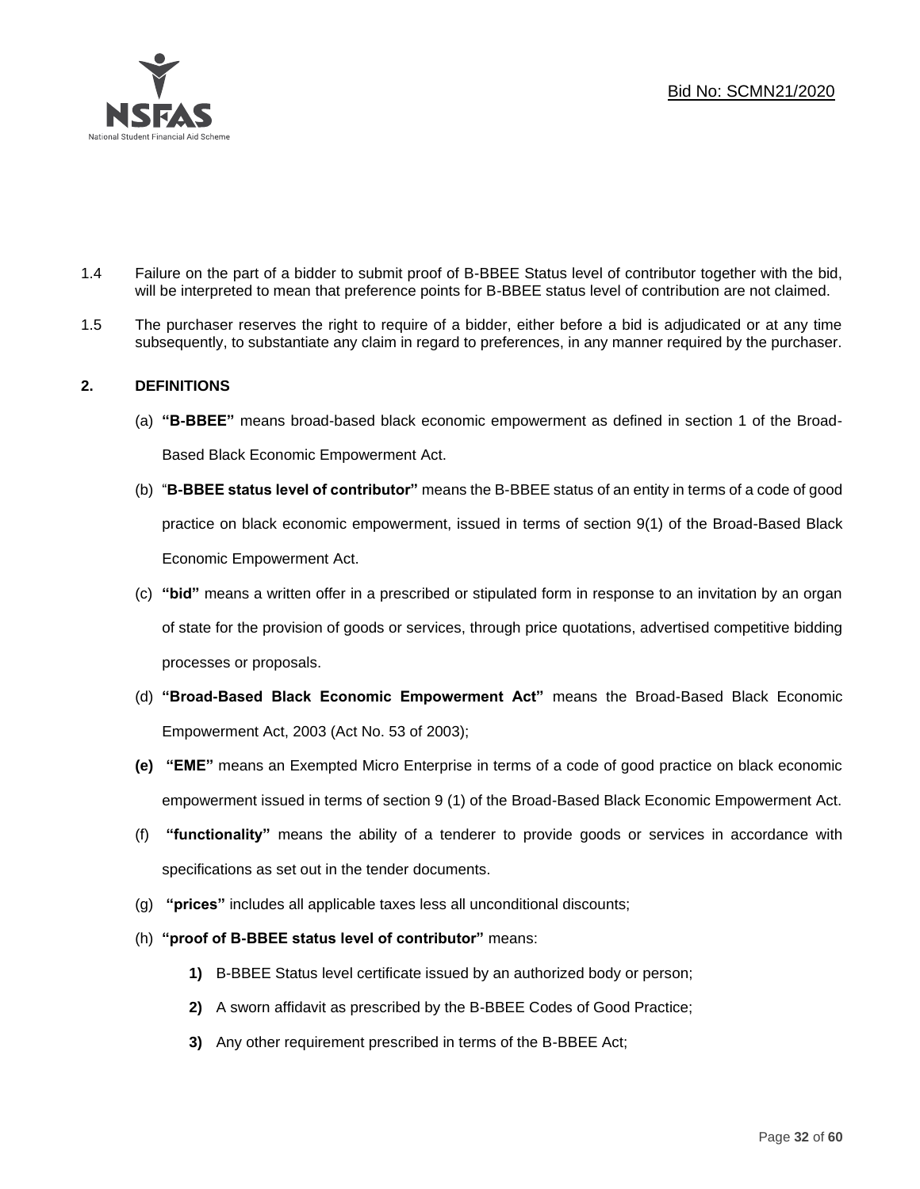1.4 Failure on the part of a bidder to submit proof of B-BBEE Status level of contributor together with the bid, will be interpreted to mean that preference points for B-BBEE status level of contribution are not claimed.

1.5 The purchaser reserves the right to require of a bidder, either before a bid is adjudicated or at any time subsequently, to substantiate any claim in regard to preferences, in any manner required by the purchaser.

## 2. DEFINITIONS

(a) **"B-BBEE"** means broad-based black economic empowerment as defined in section 1 of the Broad-Based Black Economic Empowerment Act.

(b) "**B-BBEE status level of contributor"** means the B-BBEE status of an entity in terms of a code of good practice on black economic empowerment, issued in terms of section 9(1) of the Broad-Based Black Economic Empowerment Act.

(c) **"bid"** means a written offer in a prescribed or stipulated form in response to an invitation by an organ of state for the provision of goods or services, through price quotations, advertised competitive bidding processes or proposals.

(d) **"Broad-Based Black Economic Empowerment Act"** means the Broad-Based Black Economic Empowerment Act, 2003 (Act No. 53 of 2003);

**(e)** **"EME"** means an Exempted Micro Enterprise in terms of a code of good practice on black economic empowerment issued in terms of section 9 (1) of the Broad-Based Black Economic Empowerment Act.

(f) **"functionality"** means the ability of a tenderer to provide goods or services in accordance with specifications as set out in the tender documents.

(g) **"prices"** includes all applicable taxes less all unconditional discounts;

(h) **"proof of B-BBEE status level of contributor"** means:

**1)** B-BBEE Status level certificate issued by an authorized body or person;

**2)** A sworn affidavit as prescribed by the B-BBEE Codes of Good Practice;

**3)** Any other requirement prescribed in terms of the B-BBEE Act;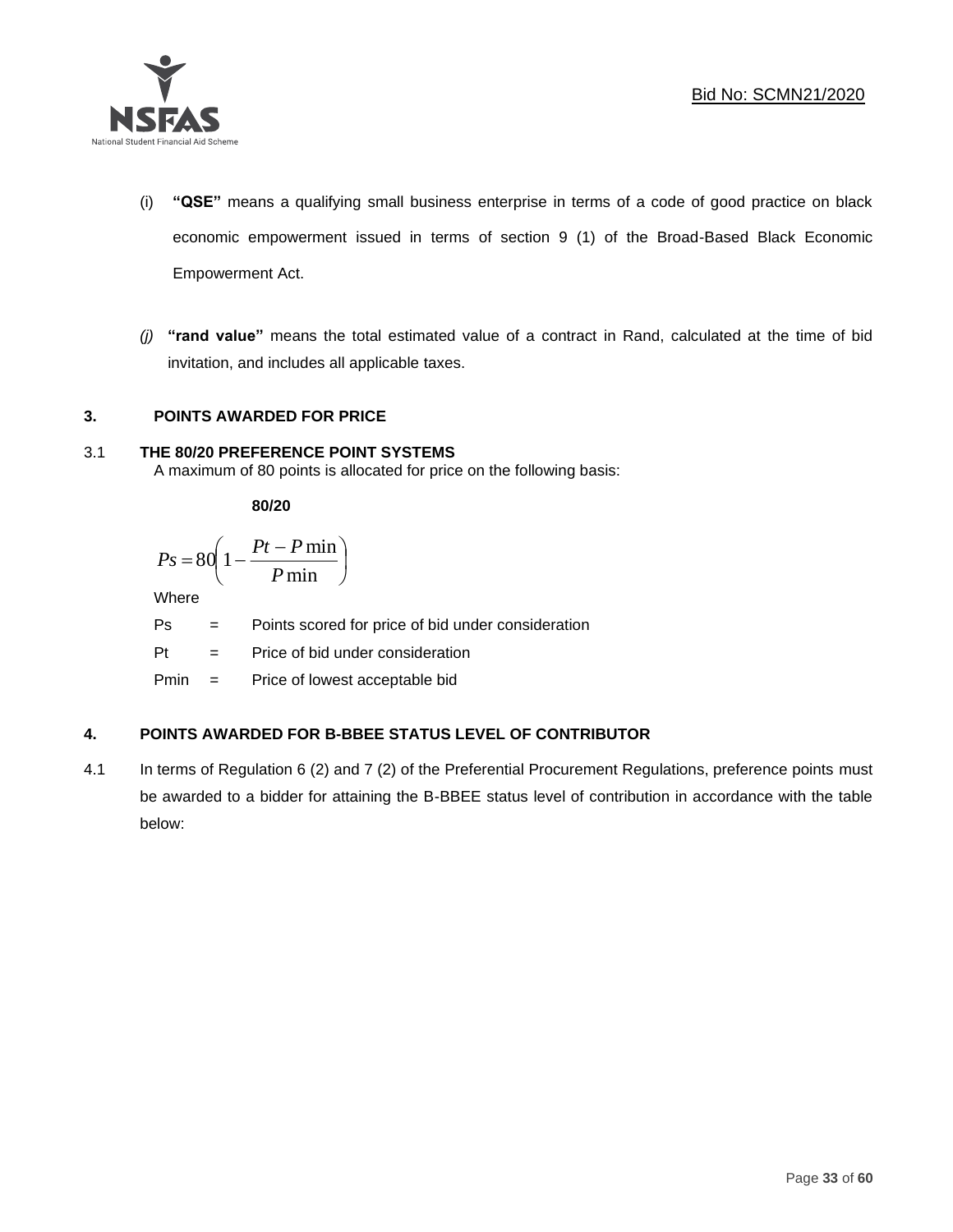(i) **"QSE"** means a qualifying small business enterprise in terms of a code of good practice on black economic empowerment issued in terms of section 9 (1) of the Broad-Based Black Economic Empowerment Act.

*(j)* **"rand value"** means the total estimated value of a contract in Rand, calculated at the time of bid invitation, and includes all applicable taxes.

## 3. POINTS AWARDED FOR PRICE

### 3.1 THE 80/20 PREFERENCE POINT SYSTEMS

A maximum of 80 points is allocated for price on the following basis:

**80/20**

$$Ps = 80\left(1 - \frac{Pt - P\min}{P\min}\right)$$

Where

| | | |
|---|---|---|
| Ps | = | Points scored for price of bid under consideration |
| Pt | = | Price of bid under consideration |
| Pmin | = | Price of lowest acceptable bid |

## 4. POINTS AWARDED FOR B-BBEE STATUS LEVEL OF CONTRIBUTOR

4.1 In terms of Regulation 6 (2) and 7 (2) of the Preferential Procurement Regulations, preference points must be awarded to a bidder for attaining the B-BBEE status level of contribution in accordance with the table below: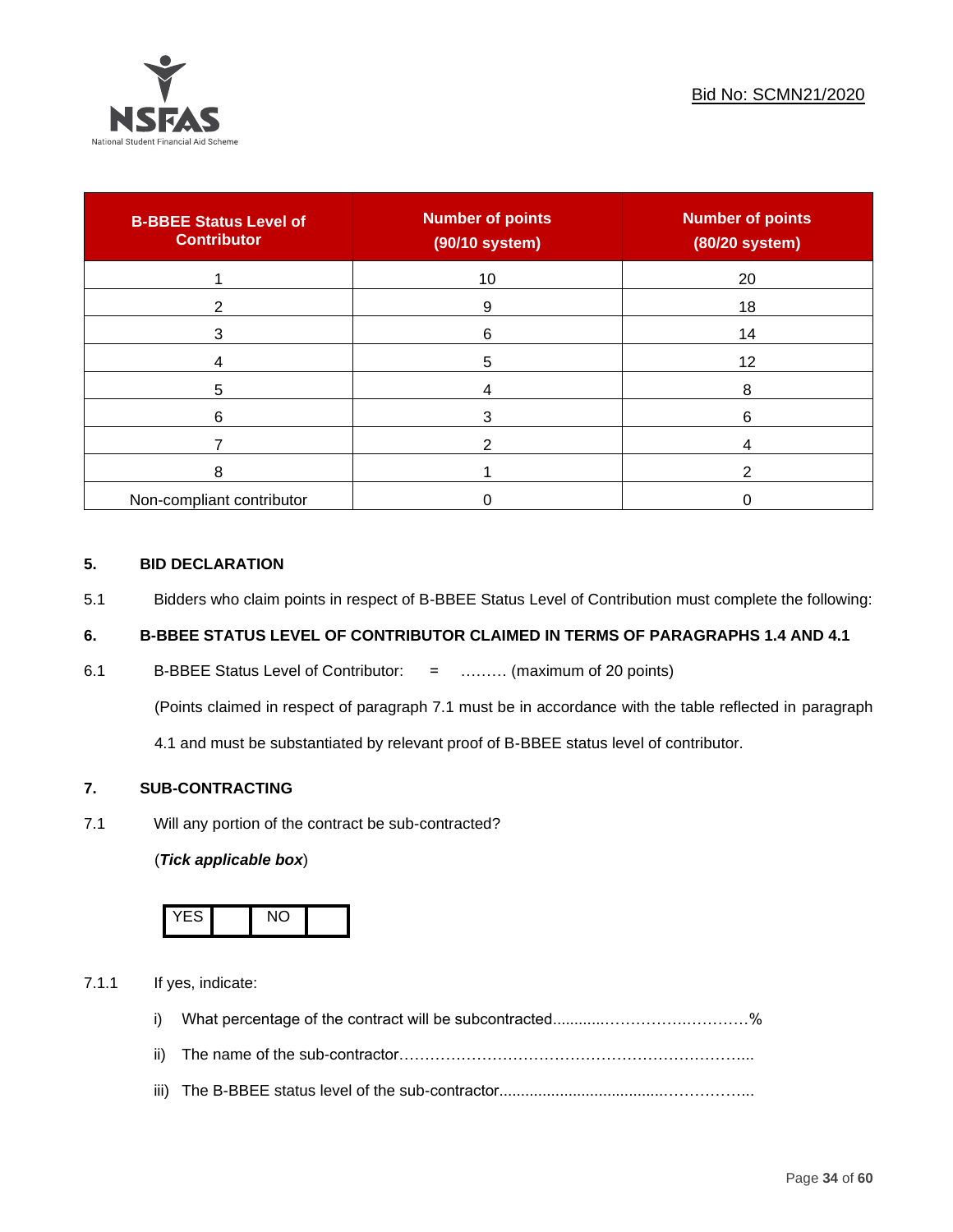| B-BBEE Status Level of Contributor | Number of points (90/10 system) | Number of points (80/20 system) |
|---|---|---|
| 1 | 10 | 20 |
| 2 | 9 | 18 |
| 3 | 6 | 14 |
| 4 | 5 | 12 |
| 5 | 4 | 8 |
| 6 | 3 | 6 |
| 7 | 2 | 4 |
| 8 | 1 | 2 |
| Non-compliant contributor | 0 | 0 |

## 5. BID DECLARATION

5.1 Bidders who claim points in respect of B-BBEE Status Level of Contribution must complete the following:

## 6. B-BBEE STATUS LEVEL OF CONTRIBUTOR CLAIMED IN TERMS OF PARAGRAPHS 1.4 AND 4.1

6.1 B-BBEE Status Level of Contributor: = ……… (maximum of 20 points)

(Points claimed in respect of paragraph 7.1 must be in accordance with the table reflected in paragraph 4.1 and must be substantiated by relevant proof of B-BBEE status level of contributor.

## 7. SUB-CONTRACTING

7.1 Will any portion of the contract be sub-contracted?

(***Tick applicable box***)

| YES | | NO | |
|---|---|---|---|

7.1.1 If yes, indicate:

i) What percentage of the contract will be subcontracted............…………….…………%

ii) The name of the sub-contractor…………………………………………………………..

iii) The B-BBEE status level of the sub-contractor......................................……………..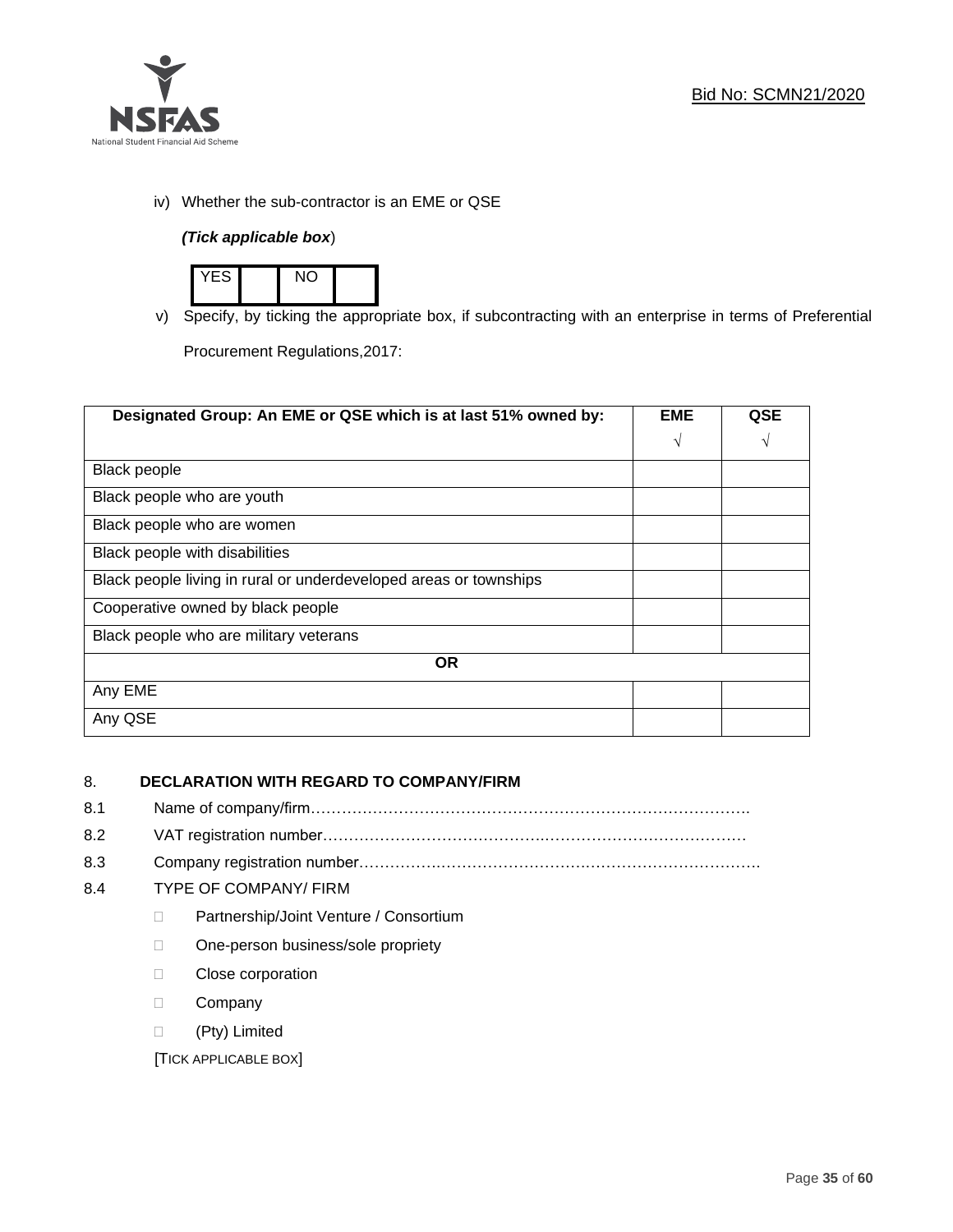iv) Whether the sub-contractor is an EME or QSE

*(Tick applicable box*)

| YES | | NO | |
|---|---|---|---|

v) Specify, by ticking the appropriate box, if subcontracting with an enterprise in terms of Preferential Procurement Regulations,2017:

| Designated Group: An EME or QSE which is at last 51% owned by: | EME √ | QSE √ |
|---|---|---|
| Black people | | |
| Black people who are youth | | |
| Black people who are women | | |
| Black people with disabilities | | |
| Black people living in rural or underdeveloped areas or townships | | |
| Cooperative owned by black people | | |
| Black people who are military veterans | | |
| **OR** | | |
| Any EME | | |
| Any QSE | | |

## 8. DECLARATION WITH REGARD TO COMPANY/FIRM

8.1 Name of company/firm……………………………………………………………………………….

8.2 VAT registration number……………………………………….…………………………………

8.3 Company registration number…………….……………………….…………………………….

8.4 TYPE OF COMPANY/ FIRM

- ☐ Partnership/Joint Venture / Consortium
- ☐ One-person business/sole propriety
- ☐ Close corporation
- ☐ Company
- ☐ (Pty) Limited

[TICK APPLICABLE BOX]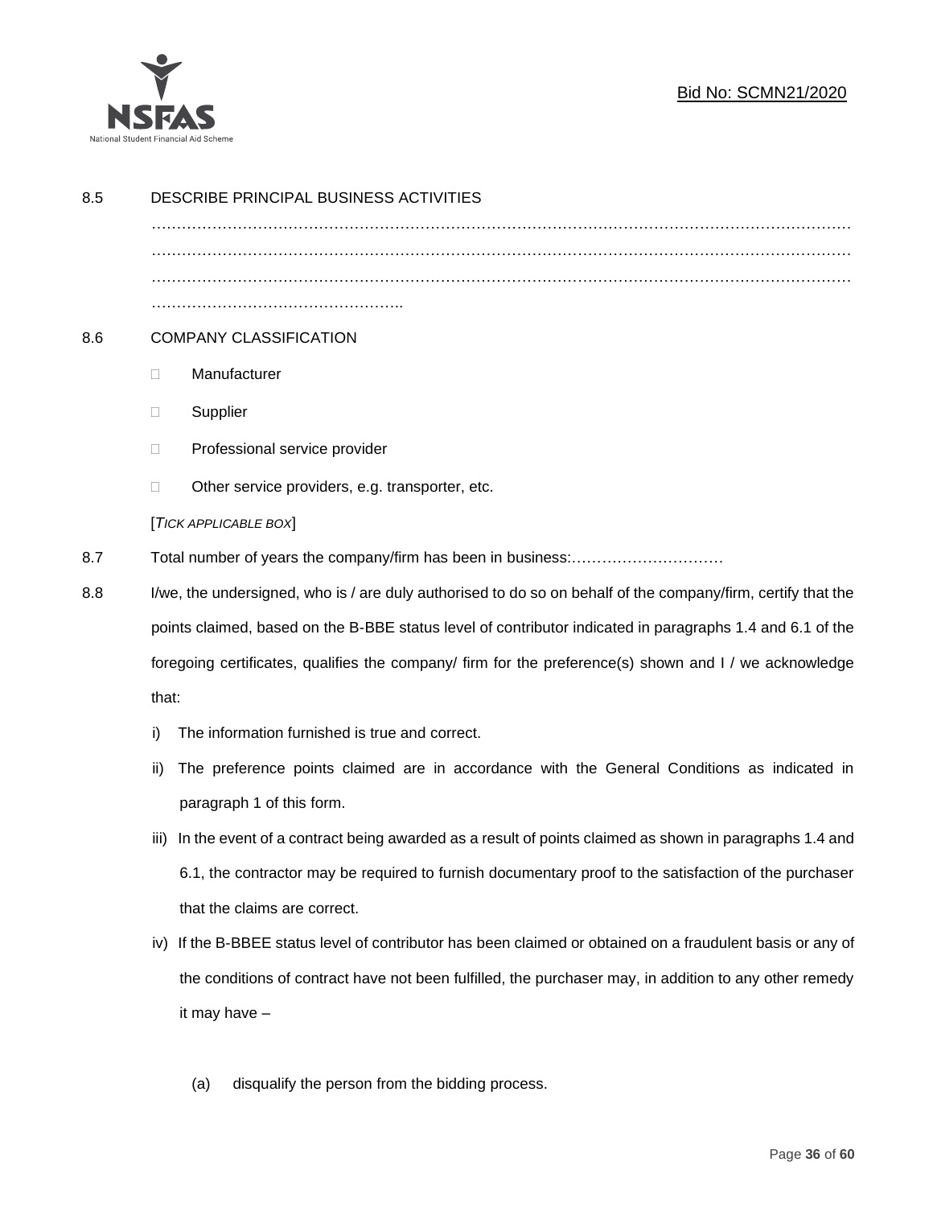8.5 DESCRIBE PRINCIPAL BUSINESS ACTIVITIES

………………………………………………………………………………………………………………………
………………………………………………………………………………………………………………………
………………………………………………………………………………………………………………………
…………………………………………..

8.6 COMPANY CLASSIFICATION

- Manufacturer
- Supplier
- Professional service provider
- Other service providers, e.g. transporter, etc.

[*TICK APPLICABLE BOX*]

8.7 Total number of years the company/firm has been in business:…………………………

8.8 I/we, the undersigned, who is / are duly authorised to do so on behalf of the company/firm, certify that the points claimed, based on the B-BBE status level of contributor indicated in paragraphs 1.4 and 6.1 of the foregoing certificates, qualifies the company/ firm for the preference(s) shown and I / we acknowledge that:

i) The information furnished is true and correct.

ii) The preference points claimed are in accordance with the General Conditions as indicated in paragraph 1 of this form.

iii) In the event of a contract being awarded as a result of points claimed as shown in paragraphs 1.4 and 6.1, the contractor may be required to furnish documentary proof to the satisfaction of the purchaser that the claims are correct.

iv) If the B-BBEE status level of contributor has been claimed or obtained on a fraudulent basis or any of the conditions of contract have not been fulfilled, the purchaser may, in addition to any other remedy it may have –

(a) disqualify the person from the bidding process.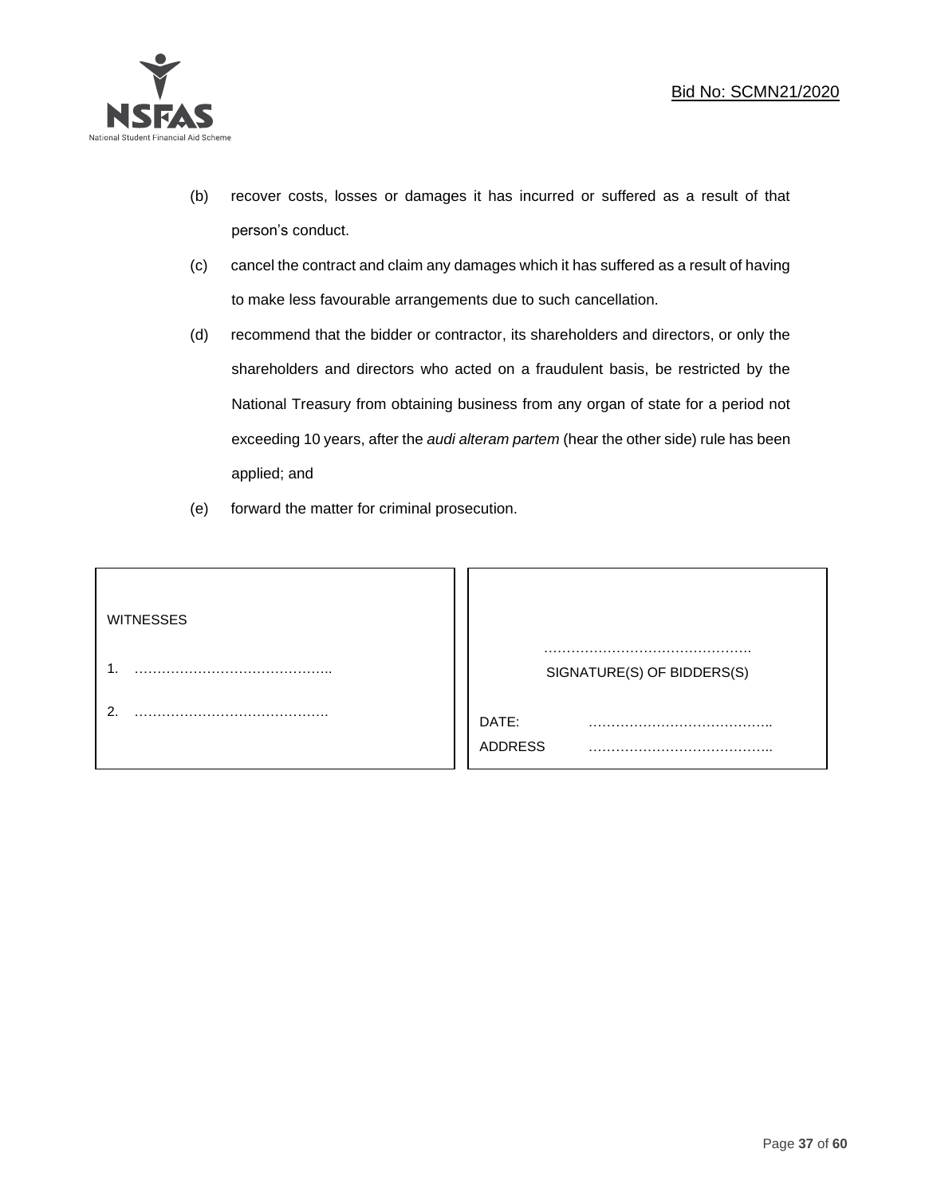(b) recover costs, losses or damages it has incurred or suffered as a result of that person's conduct.

(c) cancel the contract and claim any damages which it has suffered as a result of having to make less favourable arrangements due to such cancellation.

(d) recommend that the bidder or contractor, its shareholders and directors, or only the shareholders and directors who acted on a fraudulent basis, be restricted by the National Treasury from obtaining business from any organ of state for a period not exceeding 10 years, after the *audi alteram partem* (hear the other side) rule has been applied; and

(e) forward the matter for criminal prosecution.

| WITNESSES | |
|---|---|
| 1. …………………………………….. | ………………………………………. SIGNATURE(S) OF BIDDERS(S) |
| 2. ……………………………………. | DATE: ………………………………….. |
| | ADDRESS ………………………………….. |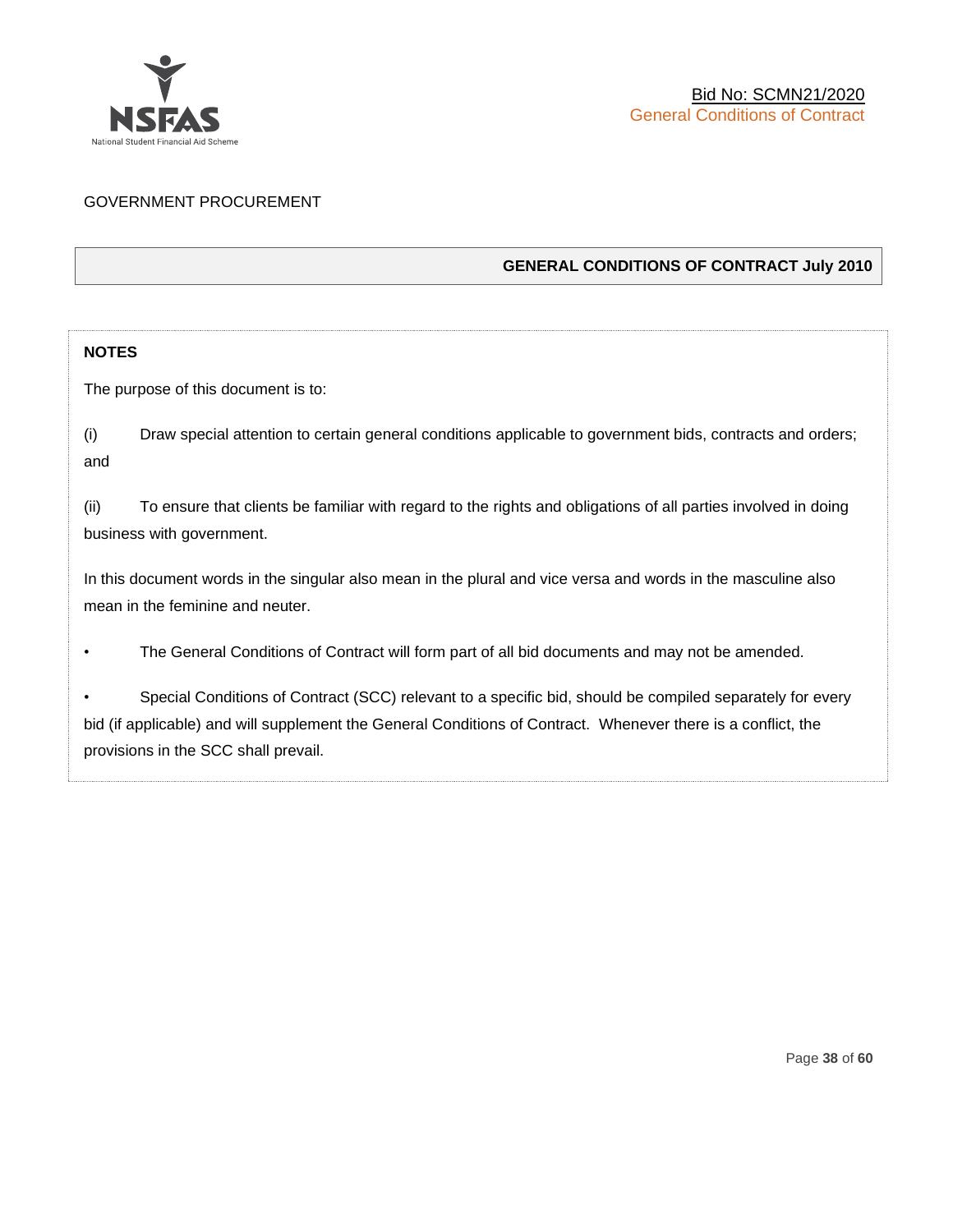GOVERNMENT PROCUREMENT

**GENERAL CONDITIONS OF CONTRACT July 2010**

**NOTES**

The purpose of this document is to:

(i) Draw special attention to certain general conditions applicable to government bids, contracts and orders; and

(ii) To ensure that clients be familiar with regard to the rights and obligations of all parties involved in doing business with government.

In this document words in the singular also mean in the plural and vice versa and words in the masculine also mean in the feminine and neuter.

- The General Conditions of Contract will form part of all bid documents and may not be amended.
- Special Conditions of Contract (SCC) relevant to a specific bid, should be compiled separately for every bid (if applicable) and will supplement the General Conditions of Contract. Whenever there is a conflict, the provisions in the SCC shall prevail.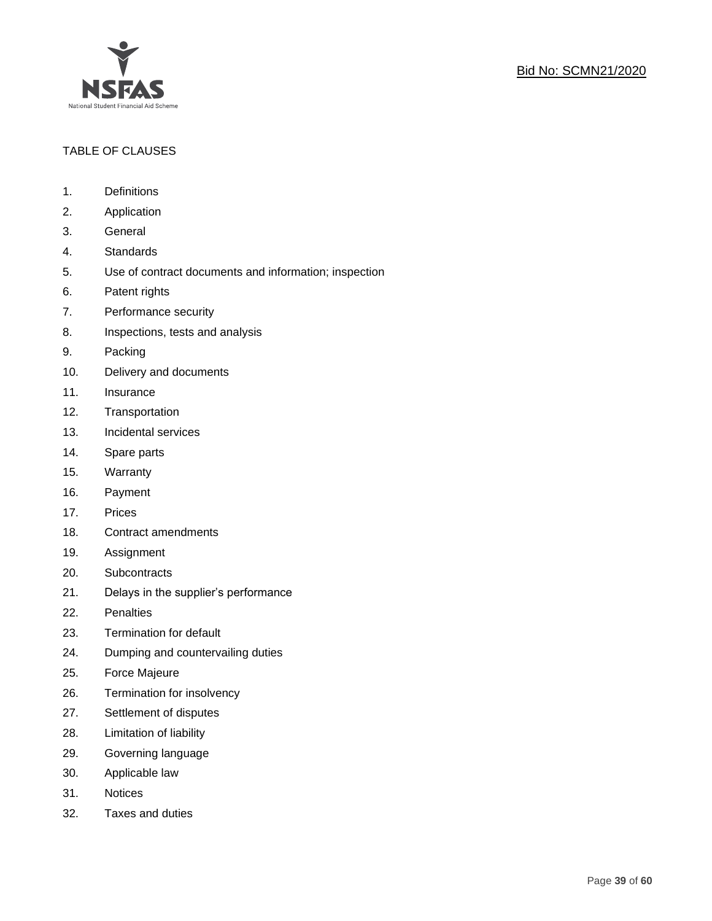TABLE OF CLAUSES

1. Definitions
2. Application
3. General
4. Standards
5. Use of contract documents and information; inspection
6. Patent rights
7. Performance security
8. Inspections, tests and analysis
9. Packing
10. Delivery and documents
11. Insurance
12. Transportation
13. Incidental services
14. Spare parts
15. Warranty
16. Payment
17. Prices
18. Contract amendments
19. Assignment
20. Subcontracts
21. Delays in the supplier's performance
22. Penalties
23. Termination for default
24. Dumping and countervailing duties
25. Force Majeure
26. Termination for insolvency
27. Settlement of disputes
28. Limitation of liability
29. Governing language
30. Applicable law
31. Notices
32. Taxes and duties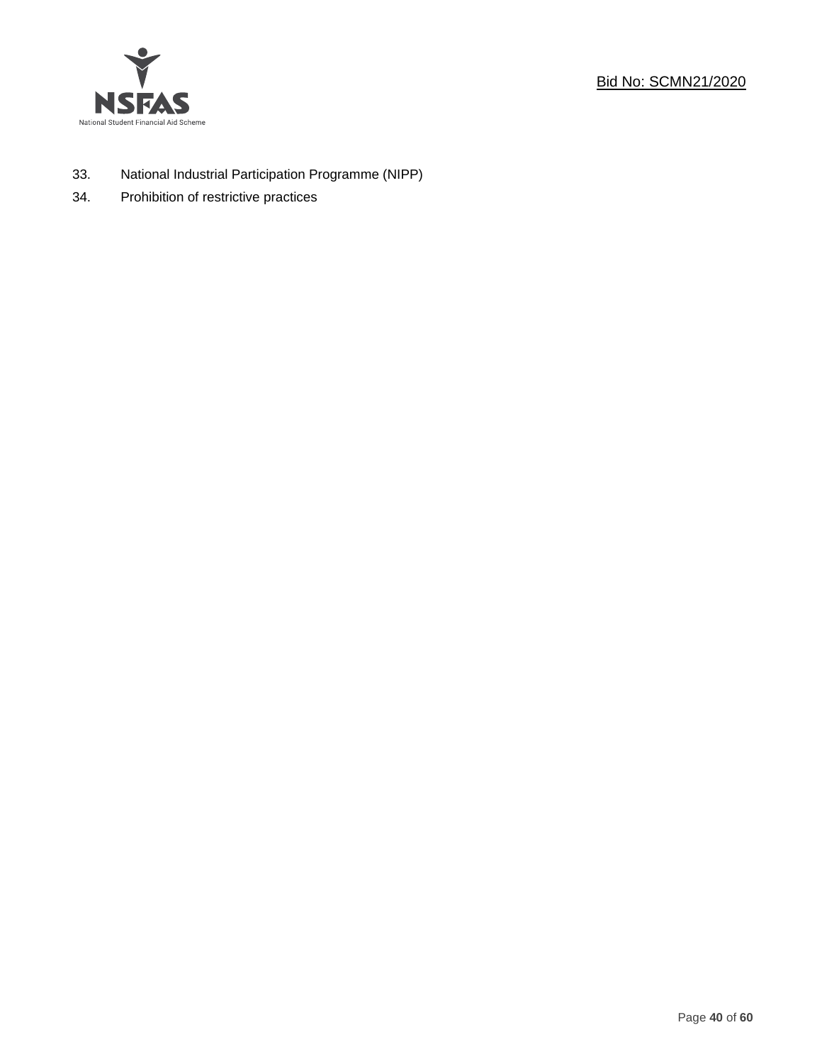33. National Industrial Participation Programme (NIPP)
34. Prohibition of restrictive practices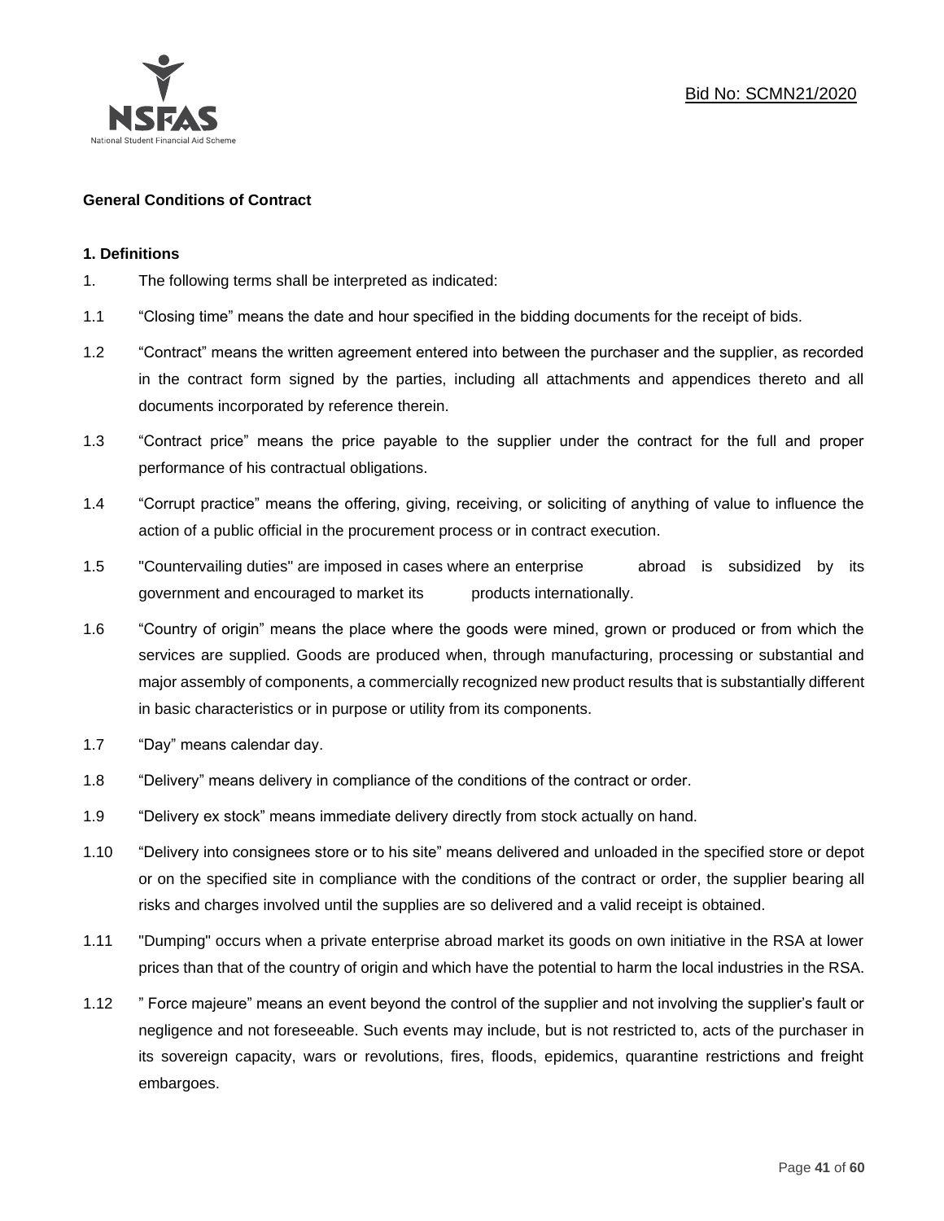**General Conditions of Contract**

**1. Definitions**

1. The following terms shall be interpreted as indicated:

1.1 "Closing time" means the date and hour specified in the bidding documents for the receipt of bids.

1.2 "Contract" means the written agreement entered into between the purchaser and the supplier, as recorded in the contract form signed by the parties, including all attachments and appendices thereto and all documents incorporated by reference therein.

1.3 "Contract price" means the price payable to the supplier under the contract for the full and proper performance of his contractual obligations.

1.4 "Corrupt practice" means the offering, giving, receiving, or soliciting of anything of value to influence the action of a public official in the procurement process or in contract execution.

1.5 "Countervailing duties" are imposed in cases where an enterprise abroad is subsidized by its government and encouraged to market its products internationally.

1.6 "Country of origin" means the place where the goods were mined, grown or produced or from which the services are supplied. Goods are produced when, through manufacturing, processing or substantial and major assembly of components, a commercially recognized new product results that is substantially different in basic characteristics or in purpose or utility from its components.

1.7 "Day" means calendar day.

1.8 "Delivery" means delivery in compliance of the conditions of the contract or order.

1.9 "Delivery ex stock" means immediate delivery directly from stock actually on hand.

1.10 "Delivery into consignees store or to his site" means delivered and unloaded in the specified store or depot or on the specified site in compliance with the conditions of the contract or order, the supplier bearing all risks and charges involved until the supplies are so delivered and a valid receipt is obtained.

1.11 "Dumping" occurs when a private enterprise abroad market its goods on own initiative in the RSA at lower prices than that of the country of origin and which have the potential to harm the local industries in the RSA.

1.12 " Force majeure" means an event beyond the control of the supplier and not involving the supplier's fault or negligence and not foreseeable. Such events may include, but is not restricted to, acts of the purchaser in its sovereign capacity, wars or revolutions, fires, floods, epidemics, quarantine restrictions and freight embargoes.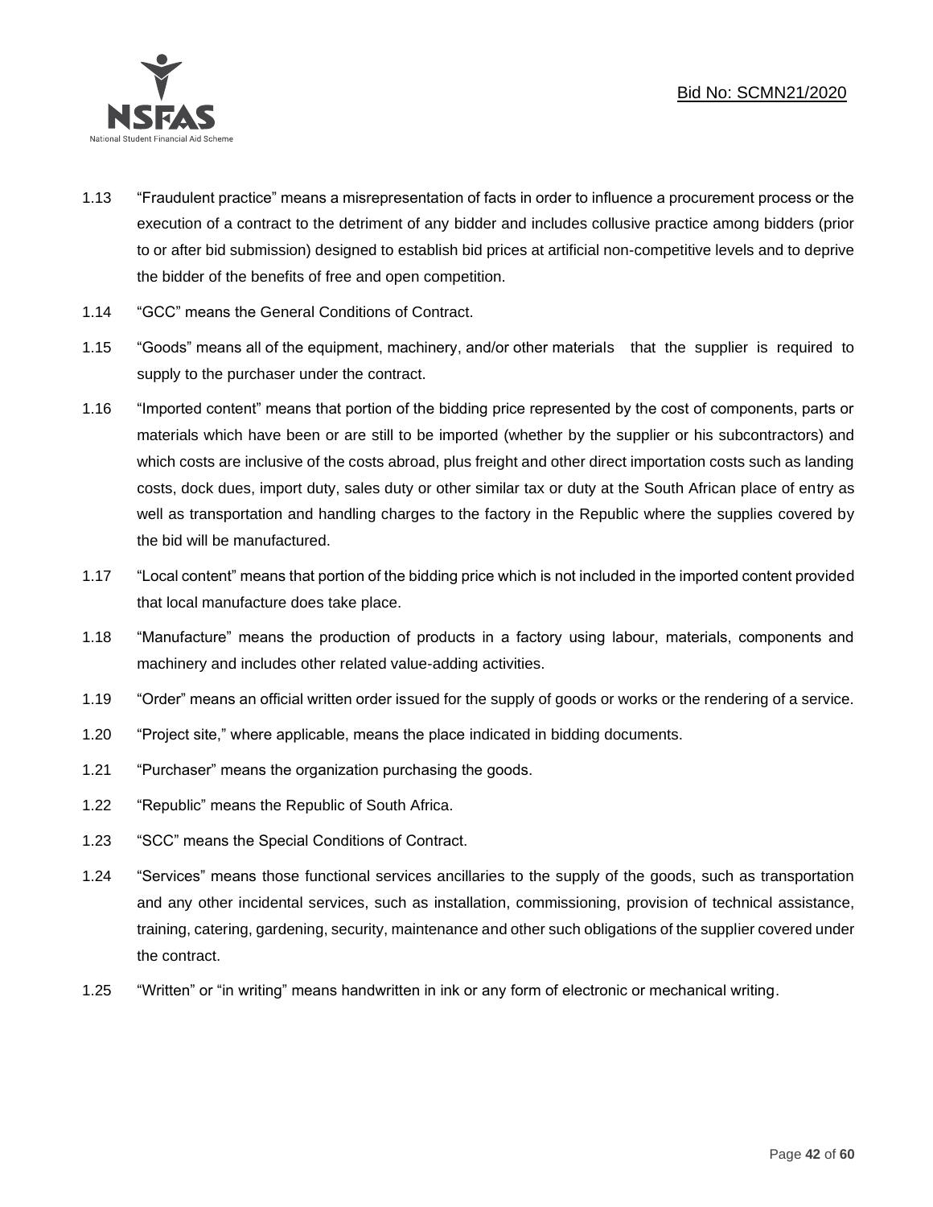1.13 "Fraudulent practice" means a misrepresentation of facts in order to influence a procurement process or the execution of a contract to the detriment of any bidder and includes collusive practice among bidders (prior to or after bid submission) designed to establish bid prices at artificial non-competitive levels and to deprive the bidder of the benefits of free and open competition.

1.14 "GCC" means the General Conditions of Contract.

1.15 "Goods" means all of the equipment, machinery, and/or other materials that the supplier is required to supply to the purchaser under the contract.

1.16 "Imported content" means that portion of the bidding price represented by the cost of components, parts or materials which have been or are still to be imported (whether by the supplier or his subcontractors) and which costs are inclusive of the costs abroad, plus freight and other direct importation costs such as landing costs, dock dues, import duty, sales duty or other similar tax or duty at the South African place of entry as well as transportation and handling charges to the factory in the Republic where the supplies covered by the bid will be manufactured.

1.17 "Local content" means that portion of the bidding price which is not included in the imported content provided that local manufacture does take place.

1.18 "Manufacture" means the production of products in a factory using labour, materials, components and machinery and includes other related value-adding activities.

1.19 "Order" means an official written order issued for the supply of goods or works or the rendering of a service.

1.20 "Project site," where applicable, means the place indicated in bidding documents.

1.21 "Purchaser" means the organization purchasing the goods.

1.22 "Republic" means the Republic of South Africa.

1.23 "SCC" means the Special Conditions of Contract.

1.24 "Services" means those functional services ancillaries to the supply of the goods, such as transportation and any other incidental services, such as installation, commissioning, provision of technical assistance, training, catering, gardening, security, maintenance and other such obligations of the supplier covered under the contract.

1.25 "Written" or "in writing" means handwritten in ink or any form of electronic or mechanical writing.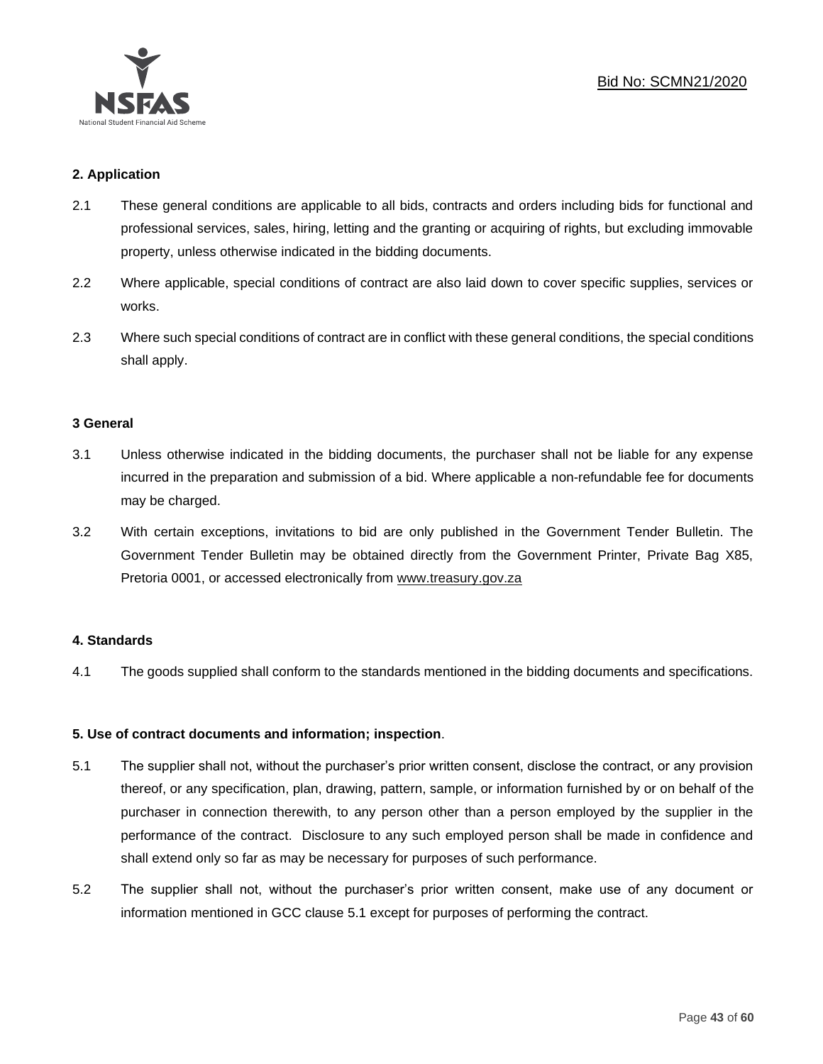**2. Application**

2.1 These general conditions are applicable to all bids, contracts and orders including bids for functional and professional services, sales, hiring, letting and the granting or acquiring of rights, but excluding immovable property, unless otherwise indicated in the bidding documents.

2.2 Where applicable, special conditions of contract are also laid down to cover specific supplies, services or works.

2.3 Where such special conditions of contract are in conflict with these general conditions, the special conditions shall apply.

**3 General**

3.1 Unless otherwise indicated in the bidding documents, the purchaser shall not be liable for any expense incurred in the preparation and submission of a bid. Where applicable a non-refundable fee for documents may be charged.

3.2 With certain exceptions, invitations to bid are only published in the Government Tender Bulletin. The Government Tender Bulletin may be obtained directly from the Government Printer, Private Bag X85, Pretoria 0001, or accessed electronically from www.treasury.gov.za

**4. Standards**

4.1 The goods supplied shall conform to the standards mentioned in the bidding documents and specifications.

**5. Use of contract documents and information; inspection**.

5.1 The supplier shall not, without the purchaser's prior written consent, disclose the contract, or any provision thereof, or any specification, plan, drawing, pattern, sample, or information furnished by or on behalf of the purchaser in connection therewith, to any person other than a person employed by the supplier in the performance of the contract. Disclosure to any such employed person shall be made in confidence and shall extend only so far as may be necessary for purposes of such performance.

5.2 The supplier shall not, without the purchaser's prior written consent, make use of any document or information mentioned in GCC clause 5.1 except for purposes of performing the contract.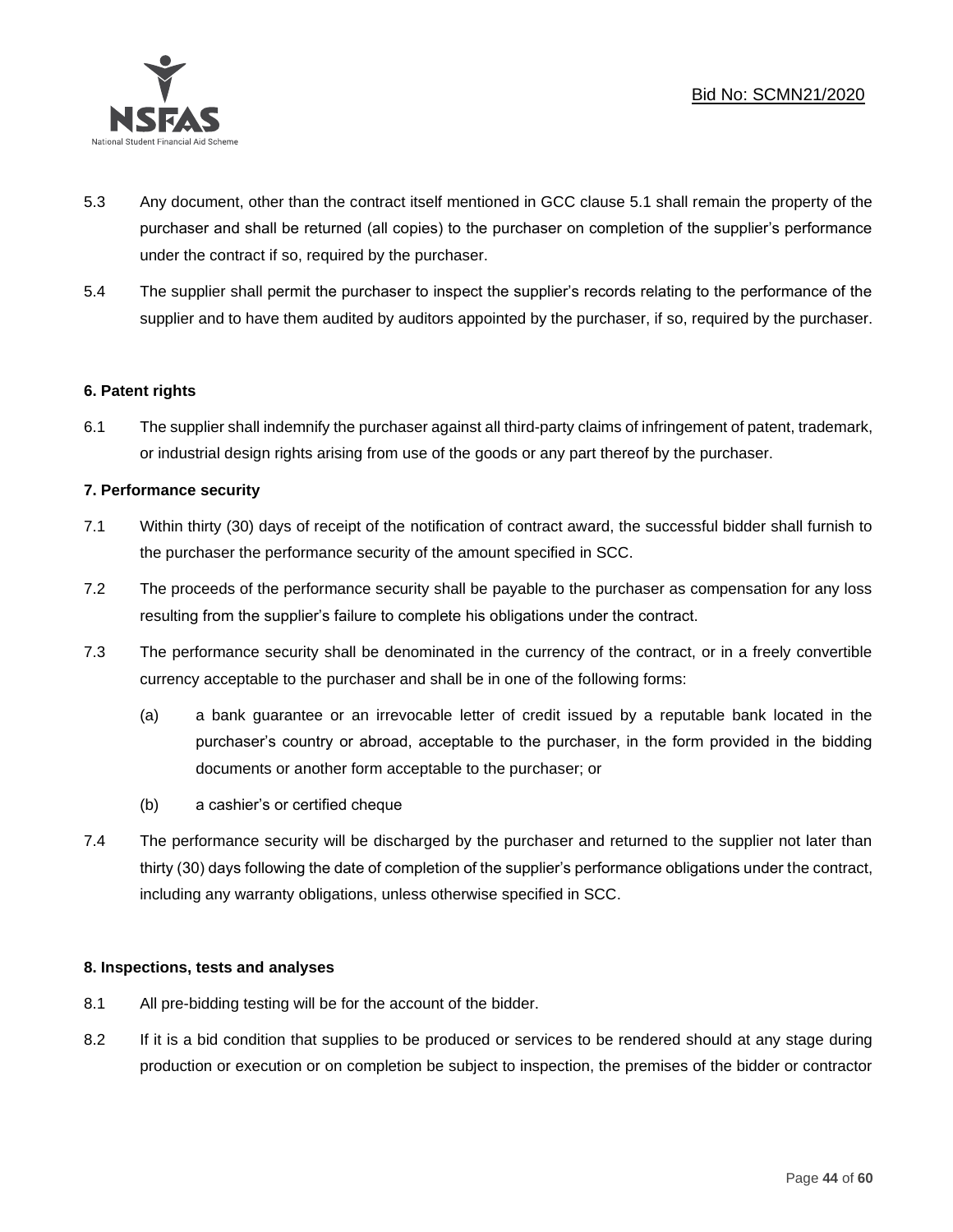5.3 Any document, other than the contract itself mentioned in GCC clause 5.1 shall remain the property of the purchaser and shall be returned (all copies) to the purchaser on completion of the supplier's performance under the contract if so, required by the purchaser.

5.4 The supplier shall permit the purchaser to inspect the supplier's records relating to the performance of the supplier and to have them audited by auditors appointed by the purchaser, if so, required by the purchaser.

**6. Patent rights**

6.1 The supplier shall indemnify the purchaser against all third-party claims of infringement of patent, trademark, or industrial design rights arising from use of the goods or any part thereof by the purchaser.

**7. Performance security**

7.1 Within thirty (30) days of receipt of the notification of contract award, the successful bidder shall furnish to the purchaser the performance security of the amount specified in SCC.

7.2 The proceeds of the performance security shall be payable to the purchaser as compensation for any loss resulting from the supplier's failure to complete his obligations under the contract.

7.3 The performance security shall be denominated in the currency of the contract, or in a freely convertible currency acceptable to the purchaser and shall be in one of the following forms:

(a) a bank guarantee or an irrevocable letter of credit issued by a reputable bank located in the purchaser's country or abroad, acceptable to the purchaser, in the form provided in the bidding documents or another form acceptable to the purchaser; or

(b) a cashier's or certified cheque

7.4 The performance security will be discharged by the purchaser and returned to the supplier not later than thirty (30) days following the date of completion of the supplier's performance obligations under the contract, including any warranty obligations, unless otherwise specified in SCC.

**8. Inspections, tests and analyses**

8.1 All pre-bidding testing will be for the account of the bidder.

8.2 If it is a bid condition that supplies to be produced or services to be rendered should at any stage during production or execution or on completion be subject to inspection, the premises of the bidder or contractor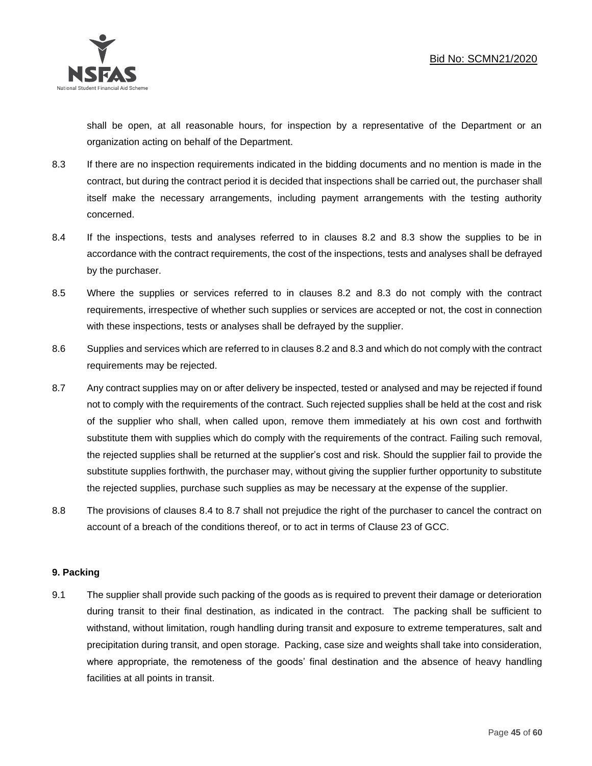shall be open, at all reasonable hours, for inspection by a representative of the Department or an organization acting on behalf of the Department.

8.3 If there are no inspection requirements indicated in the bidding documents and no mention is made in the contract, but during the contract period it is decided that inspections shall be carried out, the purchaser shall itself make the necessary arrangements, including payment arrangements with the testing authority concerned.

8.4 If the inspections, tests and analyses referred to in clauses 8.2 and 8.3 show the supplies to be in accordance with the contract requirements, the cost of the inspections, tests and analyses shall be defrayed by the purchaser.

8.5 Where the supplies or services referred to in clauses 8.2 and 8.3 do not comply with the contract requirements, irrespective of whether such supplies or services are accepted or not, the cost in connection with these inspections, tests or analyses shall be defrayed by the supplier.

8.6 Supplies and services which are referred to in clauses 8.2 and 8.3 and which do not comply with the contract requirements may be rejected.

8.7 Any contract supplies may on or after delivery be inspected, tested or analysed and may be rejected if found not to comply with the requirements of the contract. Such rejected supplies shall be held at the cost and risk of the supplier who shall, when called upon, remove them immediately at his own cost and forthwith substitute them with supplies which do comply with the requirements of the contract. Failing such removal, the rejected supplies shall be returned at the supplier's cost and risk. Should the supplier fail to provide the substitute supplies forthwith, the purchaser may, without giving the supplier further opportunity to substitute the rejected supplies, purchase such supplies as may be necessary at the expense of the supplier.

8.8 The provisions of clauses 8.4 to 8.7 shall not prejudice the right of the purchaser to cancel the contract on account of a breach of the conditions thereof, or to act in terms of Clause 23 of GCC.

**9. Packing**

9.1 The supplier shall provide such packing of the goods as is required to prevent their damage or deterioration during transit to their final destination, as indicated in the contract. The packing shall be sufficient to withstand, without limitation, rough handling during transit and exposure to extreme temperatures, salt and precipitation during transit, and open storage. Packing, case size and weights shall take into consideration, where appropriate, the remoteness of the goods' final destination and the absence of heavy handling facilities at all points in transit.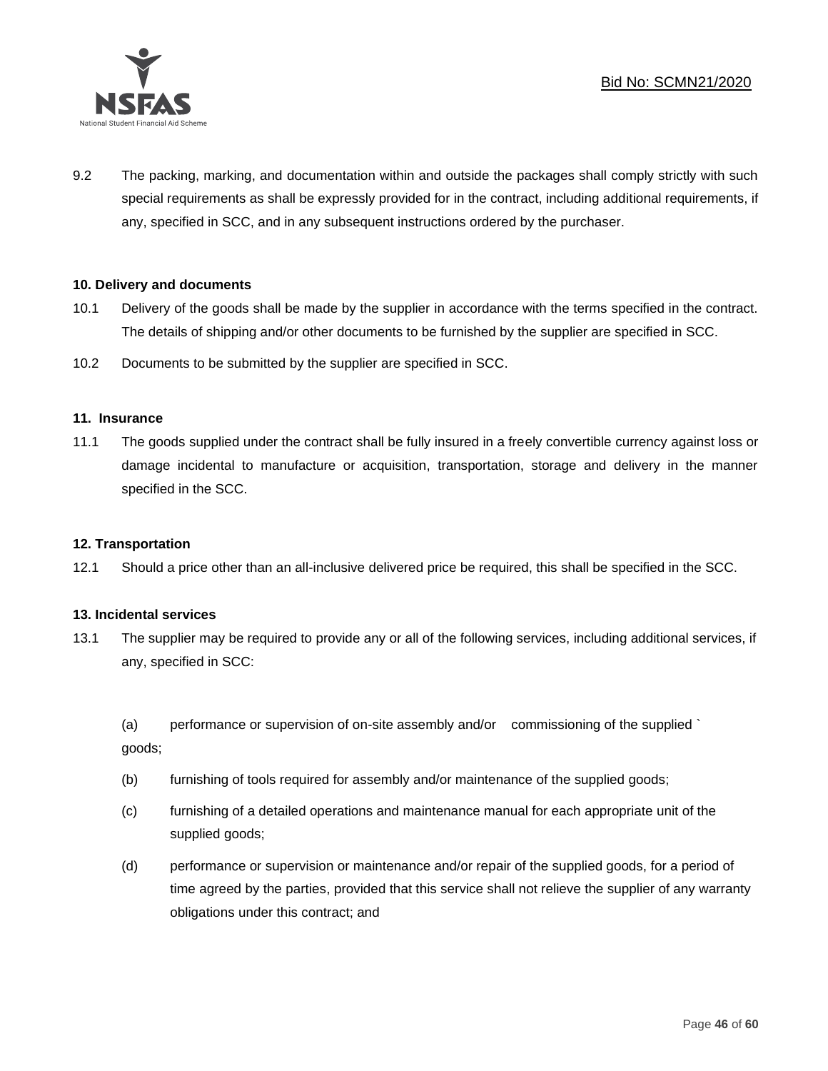9.2 The packing, marking, and documentation within and outside the packages shall comply strictly with such special requirements as shall be expressly provided for in the contract, including additional requirements, if any, specified in SCC, and in any subsequent instructions ordered by the purchaser.

**10. Delivery and documents**

10.1 Delivery of the goods shall be made by the supplier in accordance with the terms specified in the contract. The details of shipping and/or other documents to be furnished by the supplier are specified in SCC.

10.2 Documents to be submitted by the supplier are specified in SCC.

**11. Insurance**

11.1 The goods supplied under the contract shall be fully insured in a freely convertible currency against loss or damage incidental to manufacture or acquisition, transportation, storage and delivery in the manner specified in the SCC.

**12. Transportation**

12.1 Should a price other than an all-inclusive delivered price be required, this shall be specified in the SCC.

**13. Incidental services**

13.1 The supplier may be required to provide any or all of the following services, including additional services, if any, specified in SCC:

(a) performance or supervision of on-site assembly and/or commissioning of the supplied ` goods;

(b) furnishing of tools required for assembly and/or maintenance of the supplied goods;

(c) furnishing of a detailed operations and maintenance manual for each appropriate unit of the supplied goods;

(d) performance or supervision or maintenance and/or repair of the supplied goods, for a period of time agreed by the parties, provided that this service shall not relieve the supplier of any warranty obligations under this contract; and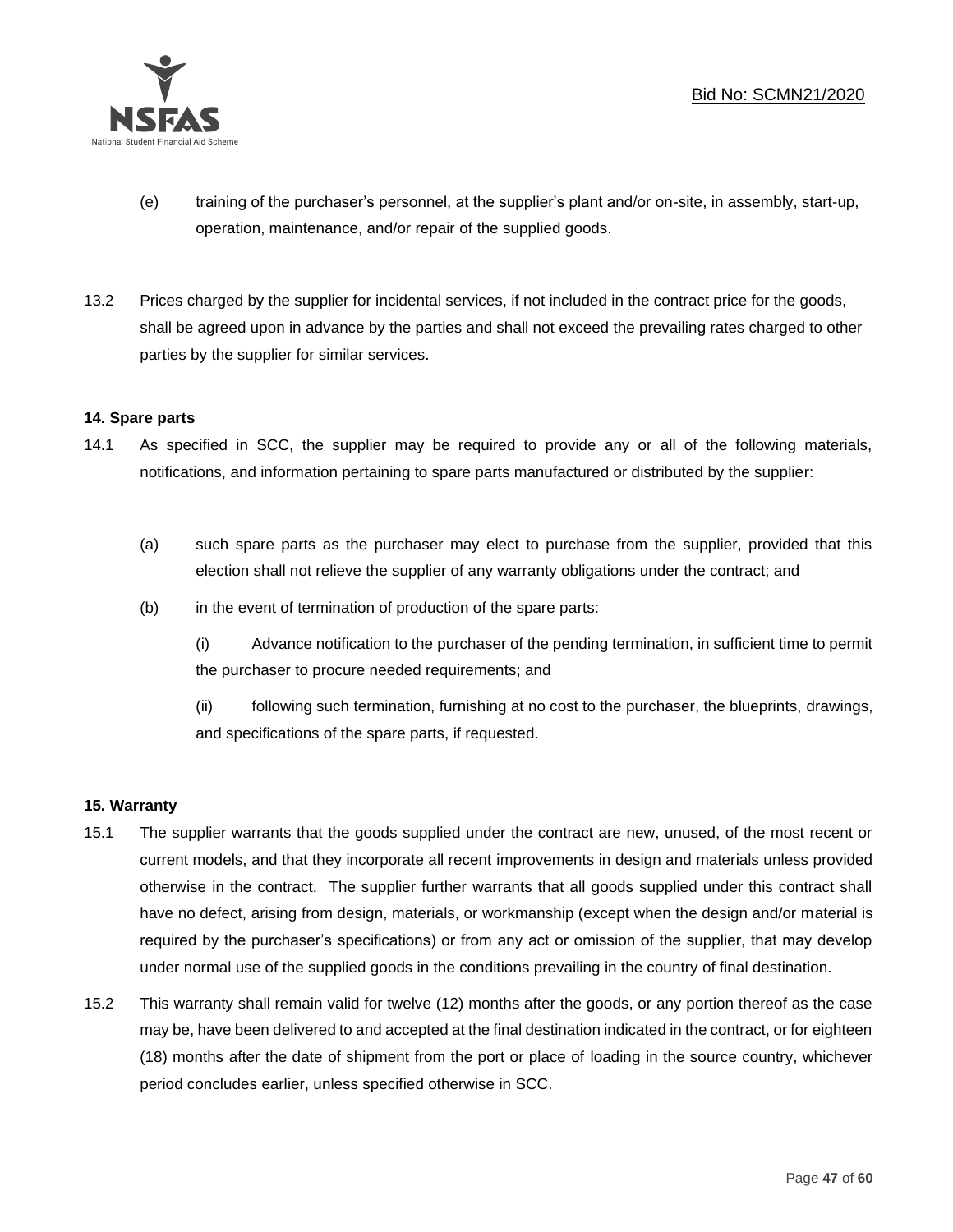(e) training of the purchaser's personnel, at the supplier's plant and/or on-site, in assembly, start-up, operation, maintenance, and/or repair of the supplied goods.

13.2 Prices charged by the supplier for incidental services, if not included in the contract price for the goods, shall be agreed upon in advance by the parties and shall not exceed the prevailing rates charged to other parties by the supplier for similar services.

**14. Spare parts**

14.1 As specified in SCC, the supplier may be required to provide any or all of the following materials, notifications, and information pertaining to spare parts manufactured or distributed by the supplier:

(a) such spare parts as the purchaser may elect to purchase from the supplier, provided that this election shall not relieve the supplier of any warranty obligations under the contract; and

(b) in the event of termination of production of the spare parts:

(i) Advance notification to the purchaser of the pending termination, in sufficient time to permit the purchaser to procure needed requirements; and

(ii) following such termination, furnishing at no cost to the purchaser, the blueprints, drawings, and specifications of the spare parts, if requested.

**15. Warranty**

15.1 The supplier warrants that the goods supplied under the contract are new, unused, of the most recent or current models, and that they incorporate all recent improvements in design and materials unless provided otherwise in the contract. The supplier further warrants that all goods supplied under this contract shall have no defect, arising from design, materials, or workmanship (except when the design and/or material is required by the purchaser's specifications) or from any act or omission of the supplier, that may develop under normal use of the supplied goods in the conditions prevailing in the country of final destination.

15.2 This warranty shall remain valid for twelve (12) months after the goods, or any portion thereof as the case may be, have been delivered to and accepted at the final destination indicated in the contract, or for eighteen (18) months after the date of shipment from the port or place of loading in the source country, whichever period concludes earlier, unless specified otherwise in SCC.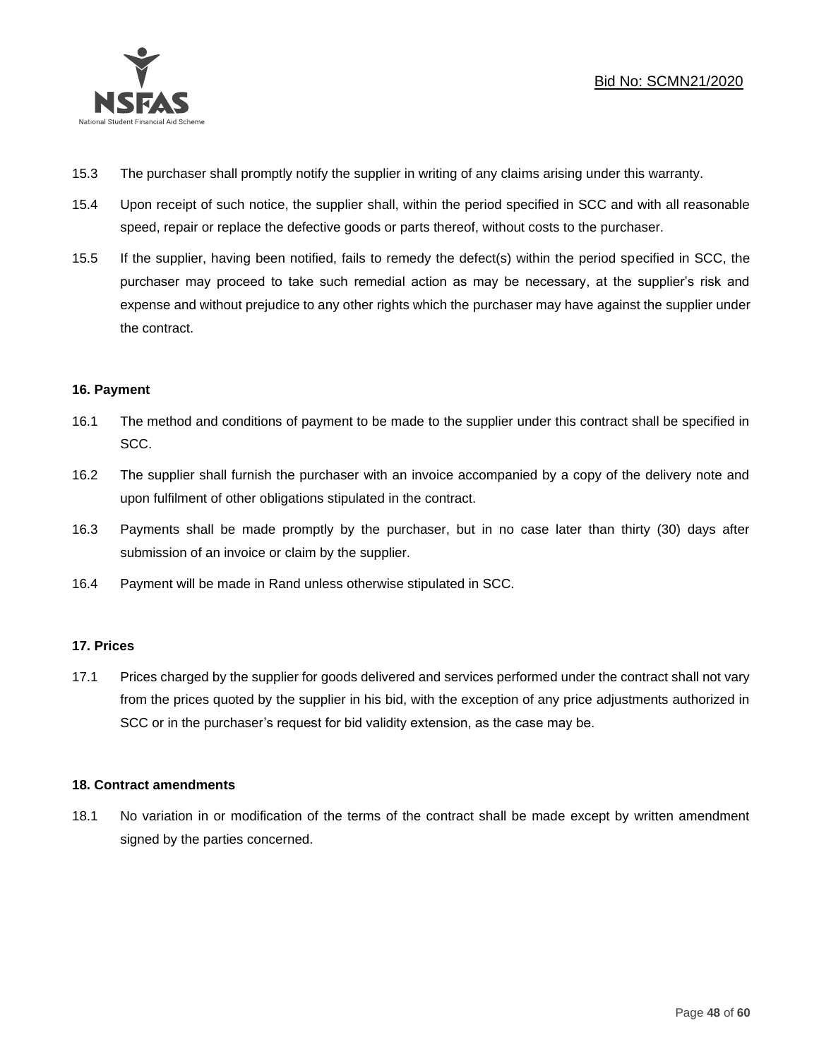15.3 The purchaser shall promptly notify the supplier in writing of any claims arising under this warranty.

15.4 Upon receipt of such notice, the supplier shall, within the period specified in SCC and with all reasonable speed, repair or replace the defective goods or parts thereof, without costs to the purchaser.

15.5 If the supplier, having been notified, fails to remedy the defect(s) within the period specified in SCC, the purchaser may proceed to take such remedial action as may be necessary, at the supplier's risk and expense and without prejudice to any other rights which the purchaser may have against the supplier under the contract.

**16. Payment**

16.1 The method and conditions of payment to be made to the supplier under this contract shall be specified in SCC.

16.2 The supplier shall furnish the purchaser with an invoice accompanied by a copy of the delivery note and upon fulfilment of other obligations stipulated in the contract.

16.3 Payments shall be made promptly by the purchaser, but in no case later than thirty (30) days after submission of an invoice or claim by the supplier.

16.4 Payment will be made in Rand unless otherwise stipulated in SCC.

**17. Prices**

17.1 Prices charged by the supplier for goods delivered and services performed under the contract shall not vary from the prices quoted by the supplier in his bid, with the exception of any price adjustments authorized in SCC or in the purchaser's request for bid validity extension, as the case may be.

**18. Contract amendments**

18.1 No variation in or modification of the terms of the contract shall be made except by written amendment signed by the parties concerned.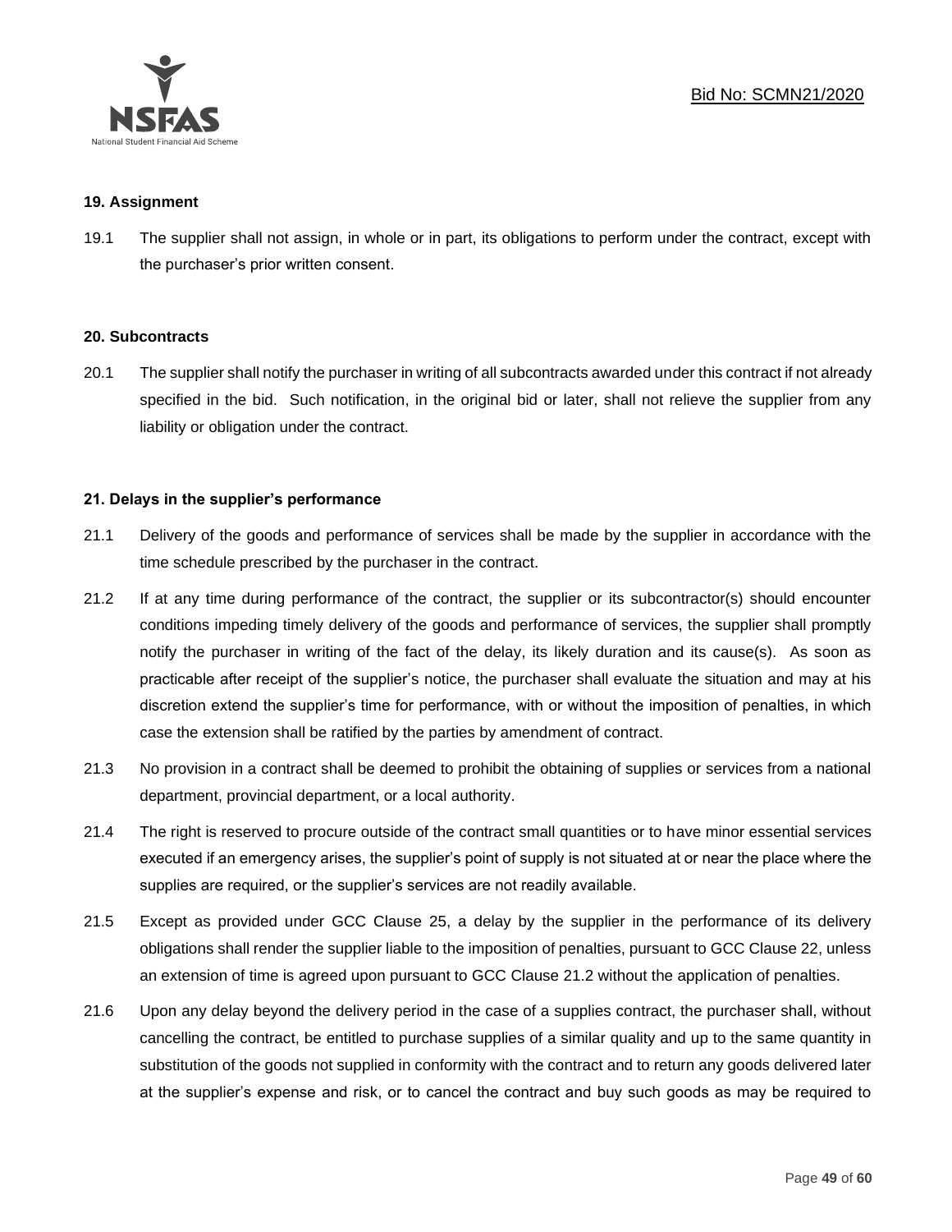### 19. Assignment

19.1 The supplier shall not assign, in whole or in part, its obligations to perform under the contract, except with the purchaser's prior written consent.

### 20. Subcontracts

20.1 The supplier shall notify the purchaser in writing of all subcontracts awarded under this contract if not already specified in the bid. Such notification, in the original bid or later, shall not relieve the supplier from any liability or obligation under the contract.

### 21. Delays in the supplier's performance

21.1 Delivery of the goods and performance of services shall be made by the supplier in accordance with the time schedule prescribed by the purchaser in the contract.

21.2 If at any time during performance of the contract, the supplier or its subcontractor(s) should encounter conditions impeding timely delivery of the goods and performance of services, the supplier shall promptly notify the purchaser in writing of the fact of the delay, its likely duration and its cause(s). As soon as practicable after receipt of the supplier's notice, the purchaser shall evaluate the situation and may at his discretion extend the supplier's time for performance, with or without the imposition of penalties, in which case the extension shall be ratified by the parties by amendment of contract.

21.3 No provision in a contract shall be deemed to prohibit the obtaining of supplies or services from a national department, provincial department, or a local authority.

21.4 The right is reserved to procure outside of the contract small quantities or to have minor essential services executed if an emergency arises, the supplier's point of supply is not situated at or near the place where the supplies are required, or the supplier's services are not readily available.

21.5 Except as provided under GCC Clause 25, a delay by the supplier in the performance of its delivery obligations shall render the supplier liable to the imposition of penalties, pursuant to GCC Clause 22, unless an extension of time is agreed upon pursuant to GCC Clause 21.2 without the application of penalties.

21.6 Upon any delay beyond the delivery period in the case of a supplies contract, the purchaser shall, without cancelling the contract, be entitled to purchase supplies of a similar quality and up to the same quantity in substitution of the goods not supplied in conformity with the contract and to return any goods delivered later at the supplier's expense and risk, or to cancel the contract and buy such goods as may be required to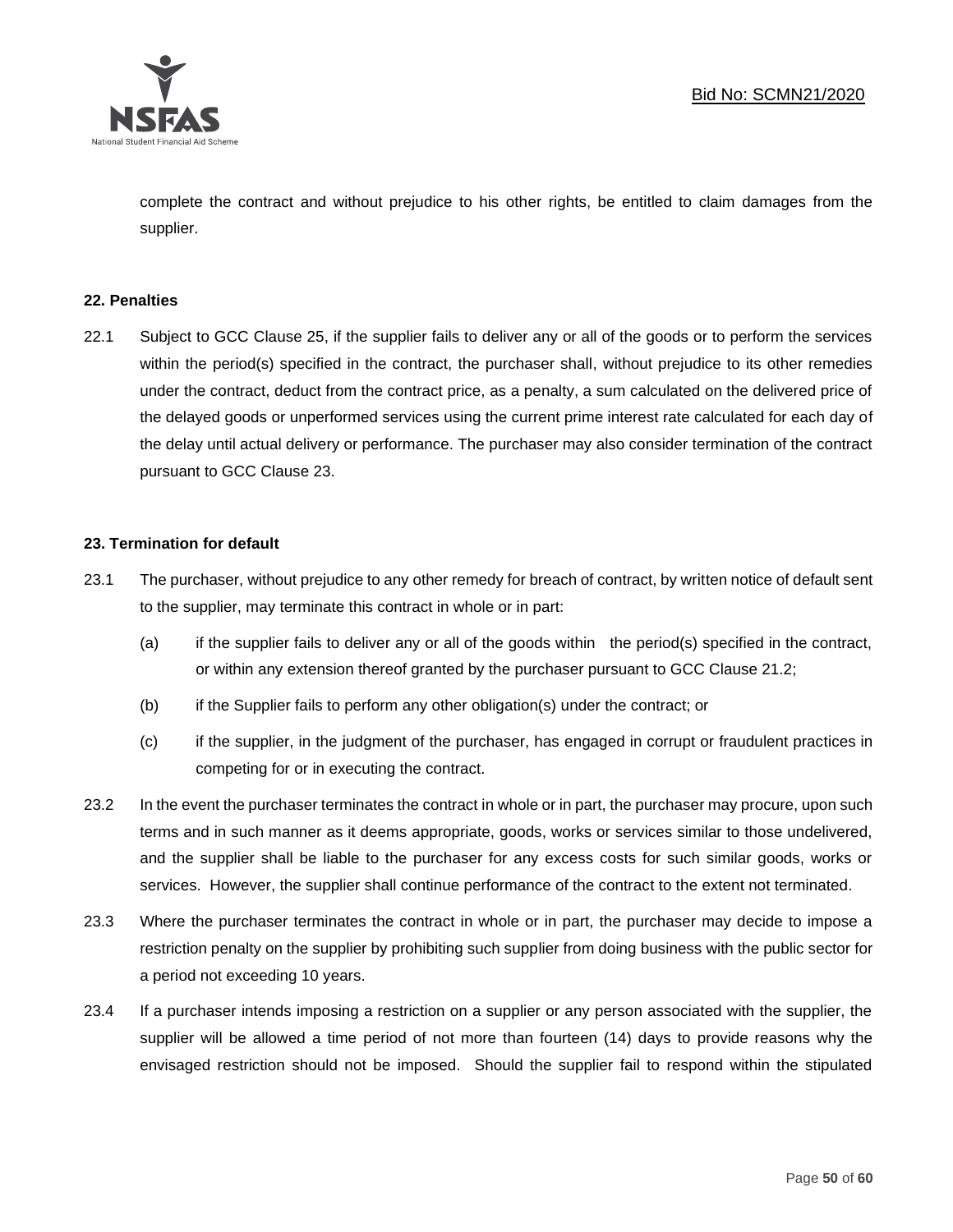complete the contract and without prejudice to his other rights, be entitled to claim damages from the supplier.

**22. Penalties**

22.1 Subject to GCC Clause 25, if the supplier fails to deliver any or all of the goods or to perform the services within the period(s) specified in the contract, the purchaser shall, without prejudice to its other remedies under the contract, deduct from the contract price, as a penalty, a sum calculated on the delivered price of the delayed goods or unperformed services using the current prime interest rate calculated for each day of the delay until actual delivery or performance. The purchaser may also consider termination of the contract pursuant to GCC Clause 23.

**23. Termination for default**

23.1 The purchaser, without prejudice to any other remedy for breach of contract, by written notice of default sent to the supplier, may terminate this contract in whole or in part:

(a) if the supplier fails to deliver any or all of the goods within the period(s) specified in the contract, or within any extension thereof granted by the purchaser pursuant to GCC Clause 21.2;

(b) if the Supplier fails to perform any other obligation(s) under the contract; or

(c) if the supplier, in the judgment of the purchaser, has engaged in corrupt or fraudulent practices in competing for or in executing the contract.

23.2 In the event the purchaser terminates the contract in whole or in part, the purchaser may procure, upon such terms and in such manner as it deems appropriate, goods, works or services similar to those undelivered, and the supplier shall be liable to the purchaser for any excess costs for such similar goods, works or services. However, the supplier shall continue performance of the contract to the extent not terminated.

23.3 Where the purchaser terminates the contract in whole or in part, the purchaser may decide to impose a restriction penalty on the supplier by prohibiting such supplier from doing business with the public sector for a period not exceeding 10 years.

23.4 If a purchaser intends imposing a restriction on a supplier or any person associated with the supplier, the supplier will be allowed a time period of not more than fourteen (14) days to provide reasons why the envisaged restriction should not be imposed. Should the supplier fail to respond within the stipulated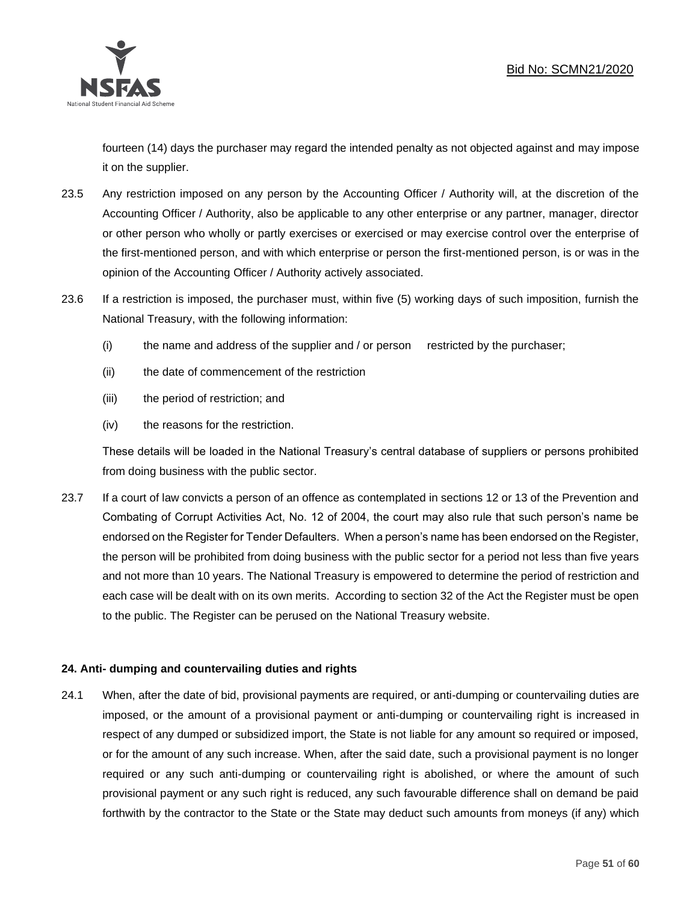fourteen (14) days the purchaser may regard the intended penalty as not objected against and may impose it on the supplier.

23.5 Any restriction imposed on any person by the Accounting Officer / Authority will, at the discretion of the Accounting Officer / Authority, also be applicable to any other enterprise or any partner, manager, director or other person who wholly or partly exercises or exercised or may exercise control over the enterprise of the first-mentioned person, and with which enterprise or person the first-mentioned person, is or was in the opinion of the Accounting Officer / Authority actively associated.

23.6 If a restriction is imposed, the purchaser must, within five (5) working days of such imposition, furnish the National Treasury, with the following information:

(i) the name and address of the supplier and / or person restricted by the purchaser;

(ii) the date of commencement of the restriction

(iii) the period of restriction; and

(iv) the reasons for the restriction.

These details will be loaded in the National Treasury's central database of suppliers or persons prohibited from doing business with the public sector.

23.7 If a court of law convicts a person of an offence as contemplated in sections 12 or 13 of the Prevention and Combating of Corrupt Activities Act, No. 12 of 2004, the court may also rule that such person's name be endorsed on the Register for Tender Defaulters. When a person's name has been endorsed on the Register, the person will be prohibited from doing business with the public sector for a period not less than five years and not more than 10 years. The National Treasury is empowered to determine the period of restriction and each case will be dealt with on its own merits. According to section 32 of the Act the Register must be open to the public. The Register can be perused on the National Treasury website.

**24. Anti- dumping and countervailing duties and rights**

24.1 When, after the date of bid, provisional payments are required, or anti-dumping or countervailing duties are imposed, or the amount of a provisional payment or anti-dumping or countervailing right is increased in respect of any dumped or subsidized import, the State is not liable for any amount so required or imposed, or for the amount of any such increase. When, after the said date, such a provisional payment is no longer required or any such anti-dumping or countervailing right is abolished, or where the amount of such provisional payment or any such right is reduced, any such favourable difference shall on demand be paid forthwith by the contractor to the State or the State may deduct such amounts from moneys (if any) which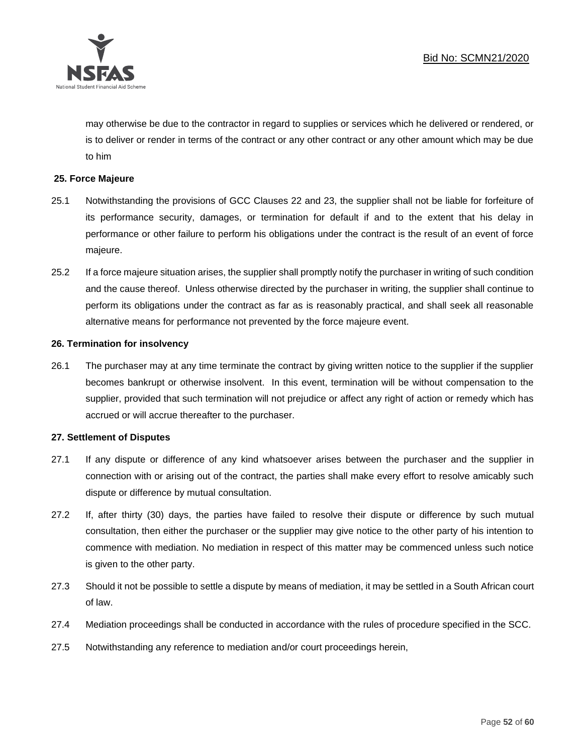may otherwise be due to the contractor in regard to supplies or services which he delivered or rendered, or is to deliver or render in terms of the contract or any other contract or any other amount which may be due to him

**25. Force Majeure**

25.1 Notwithstanding the provisions of GCC Clauses 22 and 23, the supplier shall not be liable for forfeiture of its performance security, damages, or termination for default if and to the extent that his delay in performance or other failure to perform his obligations under the contract is the result of an event of force majeure.

25.2 If a force majeure situation arises, the supplier shall promptly notify the purchaser in writing of such condition and the cause thereof. Unless otherwise directed by the purchaser in writing, the supplier shall continue to perform its obligations under the contract as far as is reasonably practical, and shall seek all reasonable alternative means for performance not prevented by the force majeure event.

**26. Termination for insolvency**

26.1 The purchaser may at any time terminate the contract by giving written notice to the supplier if the supplier becomes bankrupt or otherwise insolvent. In this event, termination will be without compensation to the supplier, provided that such termination will not prejudice or affect any right of action or remedy which has accrued or will accrue thereafter to the purchaser.

**27. Settlement of Disputes**

27.1 If any dispute or difference of any kind whatsoever arises between the purchaser and the supplier in connection with or arising out of the contract, the parties shall make every effort to resolve amicably such dispute or difference by mutual consultation.

27.2 If, after thirty (30) days, the parties have failed to resolve their dispute or difference by such mutual consultation, then either the purchaser or the supplier may give notice to the other party of his intention to commence with mediation. No mediation in respect of this matter may be commenced unless such notice is given to the other party.

27.3 Should it not be possible to settle a dispute by means of mediation, it may be settled in a South African court of law.

27.4 Mediation proceedings shall be conducted in accordance with the rules of procedure specified in the SCC.

27.5 Notwithstanding any reference to mediation and/or court proceedings herein,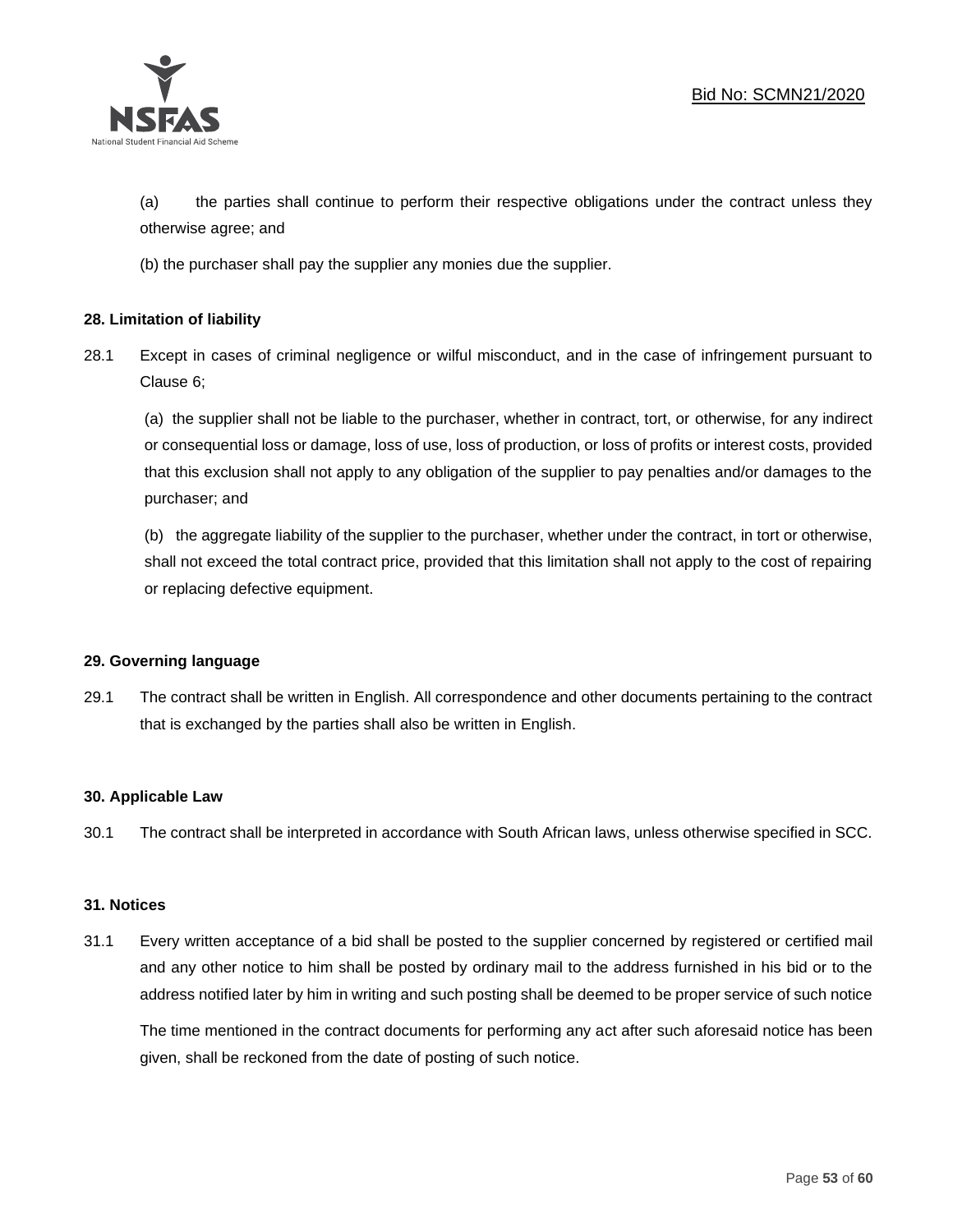(a) the parties shall continue to perform their respective obligations under the contract unless they otherwise agree; and

(b) the purchaser shall pay the supplier any monies due the supplier.

**28. Limitation of liability**

28.1 Except in cases of criminal negligence or wilful misconduct, and in the case of infringement pursuant to Clause 6;

(a) the supplier shall not be liable to the purchaser, whether in contract, tort, or otherwise, for any indirect or consequential loss or damage, loss of use, loss of production, or loss of profits or interest costs, provided that this exclusion shall not apply to any obligation of the supplier to pay penalties and/or damages to the purchaser; and

(b) the aggregate liability of the supplier to the purchaser, whether under the contract, in tort or otherwise, shall not exceed the total contract price, provided that this limitation shall not apply to the cost of repairing or replacing defective equipment.

**29. Governing language**

29.1 The contract shall be written in English. All correspondence and other documents pertaining to the contract that is exchanged by the parties shall also be written in English.

**30. Applicable Law**

30.1 The contract shall be interpreted in accordance with South African laws, unless otherwise specified in SCC.

**31. Notices**

31.1 Every written acceptance of a bid shall be posted to the supplier concerned by registered or certified mail and any other notice to him shall be posted by ordinary mail to the address furnished in his bid or to the address notified later by him in writing and such posting shall be deemed to be proper service of such notice

The time mentioned in the contract documents for performing any act after such aforesaid notice has been given, shall be reckoned from the date of posting of such notice.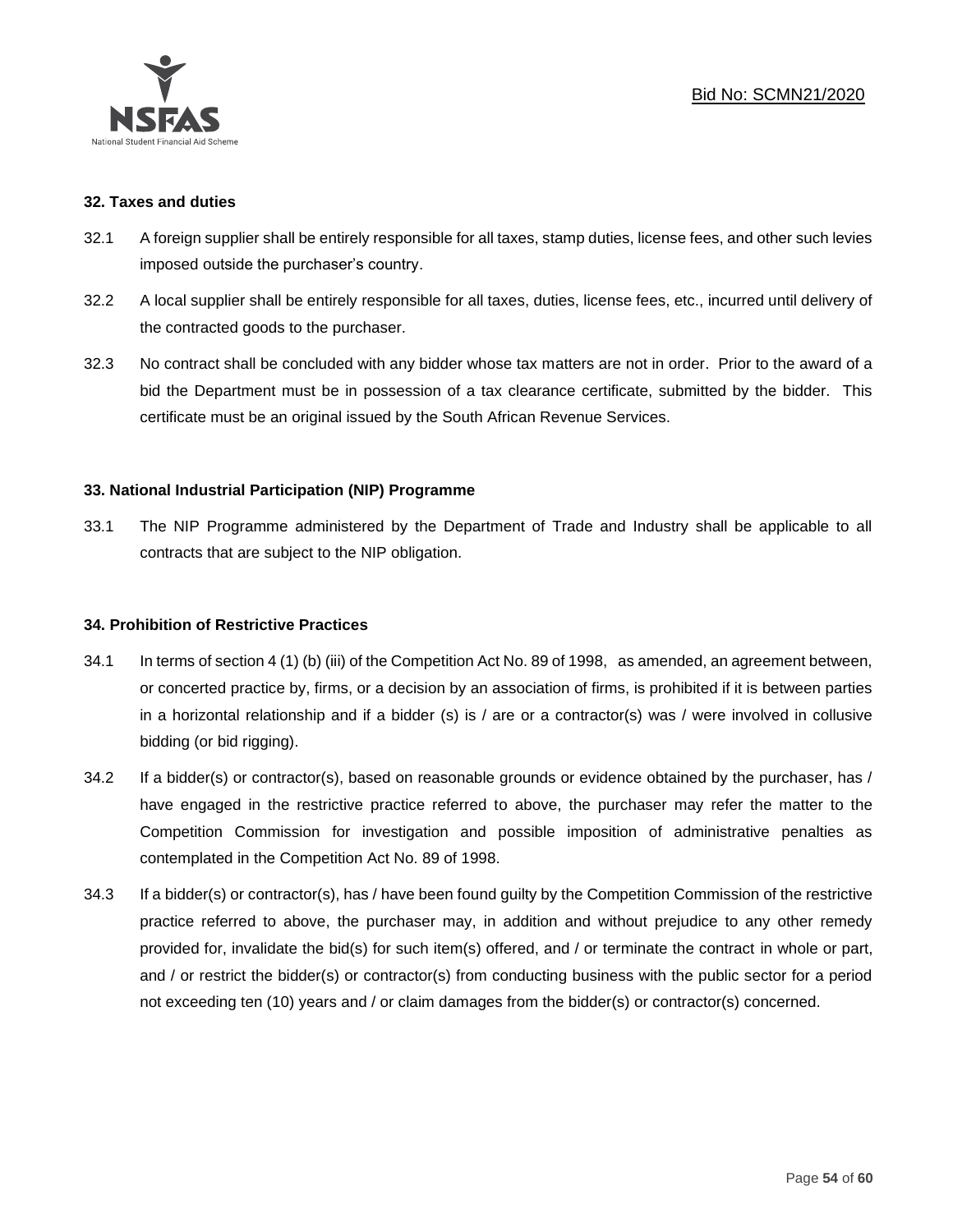### 32. Taxes and duties

32.1 A foreign supplier shall be entirely responsible for all taxes, stamp duties, license fees, and other such levies imposed outside the purchaser's country.

32.2 A local supplier shall be entirely responsible for all taxes, duties, license fees, etc., incurred until delivery of the contracted goods to the purchaser.

32.3 No contract shall be concluded with any bidder whose tax matters are not in order. Prior to the award of a bid the Department must be in possession of a tax clearance certificate, submitted by the bidder. This certificate must be an original issued by the South African Revenue Services.

### 33. National Industrial Participation (NIP) Programme

33.1 The NIP Programme administered by the Department of Trade and Industry shall be applicable to all contracts that are subject to the NIP obligation.

### 34. Prohibition of Restrictive Practices

34.1 In terms of section 4 (1) (b) (iii) of the Competition Act No. 89 of 1998, as amended, an agreement between, or concerted practice by, firms, or a decision by an association of firms, is prohibited if it is between parties in a horizontal relationship and if a bidder (s) is / are or a contractor(s) was / were involved in collusive bidding (or bid rigging).

34.2 If a bidder(s) or contractor(s), based on reasonable grounds or evidence obtained by the purchaser, has / have engaged in the restrictive practice referred to above, the purchaser may refer the matter to the Competition Commission for investigation and possible imposition of administrative penalties as contemplated in the Competition Act No. 89 of 1998.

34.3 If a bidder(s) or contractor(s), has / have been found guilty by the Competition Commission of the restrictive practice referred to above, the purchaser may, in addition and without prejudice to any other remedy provided for, invalidate the bid(s) for such item(s) offered, and / or terminate the contract in whole or part, and / or restrict the bidder(s) or contractor(s) from conducting business with the public sector for a period not exceeding ten (10) years and / or claim damages from the bidder(s) or contractor(s) concerned.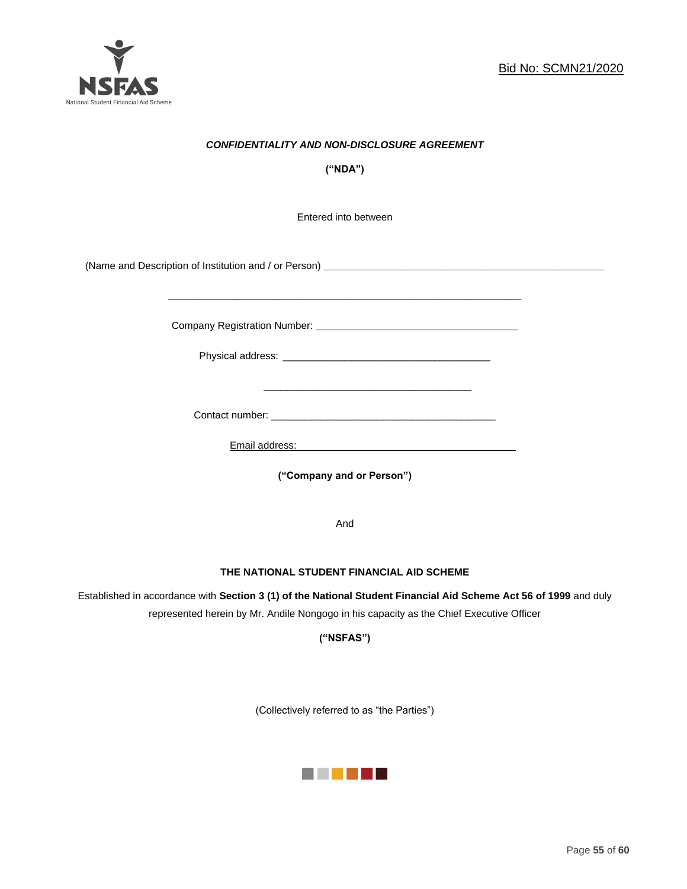Bid No: SCMN21/2020

***CONFIDENTIALITY AND NON-DISCLOSURE AGREEMENT***

**("NDA")**

Entered into between

(Name and Description of Institution and / or Person) ____________________________________________________

____________________________________________________________________

Company Registration Number: ____________________________________

Physical address: ______________________________________

______________________________________

Contact number: ___________________________________________

Email address: ______________________________________

**("Company and or Person")**

And

**THE NATIONAL STUDENT FINANCIAL AID SCHEME**

Established in accordance with **Section 3 (1) of the National Student Financial Aid Scheme Act 56 of 1999** and duly represented herein by Mr. Andile Nongogo in his capacity as the Chief Executive Officer

**("NSFAS")**

(Collectively referred to as "the Parties")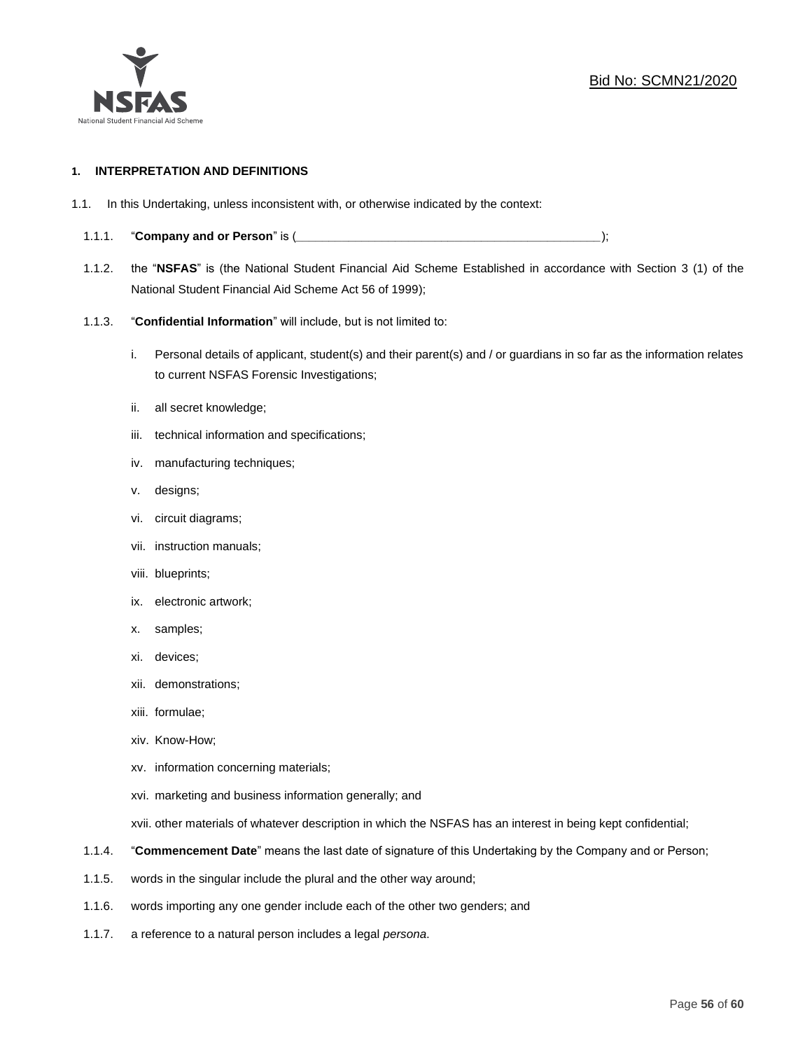Bid No: SCMN21/2020

## 1. INTERPRETATION AND DEFINITIONS

1.1. In this Undertaking, unless inconsistent with, or otherwise indicated by the context:

1.1.1. "**Company and or Person**" is (_______________________________________________);

1.1.2. the "**NSFAS**" is (the National Student Financial Aid Scheme Established in accordance with Section 3 (1) of the National Student Financial Aid Scheme Act 56 of 1999);

1.1.3. "**Confidential Information**" will include, but is not limited to:

i. Personal details of applicant, student(s) and their parent(s) and / or guardians in so far as the information relates to current NSFAS Forensic Investigations;

ii. all secret knowledge;

iii. technical information and specifications;

iv. manufacturing techniques;

v. designs;

vi. circuit diagrams;

vii. instruction manuals;

viii. blueprints;

ix. electronic artwork;

x. samples;

xi. devices;

xii. demonstrations;

xiii. formulae;

xiv. Know-How;

xv. information concerning materials;

xvi. marketing and business information generally; and

xvii. other materials of whatever description in which the NSFAS has an interest in being kept confidential;

1.1.4. "**Commencement Date**" means the last date of signature of this Undertaking by the Company and or Person;

1.1.5. words in the singular include the plural and the other way around;

1.1.6. words importing any one gender include each of the other two genders; and

1.1.7. a reference to a natural person includes a legal *persona*.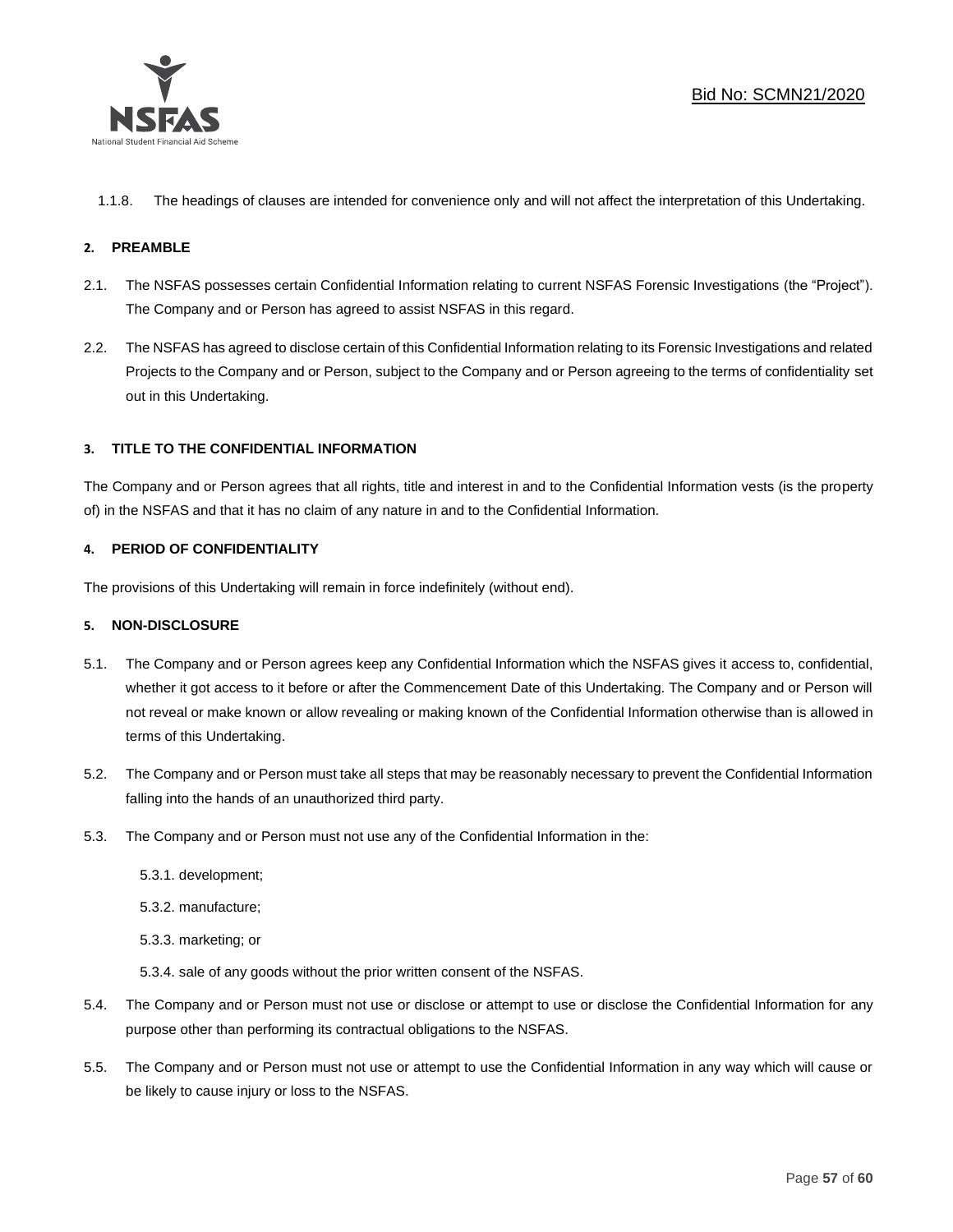1.1.8. The headings of clauses are intended for convenience only and will not affect the interpretation of this Undertaking.

## 2. PREAMBLE

2.1. The NSFAS possesses certain Confidential Information relating to current NSFAS Forensic Investigations (the "Project"). The Company and or Person has agreed to assist NSFAS in this regard.

2.2. The NSFAS has agreed to disclose certain of this Confidential Information relating to its Forensic Investigations and related Projects to the Company and or Person, subject to the Company and or Person agreeing to the terms of confidentiality set out in this Undertaking.

## 3. TITLE TO THE CONFIDENTIAL INFORMATION

The Company and or Person agrees that all rights, title and interest in and to the Confidential Information vests (is the property of) in the NSFAS and that it has no claim of any nature in and to the Confidential Information.

## 4. PERIOD OF CONFIDENTIALITY

The provisions of this Undertaking will remain in force indefinitely (without end).

## 5. NON-DISCLOSURE

5.1. The Company and or Person agrees keep any Confidential Information which the NSFAS gives it access to, confidential, whether it got access to it before or after the Commencement Date of this Undertaking. The Company and or Person will not reveal or make known or allow revealing or making known of the Confidential Information otherwise than is allowed in terms of this Undertaking.

5.2. The Company and or Person must take all steps that may be reasonably necessary to prevent the Confidential Information falling into the hands of an unauthorized third party.

5.3. The Company and or Person must not use any of the Confidential Information in the:

5.3.1. development;

5.3.2. manufacture;

5.3.3. marketing; or

5.3.4. sale of any goods without the prior written consent of the NSFAS.

5.4. The Company and or Person must not use or disclose or attempt to use or disclose the Confidential Information for any purpose other than performing its contractual obligations to the NSFAS.

5.5. The Company and or Person must not use or attempt to use the Confidential Information in any way which will cause or be likely to cause injury or loss to the NSFAS.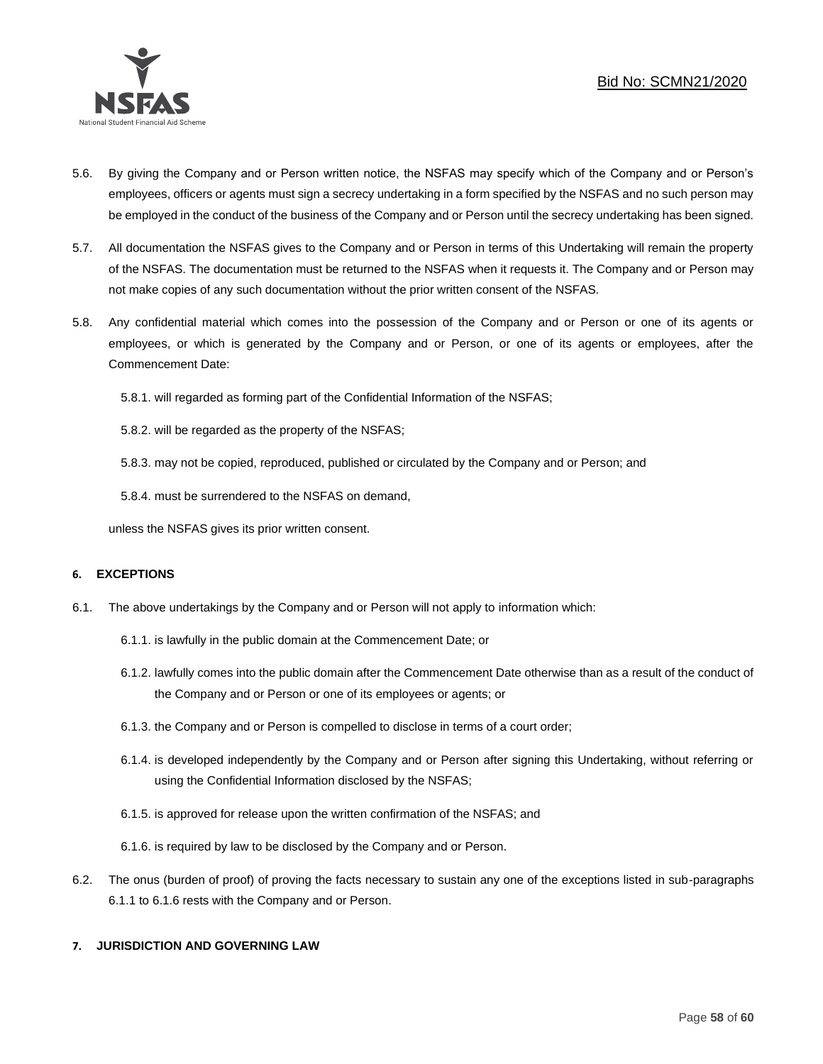5.6. By giving the Company and or Person written notice, the NSFAS may specify which of the Company and or Person's employees, officers or agents must sign a secrecy undertaking in a form specified by the NSFAS and no such person may be employed in the conduct of the business of the Company and or Person until the secrecy undertaking has been signed.

5.7. All documentation the NSFAS gives to the Company and or Person in terms of this Undertaking will remain the property of the NSFAS. The documentation must be returned to the NSFAS when it requests it. The Company and or Person may not make copies of any such documentation without the prior written consent of the NSFAS.

5.8. Any confidential material which comes into the possession of the Company and or Person or one of its agents or employees, or which is generated by the Company and or Person, or one of its agents or employees, after the Commencement Date:

5.8.1. will regarded as forming part of the Confidential Information of the NSFAS;

5.8.2. will be regarded as the property of the NSFAS;

5.8.3. may not be copied, reproduced, published or circulated by the Company and or Person; and

5.8.4. must be surrendered to the NSFAS on demand,

unless the NSFAS gives its prior written consent.

#### 6. EXCEPTIONS

6.1. The above undertakings by the Company and or Person will not apply to information which:

6.1.1. is lawfully in the public domain at the Commencement Date; or

6.1.2. lawfully comes into the public domain after the Commencement Date otherwise than as a result of the conduct of the Company and or Person or one of its employees or agents; or

6.1.3. the Company and or Person is compelled to disclose in terms of a court order;

6.1.4. is developed independently by the Company and or Person after signing this Undertaking, without referring or using the Confidential Information disclosed by the NSFAS;

6.1.5. is approved for release upon the written confirmation of the NSFAS; and

6.1.6. is required by law to be disclosed by the Company and or Person.

6.2. The onus (burden of proof) of proving the facts necessary to sustain any one of the exceptions listed in sub-paragraphs 6.1.1 to 6.1.6 rests with the Company and or Person.

#### 7. JURISDICTION AND GOVERNING LAW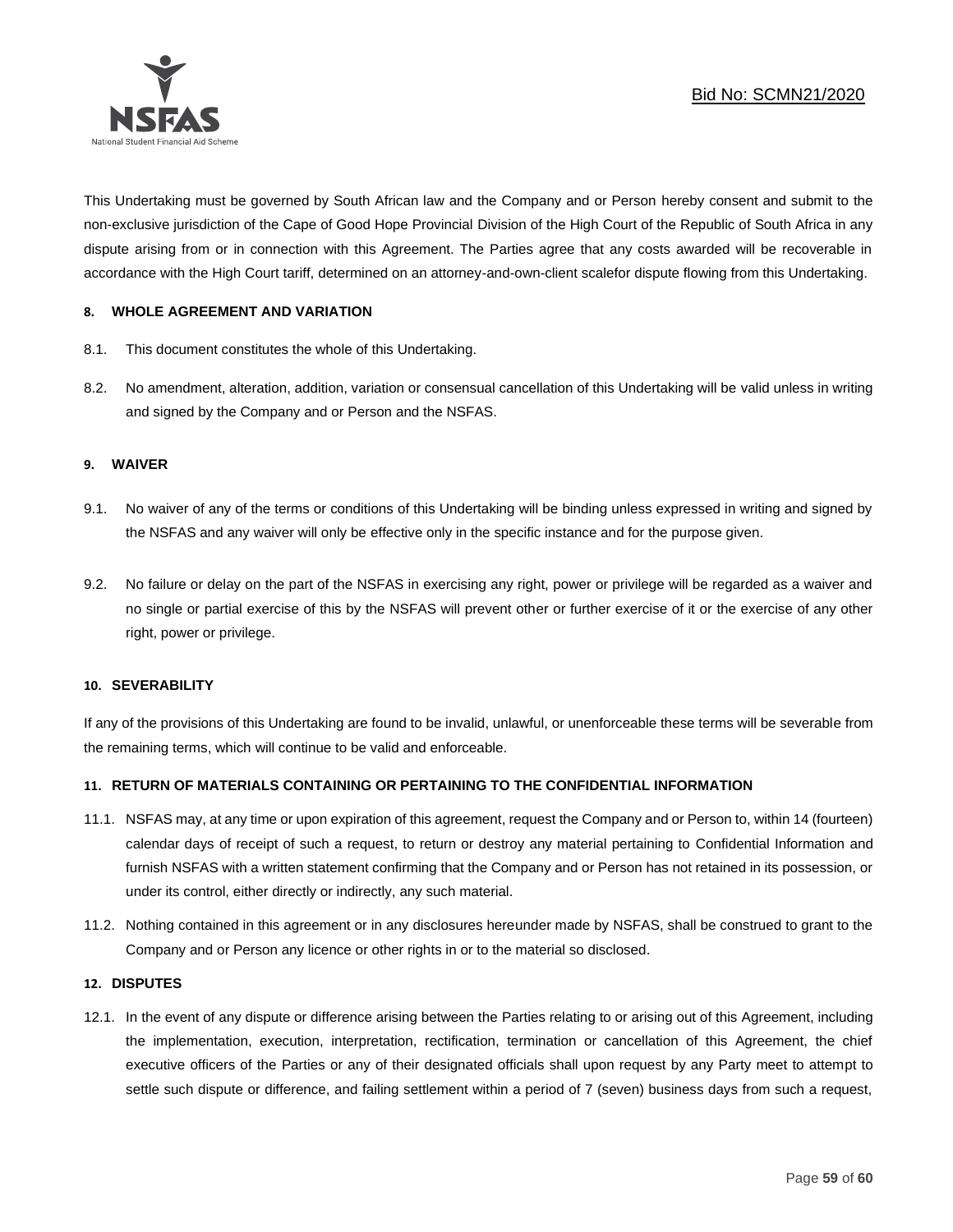This Undertaking must be governed by South African law and the Company and or Person hereby consent and submit to the non-exclusive jurisdiction of the Cape of Good Hope Provincial Division of the High Court of the Republic of South Africa in any dispute arising from or in connection with this Agreement. The Parties agree that any costs awarded will be recoverable in accordance with the High Court tariff, determined on an attorney-and-own-client scalefor dispute flowing from this Undertaking.

**8. WHOLE AGREEMENT AND VARIATION**

8.1. This document constitutes the whole of this Undertaking.

8.2. No amendment, alteration, addition, variation or consensual cancellation of this Undertaking will be valid unless in writing and signed by the Company and or Person and the NSFAS.

**9. WAIVER**

9.1. No waiver of any of the terms or conditions of this Undertaking will be binding unless expressed in writing and signed by the NSFAS and any waiver will only be effective only in the specific instance and for the purpose given.

9.2. No failure or delay on the part of the NSFAS in exercising any right, power or privilege will be regarded as a waiver and no single or partial exercise of this by the NSFAS will prevent other or further exercise of it or the exercise of any other right, power or privilege.

**10. SEVERABILITY**

If any of the provisions of this Undertaking are found to be invalid, unlawful, or unenforceable these terms will be severable from the remaining terms, which will continue to be valid and enforceable.

**11. RETURN OF MATERIALS CONTAINING OR PERTAINING TO THE CONFIDENTIAL INFORMATION**

11.1. NSFAS may, at any time or upon expiration of this agreement, request the Company and or Person to, within 14 (fourteen) calendar days of receipt of such a request, to return or destroy any material pertaining to Confidential Information and furnish NSFAS with a written statement confirming that the Company and or Person has not retained in its possession, or under its control, either directly or indirectly, any such material.

11.2. Nothing contained in this agreement or in any disclosures hereunder made by NSFAS, shall be construed to grant to the Company and or Person any licence or other rights in or to the material so disclosed.

**12. DISPUTES**

12.1. In the event of any dispute or difference arising between the Parties relating to or arising out of this Agreement, including the implementation, execution, interpretation, rectification, termination or cancellation of this Agreement, the chief executive officers of the Parties or any of their designated officials shall upon request by any Party meet to attempt to settle such dispute or difference, and failing settlement within a period of 7 (seven) business days from such a request,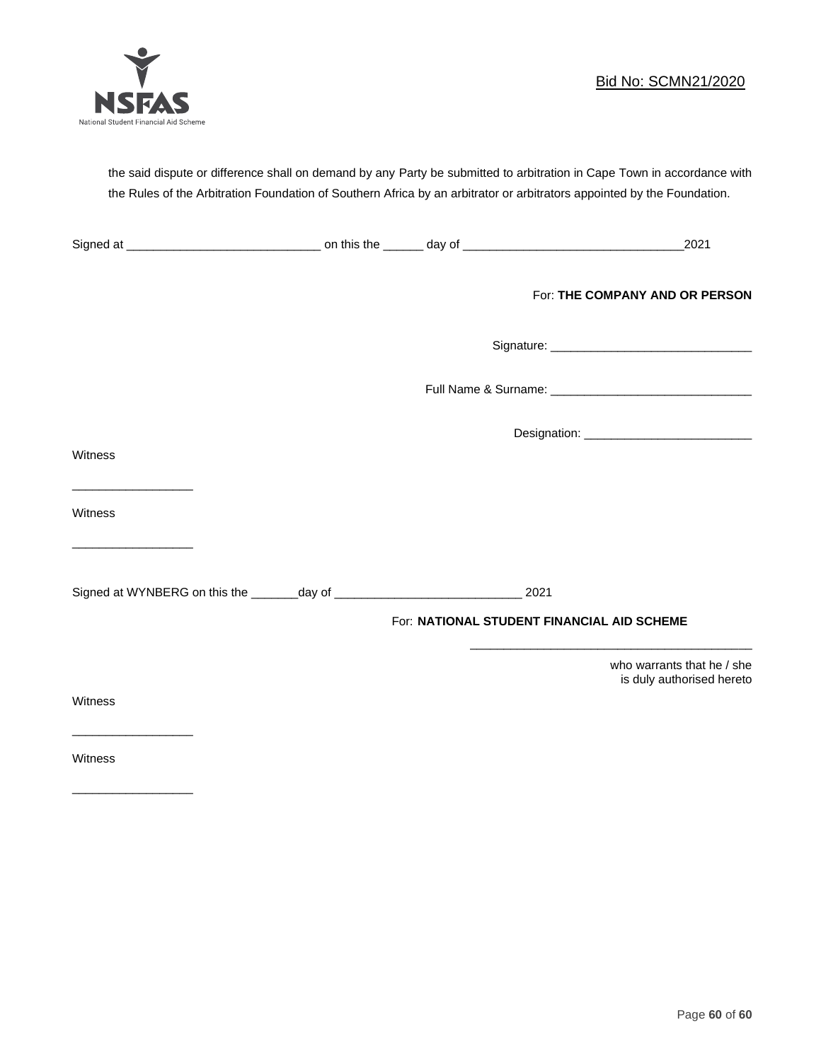the said dispute or difference shall on demand by any Party be submitted to arbitration in Cape Town in accordance with the Rules of the Arbitration Foundation of Southern Africa by an arbitrator or arbitrators appointed by the Foundation.

Signed at _____________________________ on this the ______ day of _________________________________2021

For: **THE COMPANY AND OR PERSON**

Signature: ______________________________

Full Name & Surname: ______________________________

Designation: _________________________

Witness

__________________

Witness

__________________

Signed at WYNBERG on this the _______day of ____________________________ 2021

For: **NATIONAL STUDENT FINANCIAL AID SCHEME**

___________________________________________

who warrants that he / she is duly authorised hereto

Witness

__________________

Witness

__________________